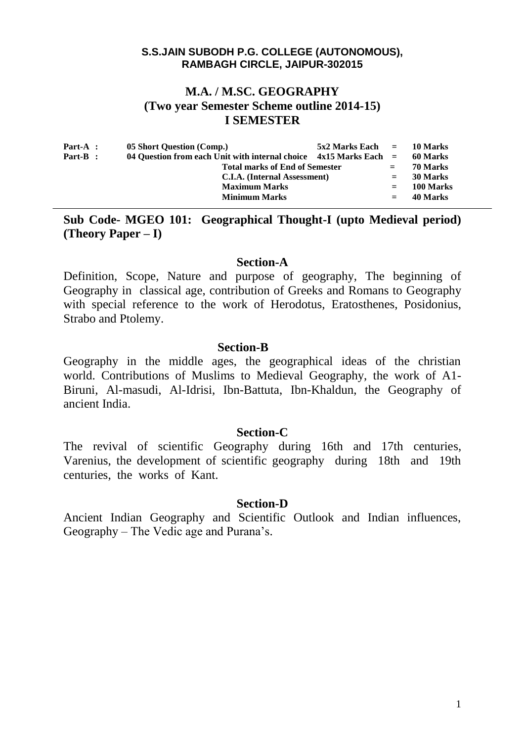**S.S.JAIN SUBODH P.G. COLLEGE (AUTONOMOUS), RAMBAGH CIRCLE, JAIPUR-302015**

# M.A. / M.SC. GEOGRAPHY
## (Two year Semester Scheme outline 2014-15)
## I SEMESTER

| | | | | |
|---|---|---|---|---|
| **Part-A :** | **05 Short Question (Comp.)** | **5x2 Marks Each** | **=** | **10 Marks** |
| **Part-B :** | **04 Question from each Unit with internal choice** | **4x15 Marks Each** | **=** | **60 Marks** |
| | **Total marks of End of Semester** | | **=** | **70 Marks** |
| | **C.I.A. (Internal Assessment)** | | **=** | **30 Marks** |
| | **Maximum Marks** | | **=** | **100 Marks** |
| | **Minimum Marks** | | **=** | **40 Marks** |

## Sub Code- MGEO 101: Geographical Thought-I (upto Medieval period) (Theory Paper – I)

### Section-A

Definition, Scope, Nature and purpose of geography, The beginning of Geography in classical age, contribution of Greeks and Romans to Geography with special reference to the work of Herodotus, Eratosthenes, Posidonius, Strabo and Ptolemy.

### Section-B

Geography in the middle ages, the geographical ideas of the christian world. Contributions of Muslims to Medieval Geography, the work of A1-Biruni, Al-masudi, Al-Idrisi, Ibn-Battuta, Ibn-Khaldun, the Geography of ancient India.

### Section-C

The revival of scientific Geography during 16th and 17th centuries, Varenius, the development of scientific geography during 18th and 19th centuries, the works of Kant.

### Section-D

Ancient Indian Geography and Scientific Outlook and Indian influences, Geography – The Vedic age and Purana's.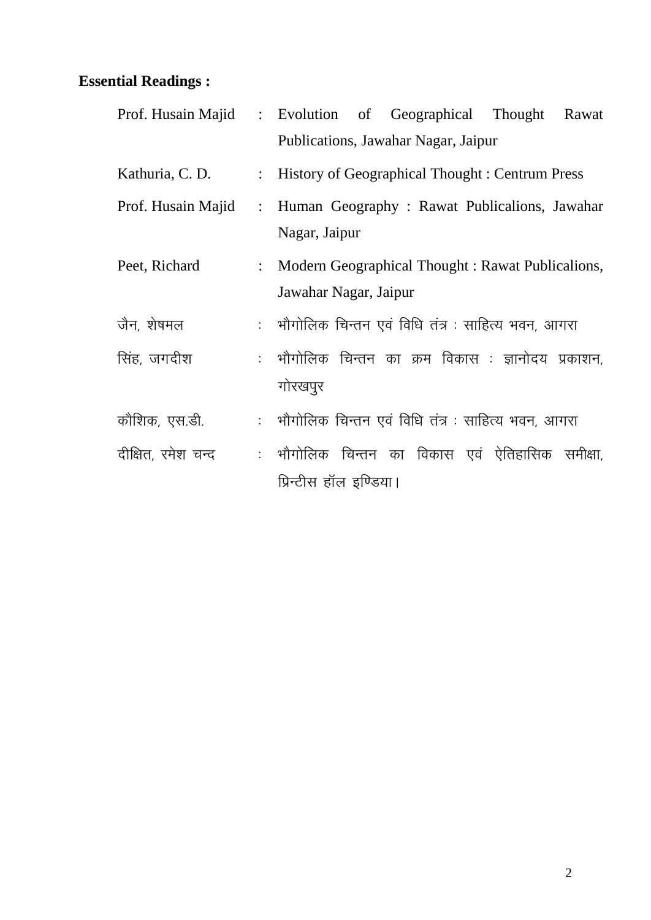**Essential Readings :**

| | | |
|---|---|---|
| Prof. Husain Majid | : | Evolution of Geographical Thought Rawat Publications, Jawahar Nagar, Jaipur |
| Kathuria, C. D. | : | History of Geographical Thought : Centrum Press |
| Prof. Husain Majid | : | Human Geography : Rawat Publicalions, Jawahar Nagar, Jaipur |
| Peet, Richard | : | Modern Geographical Thought : Rawat Publicalions, Jawahar Nagar, Jaipur |
| जैन, शेषमल | : | भौगोलिक चिन्तन एवं विधि तंत्र : साहित्य भवन, आगरा |
| सिंह, जगदीश | : | भौगोलिक चिन्तन का क्रम विकास : ज्ञानोदय प्रकाशन, गोरखपुर |
| कौशिक, एस.डी. | : | भौगोलिक चिन्तन एवं विधि तंत्र : साहित्य भवन, आगरा |
| दीक्षित, रमेश चन्द | : | भौगोलिक चिन्तन का विकास एवं ऐतिहासिक समीक्षा, प्रिन्टीस हॉल इण्डिया। |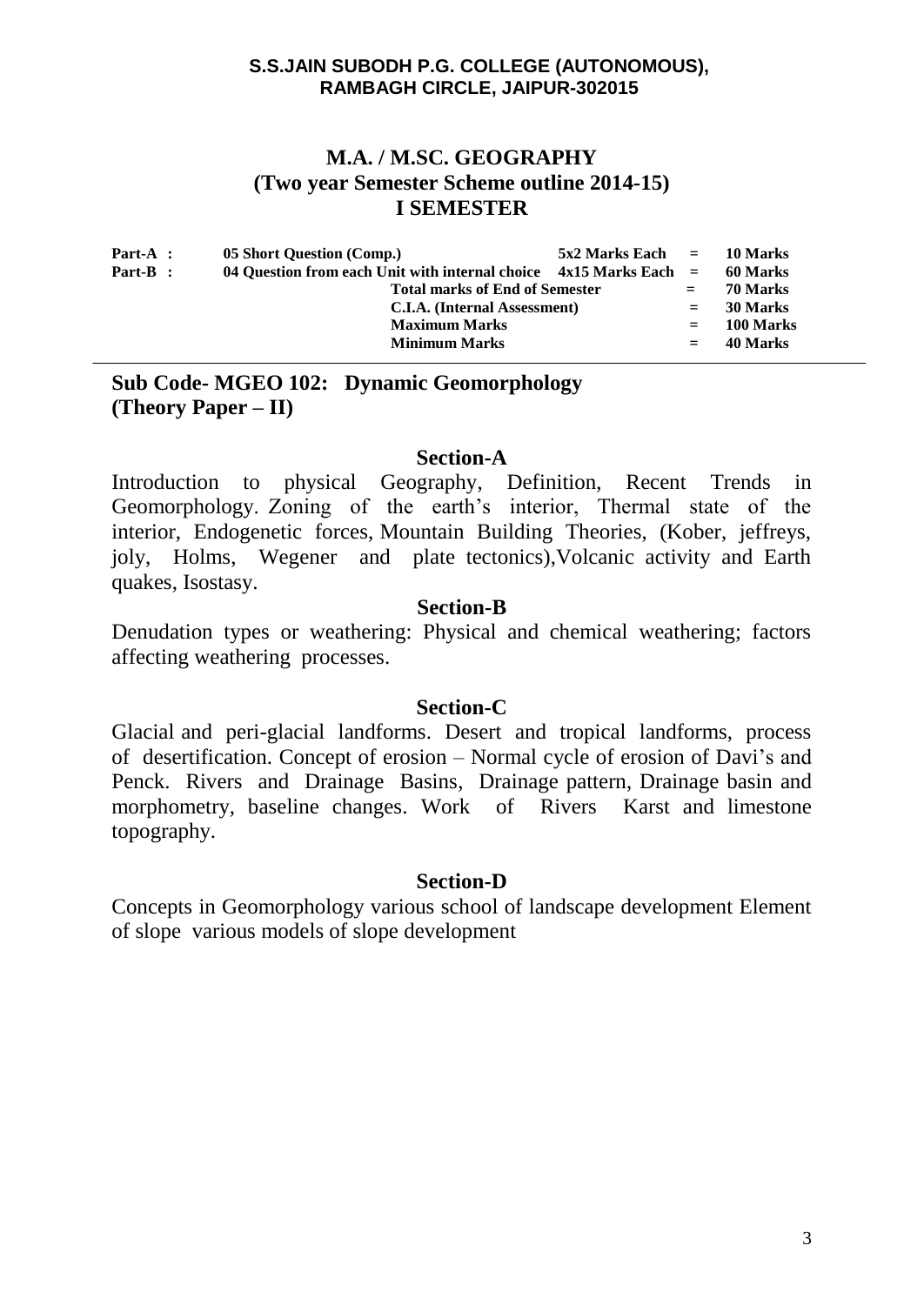**S.S.JAIN SUBODH P.G. COLLEGE (AUTONOMOUS),**
**RAMBAGH CIRCLE, JAIPUR-302015**

# M.A. / M.SC. GEOGRAPHY
## (Two year Semester Scheme outline 2014-15)
## I SEMESTER

| | | | | |
|---|---|---|---|---|
| **Part-A :** | **05 Short Question (Comp.)** | **5x2 Marks Each** | **=** | **10 Marks** |
| **Part-B :** | **04 Question from each Unit with internal choice** | **4x15 Marks Each** | **=** | **60 Marks** |
| | **Total marks of End of Semester** | | **=** | **70 Marks** |
| | **C.I.A. (Internal Assessment)** | | **=** | **30 Marks** |
| | **Maximum Marks** | | **=** | **100 Marks** |
| | **Minimum Marks** | | **=** | **40 Marks** |

## Sub Code- MGEO 102: Dynamic Geomorphology (Theory Paper – II)

### Section-A

Introduction to physical Geography, Definition, Recent Trends in Geomorphology. Zoning of the earth's interior, Thermal state of the interior, Endogenetic forces, Mountain Building Theories, (Kober, jeffreys, joly, Holms, Wegener and plate tectonics),Volcanic activity and Earth quakes, Isostasy.

### Section-B

Denudation types or weathering: Physical and chemical weathering; factors affecting weathering processes.

### Section-C

Glacial and peri-glacial landforms. Desert and tropical landforms, process of desertification. Concept of erosion – Normal cycle of erosion of Davi's and Penck. Rivers and Drainage Basins, Drainage pattern, Drainage basin and morphometry, baseline changes. Work of Rivers Karst and limestone topography.

### Section-D

Concepts in Geomorphology various school of landscape development Element of slope various models of slope development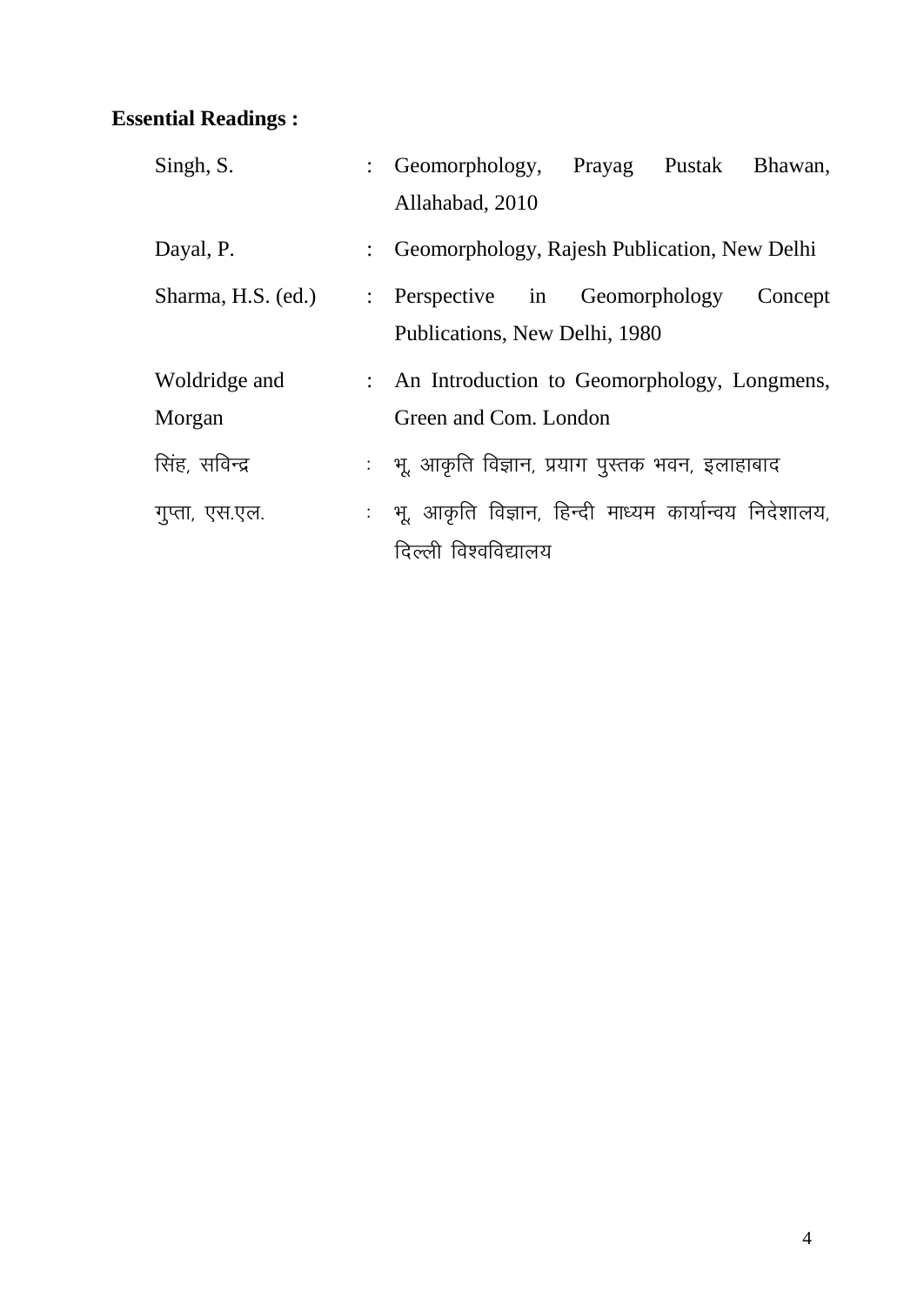**Essential Readings :**

| | | |
|---|---|---|
| Singh, S. | : | Geomorphology, Prayag Pustak Bhawan, Allahabad, 2010 |
| Dayal, P. | : | Geomorphology, Rajesh Publication, New Delhi |
| Sharma, H.S. (ed.) | : | Perspective in Geomorphology Concept Publications, New Delhi, 1980 |
| Woldridge and Morgan | : | An Introduction to Geomorphology, Longmens, Green and Com. London |
| सिंह, सविन्द्र | : | भू आकृति विज्ञान, प्रयाग पुस्तक भवन, इलाहाबाद |
| गुप्ता, एस.एल. | : | भू आकृति विज्ञान, हिन्दी माध्यम कार्यान्वय निदेशालय, दिल्ली विश्वविद्यालय |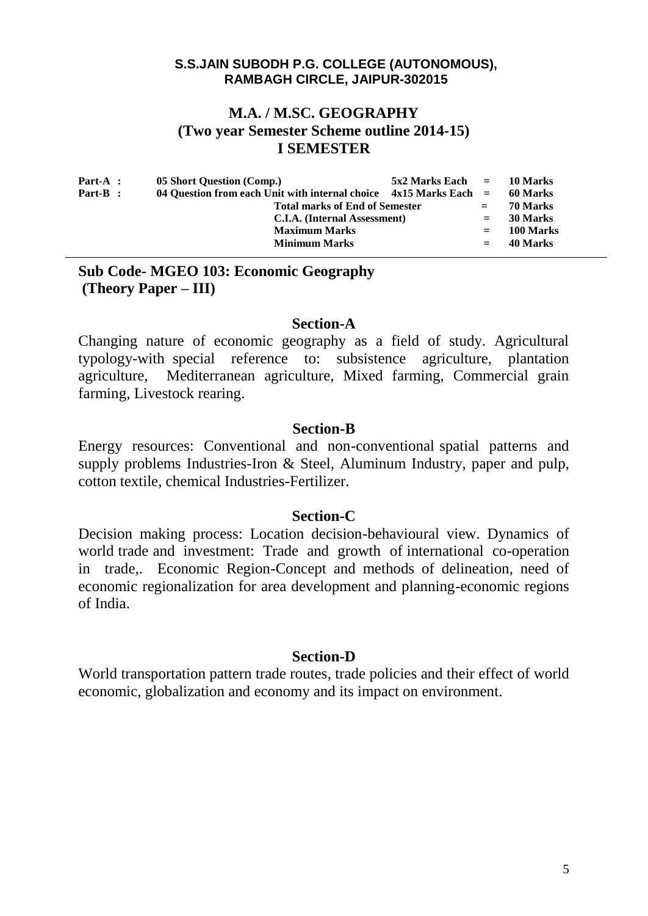**S.S.JAIN SUBODH P.G. COLLEGE (AUTONOMOUS), RAMBAGH CIRCLE, JAIPUR-302015**

# M.A. / M.SC. GEOGRAPHY
## (Two year Semester Scheme outline 2014-15)
## I SEMESTER

| | | | | |
|---|---|---|---|---|
| **Part-A :** | **05 Short Question (Comp.)** | **5x2 Marks Each** | **=** | **10 Marks** |
| **Part-B :** | **04 Question from each Unit with internal choice** | **4x15 Marks Each** | **=** | **60 Marks** |
| | **Total marks of End of Semester** | | **=** | **70 Marks** |
| | **C.I.A. (Internal Assessment)** | | **=** | **30 Marks** |
| | **Maximum Marks** | | **=** | **100 Marks** |
| | **Minimum Marks** | | **=** | **40 Marks** |

---

### Sub Code- MGEO 103: Economic Geography
### (Theory Paper – III)

#### Section-A

Changing nature of economic geography as a field of study. Agricultural typology-with special reference to: subsistence agriculture, plantation agriculture, Mediterranean agriculture, Mixed farming, Commercial grain farming, Livestock rearing.

#### Section-B

Energy resources: Conventional and non-conventional spatial patterns and supply problems Industries-Iron & Steel, Aluminum Industry, paper and pulp, cotton textile, chemical Industries-Fertilizer.

#### Section-C

Decision making process: Location decision-behavioural view. Dynamics of world trade and investment: Trade and growth of international co-operation in trade,. Economic Region-Concept and methods of delineation, need of economic regionalization for area development and planning-economic regions of India.

#### Section-D

World transportation pattern trade routes, trade policies and their effect of world economic, globalization and economy and its impact on environment.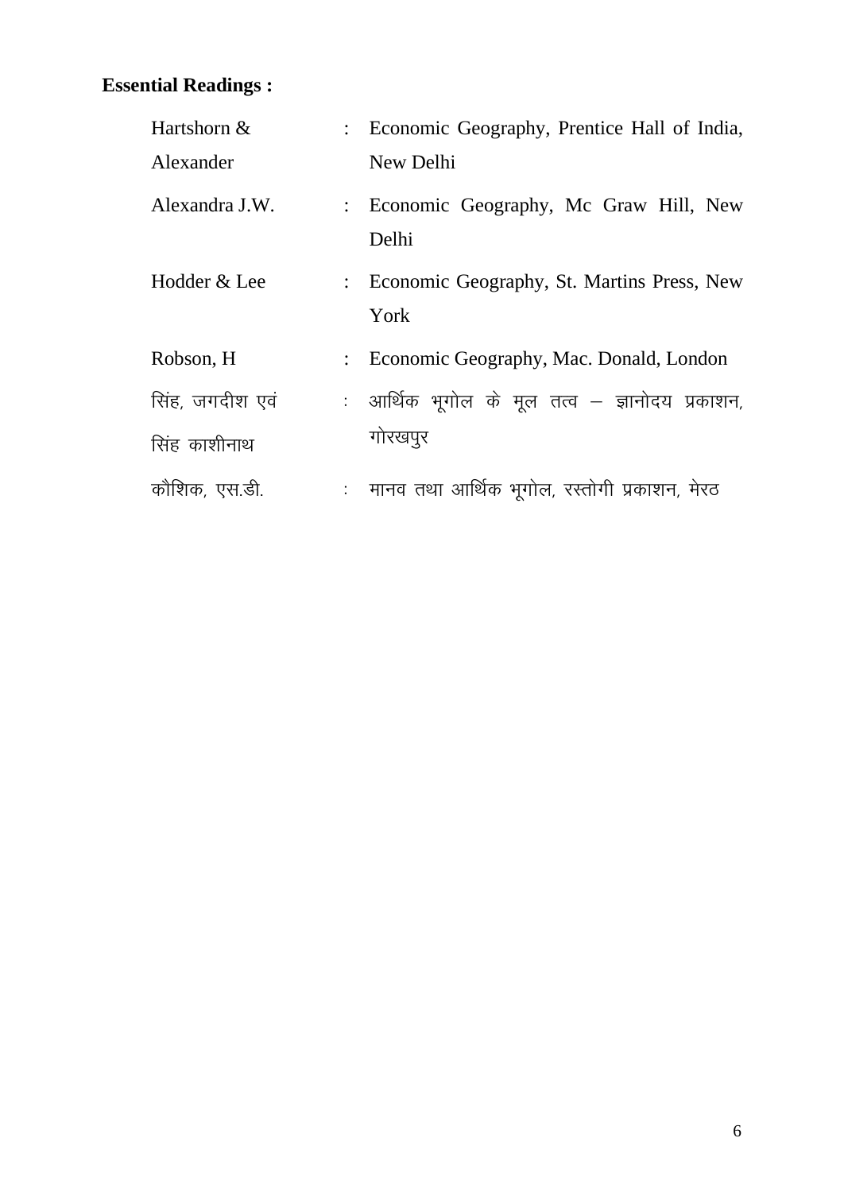**Essential Readings :**

| | | |
|---|---|---|
| Hartshorn & Alexander | : | Economic Geography, Prentice Hall of India, New Delhi |
| Alexandra J.W. | : | Economic Geography, Mc Graw Hill, New Delhi |
| Hodder & Lee | : | Economic Geography, St. Martins Press, New York |
| Robson, H | : | Economic Geography, Mac. Donald, London |
| सिंह, जगदीश एवं सिंह काशीनाथ | : | आर्थिक भूगोल के मूल तत्व – ज्ञानोदय प्रकाशन, गोरखपुर |
| कौशिक, एस.डी. | : | मानव तथा आर्थिक भूगोल, रस्तोगी प्रकाशन, मेरठ |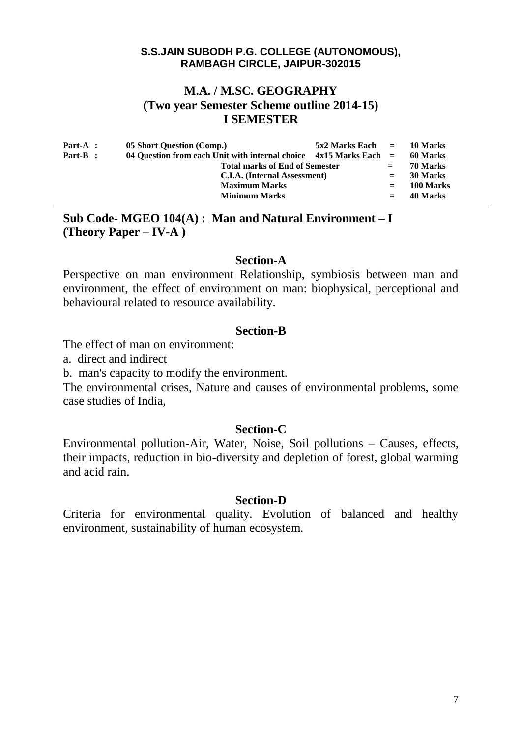**S.S.JAIN SUBODH P.G. COLLEGE (AUTONOMOUS),**
**RAMBAGH CIRCLE, JAIPUR-302015**

# M.A. / M.SC. GEOGRAPHY
## (Two year Semester Scheme outline 2014-15)
## I SEMESTER

| | | | | |
|---|---|---|---|---|
| **Part-A :** | **05 Short Question (Comp.)** | **5x2 Marks Each** | **=** | **10 Marks** |
| **Part-B :** | **04 Question from each Unit with internal choice** | **4x15 Marks Each** | **=** | **60 Marks** |
| | **Total marks of End of Semester** | | **=** | **70 Marks** |
| | **C.I.A. (Internal Assessment)** | | **=** | **30 Marks** |
| | **Maximum Marks** | | **=** | **100 Marks** |
| | **Minimum Marks** | | **=** | **40 Marks** |

## Sub Code- MGEO 104(A) : Man and Natural Environment – I (Theory Paper – IV-A )

### Section-A

Perspective on man environment Relationship, symbiosis between man and environment, the effect of environment on man: biophysical, perceptional and behavioural related to resource availability.

### Section-B

The effect of man on environment:

a. direct and indirect

b. man's capacity to modify the environment.

The environmental crises, Nature and causes of environmental problems, some case studies of India,

### Section-C

Environmental pollution-Air, Water, Noise, Soil pollutions – Causes, effects, their impacts, reduction in bio-diversity and depletion of forest, global warming and acid rain.

### Section-D

Criteria for environmental quality. Evolution of balanced and healthy environment, sustainability of human ecosystem.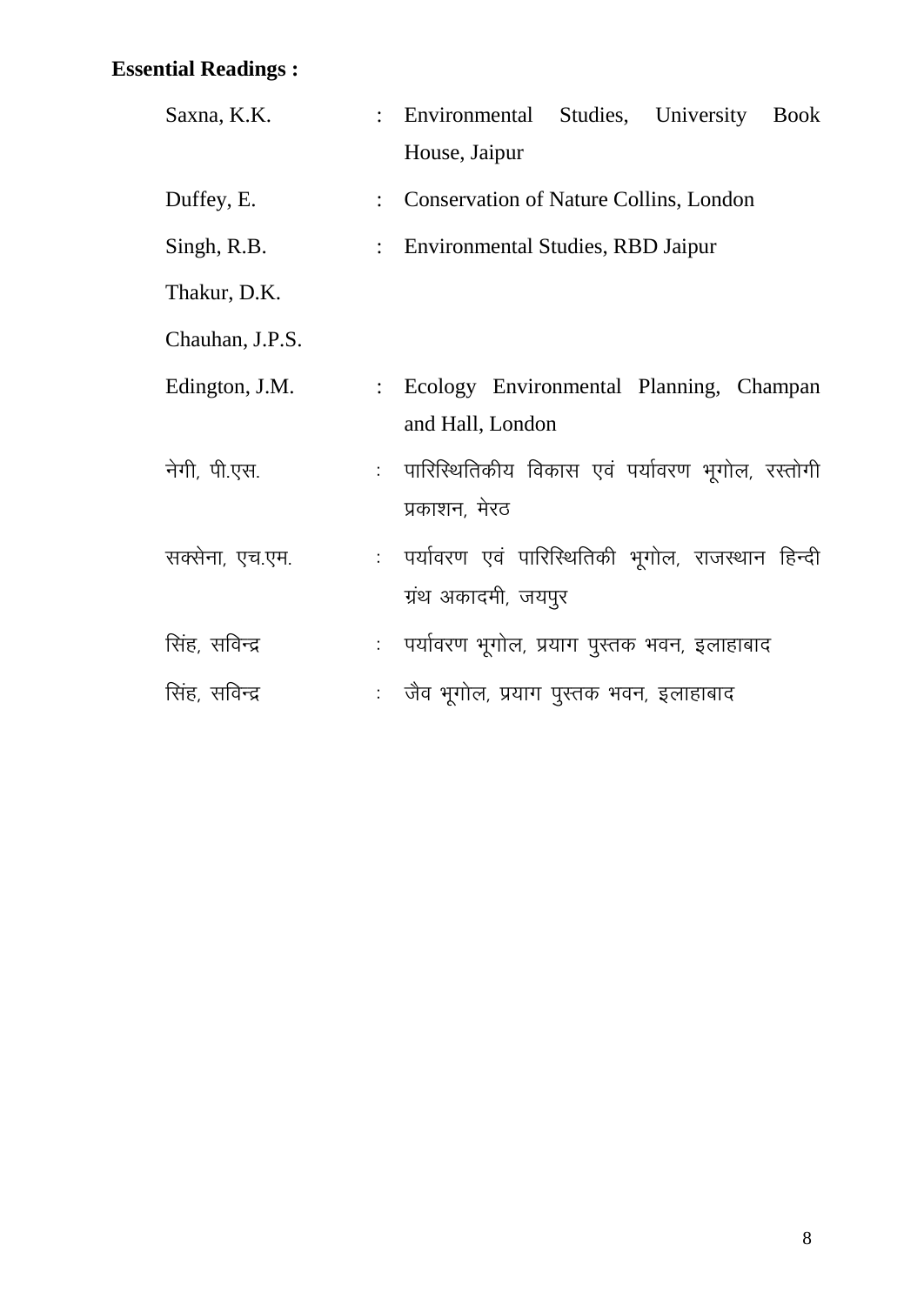**Essential Readings :**

| | | |
|---|---|---|
| Saxna, K.K. | : | Environmental Studies, University Book House, Jaipur |
| Duffey, E. | : | Conservation of Nature Collins, London |
| Singh, R.B. | : | Environmental Studies, RBD Jaipur |
| Thakur, D.K. | | |
| Chauhan, J.P.S. | | |
| Edington, J.M. | : | Ecology Environmental Planning, Champan and Hall, London |
| नेगी, पी.एस. | : | पारिस्थितिकीय विकास एवं पर्यावरण भूगोल, रस्तोगी प्रकाशन, मेरठ |
| सक्सेना, एच.एम. | : | पर्यावरण एवं पारिस्थितिकी भूगोल, राजस्थान हिन्दी ग्रंथ अकादमी, जयपुर |
| सिंह, सविन्द्र | : | पर्यावरण भूगोल, प्रयाग पुस्तक भवन, इलाहाबाद |
| सिंह, सविन्द्र | : | जैव भूगोल, प्रयाग पुस्तक भवन, इलाहाबाद |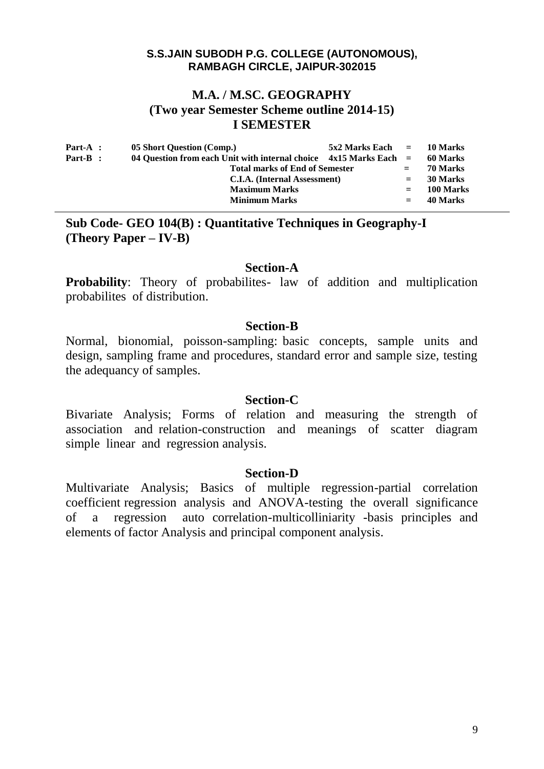**S.S.JAIN SUBODH P.G. COLLEGE (AUTONOMOUS), RAMBAGH CIRCLE, JAIPUR-302015**

# M.A. / M.SC. GEOGRAPHY
## (Two year Semester Scheme outline 2014-15)
## I SEMESTER

| | | | | |
|---|---|---|---|---|
| **Part-A :** | **05 Short Question (Comp.)** | **5x2 Marks Each** | **=** | **10 Marks** |
| **Part-B :** | **04 Question from each Unit with internal choice** | **4x15 Marks Each** | **=** | **60 Marks** |
| | **Total marks of End of Semester** | | **=** | **70 Marks** |
| | **C.I.A. (Internal Assessment)** | | **=** | **30 Marks** |
| | **Maximum Marks** | | **=** | **100 Marks** |
| | **Minimum Marks** | | **=** | **40 Marks** |

## Sub Code- GEO 104(B) : Quantitative Techniques in Geography-I (Theory Paper – IV-B)

### Section-A

**Probability**: Theory of probabilites- law of addition and multiplication probabilites of distribution.

### Section-B

Normal, bionomial, poisson-sampling: basic concepts, sample units and design, sampling frame and procedures, standard error and sample size, testing the adequancy of samples.

### Section-C

Bivariate Analysis; Forms of relation and measuring the strength of association and relation-construction and meanings of scatter diagram simple linear and regression analysis.

### Section-D

Multivariate Analysis; Basics of multiple regression-partial correlation coefficient regression analysis and ANOVA-testing the overall significance of a regression auto correlation-multicolliniarity -basis principles and elements of factor Analysis and principal component analysis.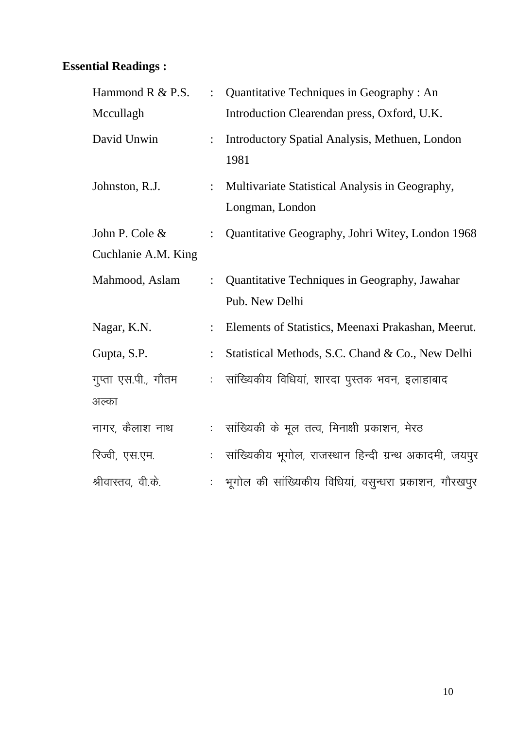**Essential Readings :**

| | | |
|---|---|---|
| Hammond R & P.S. Mccullagh | : | Quantitative Techniques in Geography : An Introduction Clearendan press, Oxford, U.K. |
| David Unwin | : | Introductory Spatial Analysis, Methuen, London 1981 |
| Johnston, R.J. | : | Multivariate Statistical Analysis in Geography, Longman, London |
| John P. Cole & Cuchlanie A.M. King | : | Quantitative Geography, Johri Witey, London 1968 |
| Mahmood, Aslam | : | Quantitative Techniques in Geography, Jawahar Pub. New Delhi |
| Nagar, K.N. | : | Elements of Statistics, Meenaxi Prakashan, Meerut. |
| Gupta, S.P. | : | Statistical Methods, S.C. Chand & Co., New Delhi |
| गुप्ता एस.पी., गौतम अल्का | : | सांख्यिकीय विधियां, शारदा पुस्तक भवन, इलाहाबाद |
| नागर, कैलाश नाथ | : | सांख्यिकी के मूल तत्व, मिनाक्षी प्रकाशन, मेरठ |
| रिज्वी, एस.एम. | : | सांख्यिकीय भूगोल, राजस्थान हिन्दी ग्रन्थ अकादमी, जयपुर |
| श्रीवास्तव, वी.के. | : | भूगोल की सांख्यिकीय विधियां, वसुन्धरा प्रकाशन, गौरखपुर |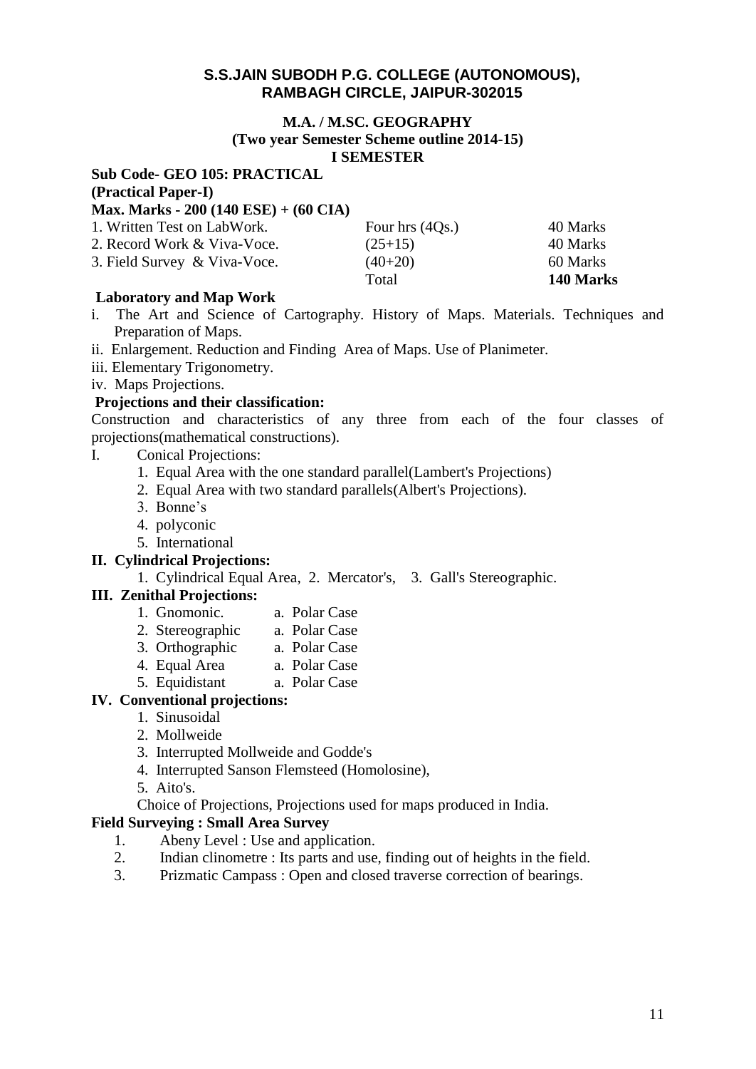# S.S.JAIN SUBODH P.G. COLLEGE (AUTONOMOUS), RAMBAGH CIRCLE, JAIPUR-302015

## M.A. / M.SC. GEOGRAPHY
### (Two year Semester Scheme outline 2014-15)
### I SEMESTER

**Sub Code- GEO 105: PRACTICAL**
**(Practical Paper-I)**
**Max. Marks - 200 (140 ESE) + (60 CIA)**

| | | |
|---|---|---|
| 1. Written Test on LabWork. | Four hrs (4Qs.) | 40 Marks |
| 2. Record Work & Viva-Voce. | (25+15) | 40 Marks |
| 3. Field Survey & Viva-Voce. | (40+20) | 60 Marks |
| | Total | **140 Marks** |

**Laboratory and Map Work**

i. The Art and Science of Cartography. History of Maps. Materials. Techniques and Preparation of Maps.
ii. Enlargement. Reduction and Finding Area of Maps. Use of Planimeter.
iii. Elementary Trigonometry.
iv. Maps Projections.

**Projections and their classification:**

Construction and characteristics of any three from each of the four classes of projections(mathematical constructions).

I. Conical Projections:
   1. Equal Area with the one standard parallel(Lambert's Projections)
   2. Equal Area with two standard parallels(Albert's Projections).
   3. Bonne's
   4. polyconic
   5. International

**II. Cylindrical Projections:**
   1. Cylindrical Equal Area, 2. Mercator's, 3. Gall's Stereographic.

**III. Zenithal Projections:**
   1. Gnomonic. a. Polar Case
   2. Stereographic a. Polar Case
   3. Orthographic a. Polar Case
   4. Equal Area a. Polar Case
   5. Equidistant a. Polar Case

**IV. Conventional projections:**
   1. Sinusoidal
   2. Mollweide
   3. Interrupted Mollweide and Godde's
   4. Interrupted Sanson Flemsteed (Homolosine),
   5. Aito's.

   Choice of Projections, Projections used for maps produced in India.

**Field Surveying : Small Area Survey**

1. Abeny Level : Use and application.
2. Indian clinometre : Its parts and use, finding out of heights in the field.
3. Prizmatic Campass : Open and closed traverse correction of bearings.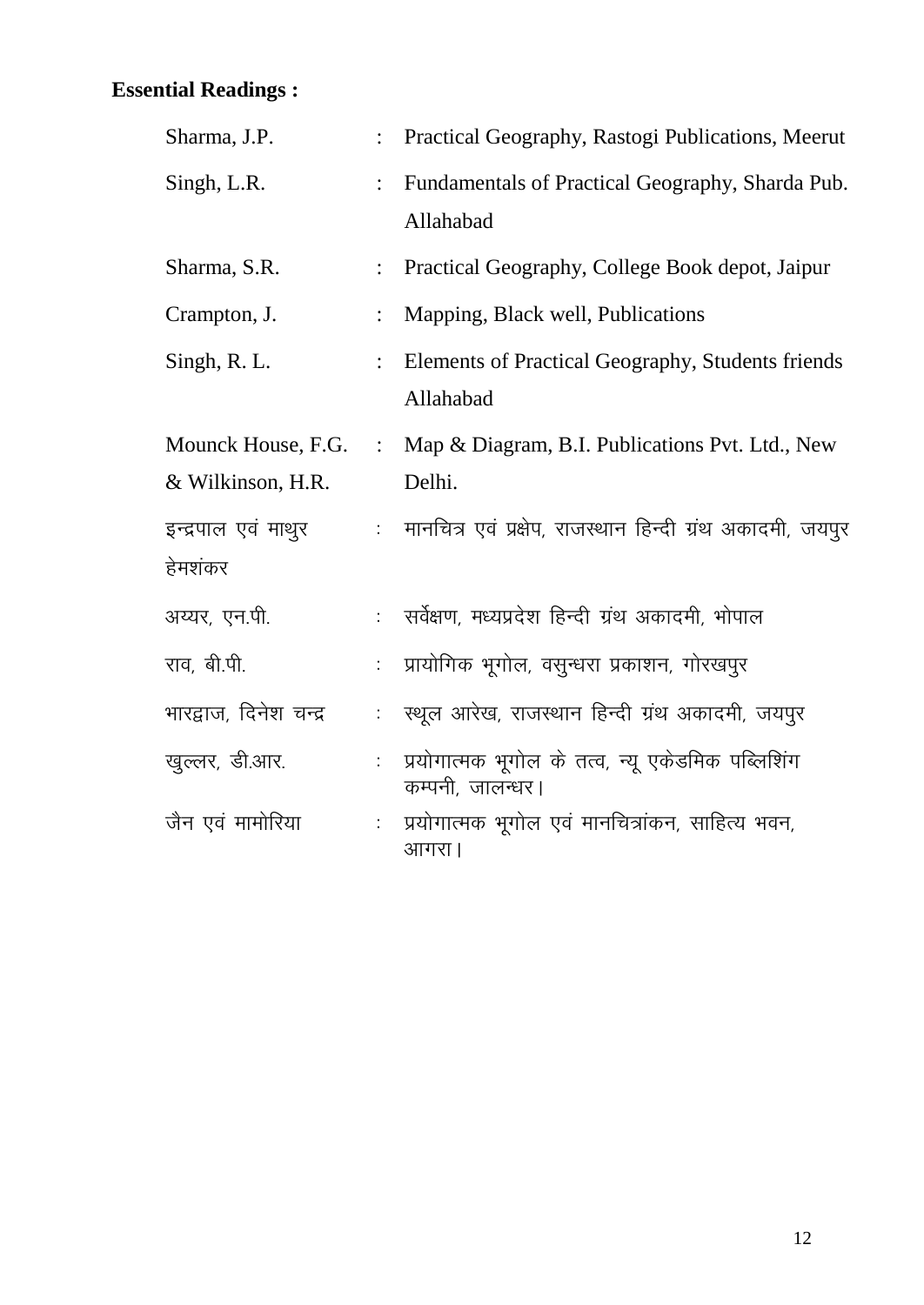**Essential Readings :**

| | | |
|---|---|---|
| Sharma, J.P. | : | Practical Geography, Rastogi Publications, Meerut |
| Singh, L.R. | : | Fundamentals of Practical Geography, Sharda Pub. Allahabad |
| Sharma, S.R. | : | Practical Geography, College Book depot, Jaipur |
| Crampton, J. | : | Mapping, Black well, Publications |
| Singh, R. L. | : | Elements of Practical Geography, Students friends Allahabad |
| Mounck House, F.G. & Wilkinson, H.R. | : | Map & Diagram, B.I. Publications Pvt. Ltd., New Delhi. |
| इन्द्रपाल एवं माथुर हेमशंकर | : | मानचित्र एवं प्रक्षेप, राजस्थान हिन्दी ग्रंथ अकादमी, जयपुर |
| अय्यर, एन.पी. | : | सर्वेक्षण, मध्यप्रदेश हिन्दी ग्रंथ अकादमी, भोपाल |
| राव, बी.पी. | : | प्रायोगिक भूगोल, वसुन्धरा प्रकाशन, गोरखपुर |
| भारद्वाज, दिनेश चन्द्र | : | स्थूल आरेख, राजस्थान हिन्दी ग्रंथ अकादमी, जयपुर |
| खुल्लर, डी.आर. | : | प्रयोगात्मक भूगोल के तत्व, न्यू एकेडमिक पब्लिशिंग कम्पनी, जालन्धर। |
| जैन एवं मामोरिया | : | प्रयोगात्मक भूगोल एवं मानचित्रांकन, साहित्य भवन, आगरा। |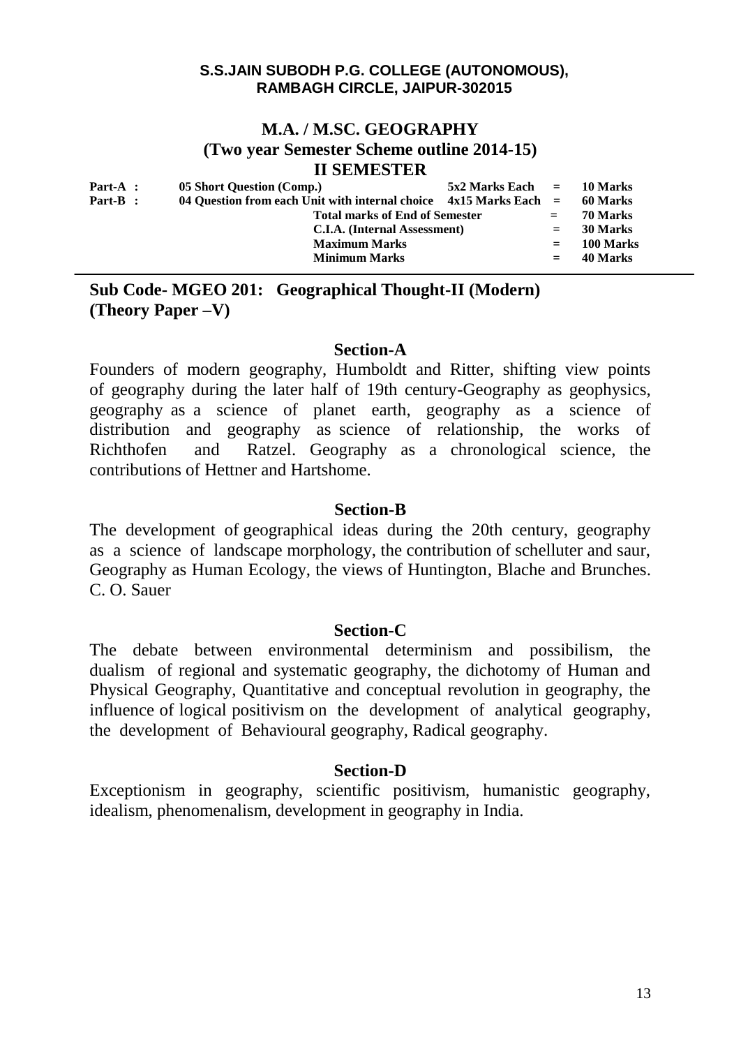**S.S.JAIN SUBODH P.G. COLLEGE (AUTONOMOUS), RAMBAGH CIRCLE, JAIPUR-302015**

# M.A. / M.SC. GEOGRAPHY

## (Two year Semester Scheme outline 2014-15)

## II SEMESTER

| | | | | |
|---|---|---|---|---|
| **Part-A :** | **05 Short Question (Comp.)** | **5x2 Marks Each** | **=** | **10 Marks** |
| **Part-B :** | **04 Question from each Unit with internal choice** | **4x15 Marks Each** | **=** | **60 Marks** |
| | **Total marks of End of Semester** | | **=** | **70 Marks** |
| | **C.I.A. (Internal Assessment)** | | **=** | **30 Marks** |
| | **Maximum Marks** | | **=** | **100 Marks** |
| | **Minimum Marks** | | **=** | **40 Marks** |

---

**Sub Code- MGEO 201: Geographical Thought-II (Modern) (Theory Paper –V)**

### Section-A

Founders of modern geography, Humboldt and Ritter, shifting view points of geography during the later half of 19th century-Geography as geophysics, geography as a science of planet earth, geography as a science of distribution and geography as science of relationship, the works of Richthofen and Ratzel. Geography as a chronological science, the contributions of Hettner and Hartshome.

### Section-B

The development of geographical ideas during the 20th century, geography as a science of landscape morphology, the contribution of schelluter and saur, Geography as Human Ecology, the views of Huntington, Blache and Brunches. C. O. Sauer

### Section-C

The debate between environmental determinism and possibilism, the dualism of regional and systematic geography, the dichotomy of Human and Physical Geography, Quantitative and conceptual revolution in geography, the influence of logical positivism on the development of analytical geography, the development of Behavioural geography, Radical geography.

### Section-D

Exceptionism in geography, scientific positivism, humanistic geography, idealism, phenomenalism, development in geography in India.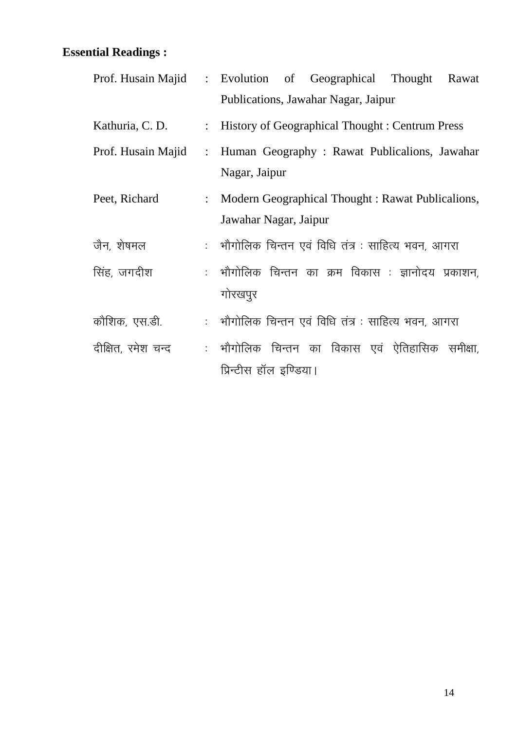**Essential Readings :**

| | | |
|---|---|---|
| Prof. Husain Majid | : | Evolution of Geographical Thought Rawat Publications, Jawahar Nagar, Jaipur |
| Kathuria, C. D. | : | History of Geographical Thought : Centrum Press |
| Prof. Husain Majid | : | Human Geography : Rawat Publicalions, Jawahar Nagar, Jaipur |
| Peet, Richard | : | Modern Geographical Thought : Rawat Publicalions, Jawahar Nagar, Jaipur |
| जैन, शेषमल | : | भौगोलिक चिन्तन एवं विधि तंत्र : साहित्य भवन, आगरा |
| सिंह, जगदीश | : | भौगोलिक चिन्तन का क्रम विकास : ज्ञानोदय प्रकाशन, गोरखपुर |
| कौशिक, एस.डी. | : | भौगोलिक चिन्तन एवं विधि तंत्र : साहित्य भवन, आगरा |
| दीक्षित, रमेश चन्द | : | भौगोलिक चिन्तन का विकास एवं ऐतिहासिक समीक्षा, प्रिन्टीस हॉल इण्डिया। |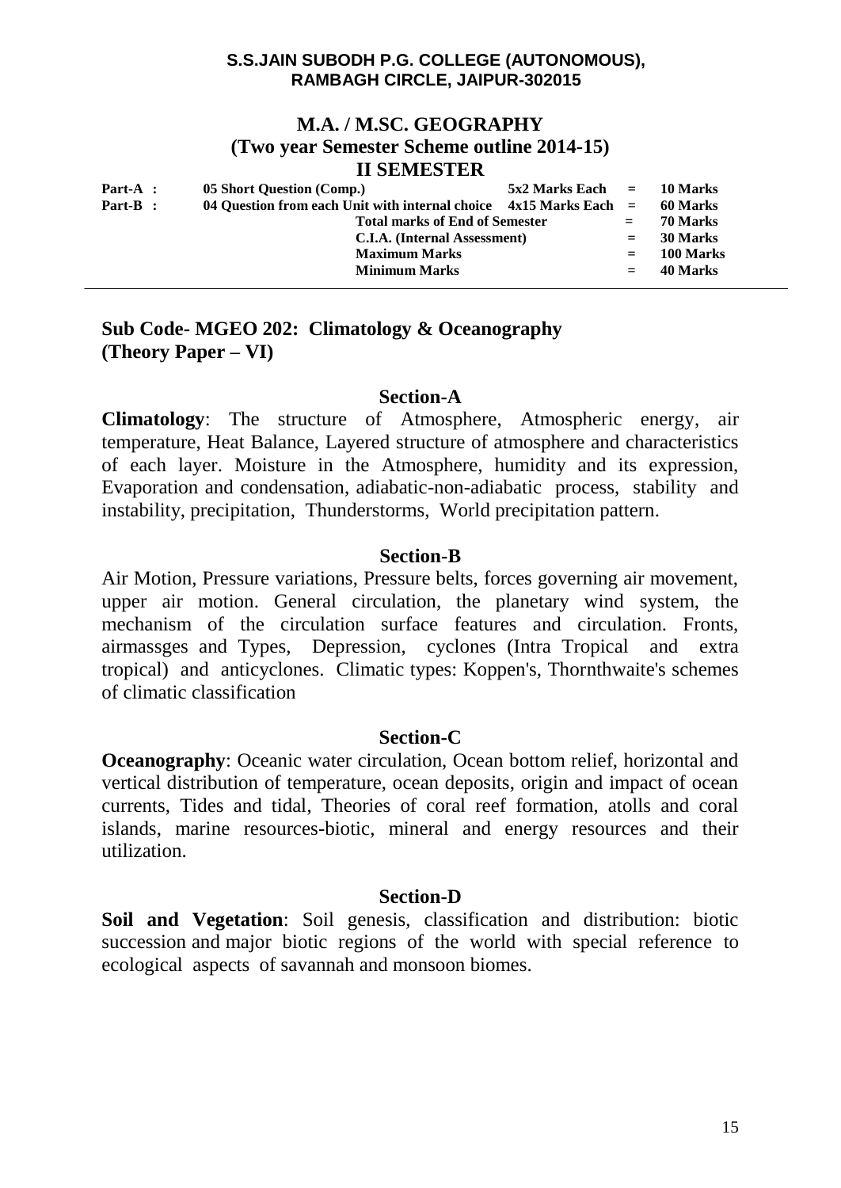**S.S.JAIN SUBODH P.G. COLLEGE (AUTONOMOUS),**
**RAMBAGH CIRCLE, JAIPUR-302015**

# M.A. / M.SC. GEOGRAPHY
## (Two year Semester Scheme outline 2014-15)
## II SEMESTER

| | | | | |
|---|---|---|---|---|
| **Part-A :** | **05 Short Question (Comp.)** | **5x2 Marks Each** | **=** | **10 Marks** |
| **Part-B :** | **04 Question from each Unit with internal choice** | **4x15 Marks Each** | **=** | **60 Marks** |
| | **Total marks of End of Semester** | | **=** | **70 Marks** |
| | **C.I.A. (Internal Assessment)** | | **=** | **30 Marks** |
| | **Maximum Marks** | | **=** | **100 Marks** |
| | **Minimum Marks** | | **=** | **40 Marks** |

---

**Sub Code- MGEO 202: Climatology & Oceanography**
**(Theory Paper – VI)**

### Section-A

**Climatology**: The structure of Atmosphere, Atmospheric energy, air temperature, Heat Balance, Layered structure of atmosphere and characteristics of each layer. Moisture in the Atmosphere, humidity and its expression, Evaporation and condensation, adiabatic-non-adiabatic process, stability and instability, precipitation, Thunderstorms, World precipitation pattern.

### Section-B

Air Motion, Pressure variations, Pressure belts, forces governing air movement, upper air motion. General circulation, the planetary wind system, the mechanism of the circulation surface features and circulation. Fronts, airmassges and Types, Depression, cyclones (Intra Tropical and extra tropical) and anticyclones. Climatic types: Koppen's, Thornthwaite's schemes of climatic classification

### Section-C

**Oceanography**: Oceanic water circulation, Ocean bottom relief, horizontal and vertical distribution of temperature, ocean deposits, origin and impact of ocean currents, Tides and tidal, Theories of coral reef formation, atolls and coral islands, marine resources-biotic, mineral and energy resources and their utilization.

### Section-D

**Soil and Vegetation**: Soil genesis, classification and distribution: biotic succession and major biotic regions of the world with special reference to ecological aspects of savannah and monsoon biomes.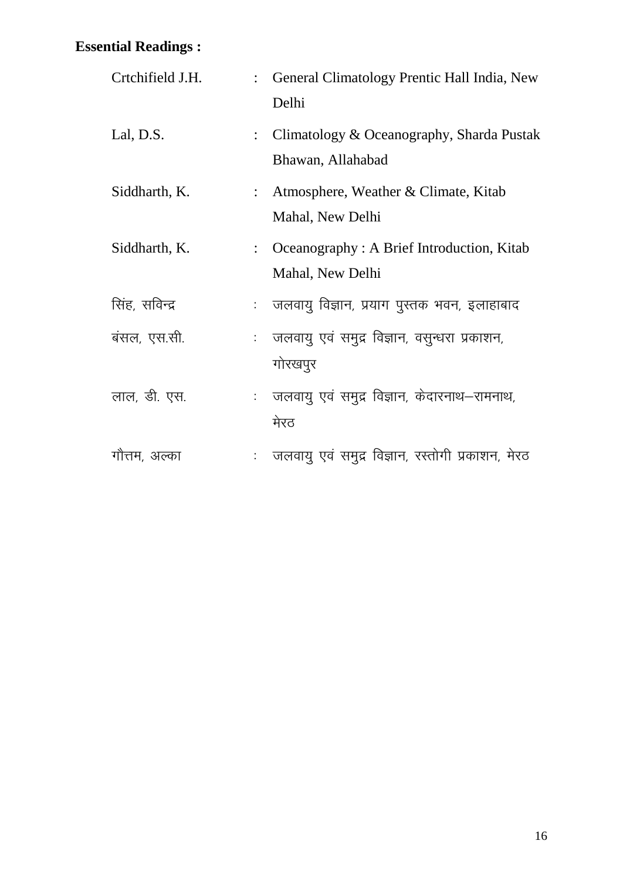**Essential Readings :**

| | | |
|---|---|---|
| Crtchifield J.H. | : | General Climatology Prentic Hall India, New Delhi |
| Lal, D.S. | : | Climatology & Oceanography, Sharda Pustak Bhawan, Allahabad |
| Siddharth, K. | : | Atmosphere, Weather & Climate, Kitab Mahal, New Delhi |
| Siddharth, K. | : | Oceanography : A Brief Introduction, Kitab Mahal, New Delhi |
| सिंह, सविन्द्र | : | जलवायु विज्ञान, प्रयाग पुस्तक भवन, इलाहाबाद |
| बंसल, एस.सी. | : | जलवायु एवं समुद्र विज्ञान, वसुन्धरा प्रकाशन, गोरखपुर |
| लाल, डी. एस. | : | जलवायु एवं समुद्र विज्ञान, केदारनाथ–रामनाथ, मेरठ |
| गौत्तम, अल्का | : | जलवायु एवं समुद्र विज्ञान, रस्तोगी प्रकाशन, मेरठ |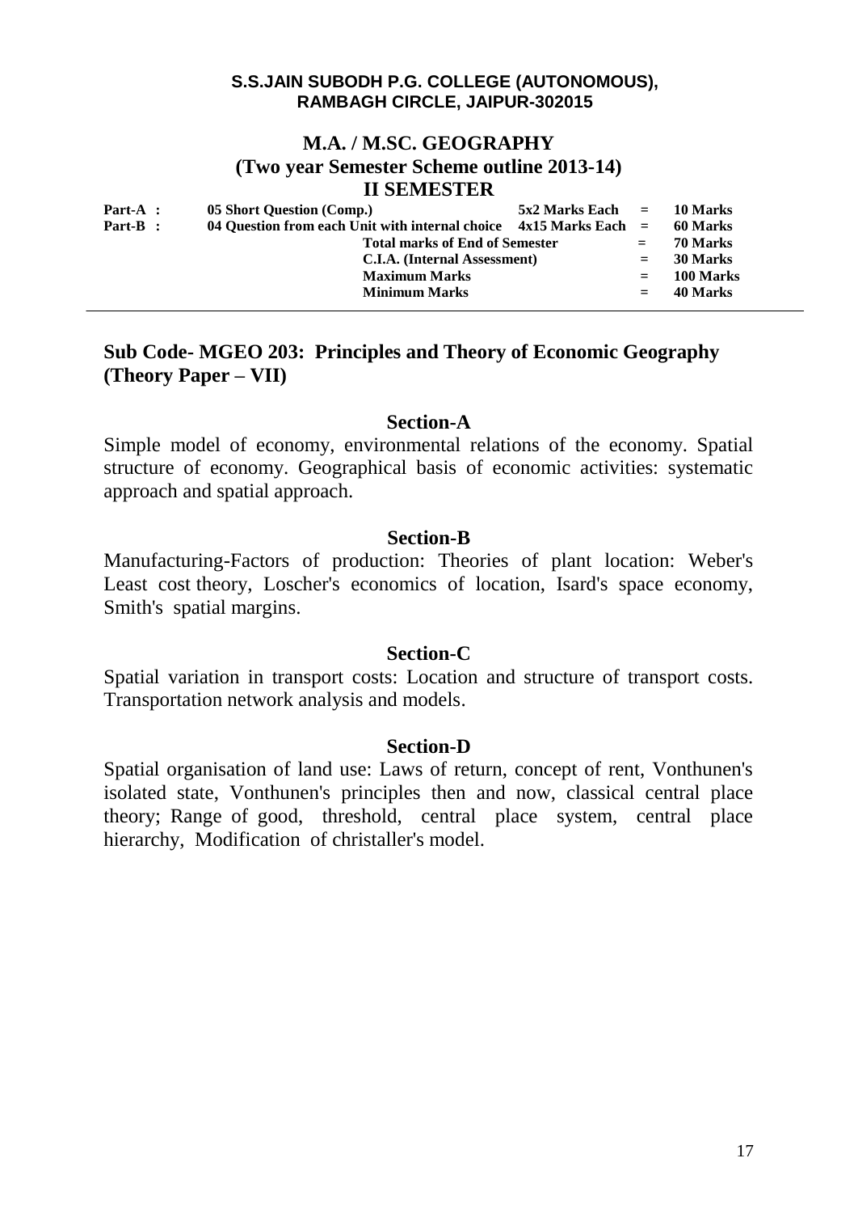**S.S.JAIN SUBODH P.G. COLLEGE (AUTONOMOUS), RAMBAGH CIRCLE, JAIPUR-302015**

# M.A. / M.SC. GEOGRAPHY

## (Two year Semester Scheme outline 2013-14)

## II SEMESTER

| | | | | |
|---|---|---|---|---|
| **Part-A :** | **05 Short Question (Comp.)** | **5x2 Marks Each** | **=** | **10 Marks** |
| **Part-B :** | **04 Question from each Unit with internal choice** | **4x15 Marks Each** | **=** | **60 Marks** |
| | **Total marks of End of Semester** | | **=** | **70 Marks** |
| | **C.I.A. (Internal Assessment)** | | **=** | **30 Marks** |
| | **Maximum Marks** | | **=** | **100 Marks** |
| | **Minimum Marks** | | **=** | **40 Marks** |

## Sub Code- MGEO 203: Principles and Theory of Economic Geography (Theory Paper – VII)

### Section-A

Simple model of economy, environmental relations of the economy. Spatial structure of economy. Geographical basis of economic activities: systematic approach and spatial approach.

### Section-B

Manufacturing-Factors of production: Theories of plant location: Weber's Least cost theory, Loscher's economics of location, Isard's space economy, Smith's spatial margins.

### Section-C

Spatial variation in transport costs: Location and structure of transport costs. Transportation network analysis and models.

### Section-D

Spatial organisation of land use: Laws of return, concept of rent, Vonthunen's isolated state, Vonthunen's principles then and now, classical central place theory; Range of good, threshold, central place system, central place hierarchy, Modification of christaller's model.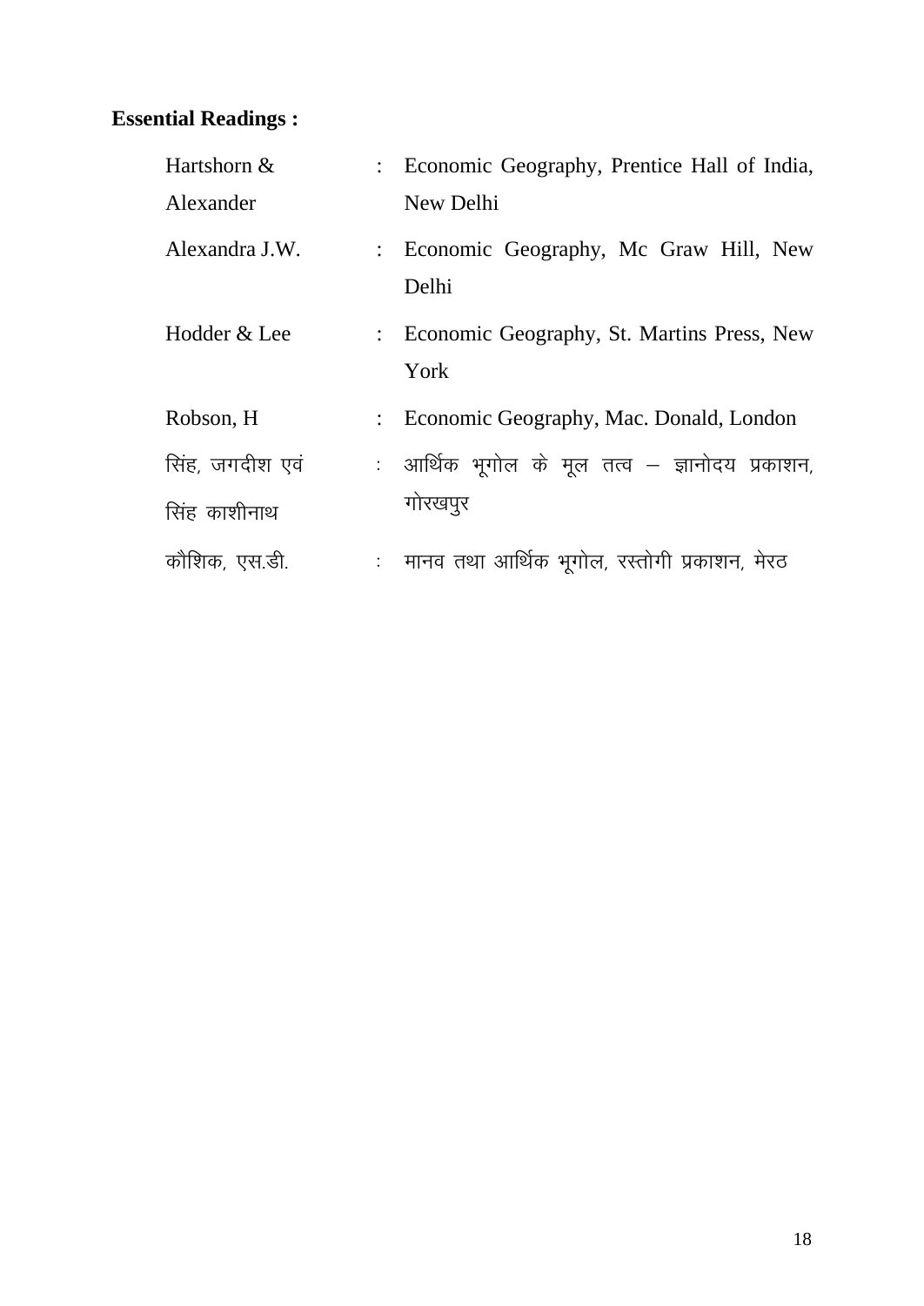**Essential Readings :**

| | | |
|---|---|---|
| Hartshorn & Alexander | : | Economic Geography, Prentice Hall of India, New Delhi |
| Alexandra J.W. | : | Economic Geography, Mc Graw Hill, New Delhi |
| Hodder & Lee | : | Economic Geography, St. Martins Press, New York |
| Robson, H | : | Economic Geography, Mac. Donald, London |
| सिंह, जगदीश एवं सिंह काशीनाथ | : | आर्थिक भूगोल के मूल तत्व – ज्ञानोदय प्रकाशन, गोरखपुर |
| कौशिक, एस.डी. | : | मानव तथा आर्थिक भूगोल, रस्तोगी प्रकाशन, मेरठ |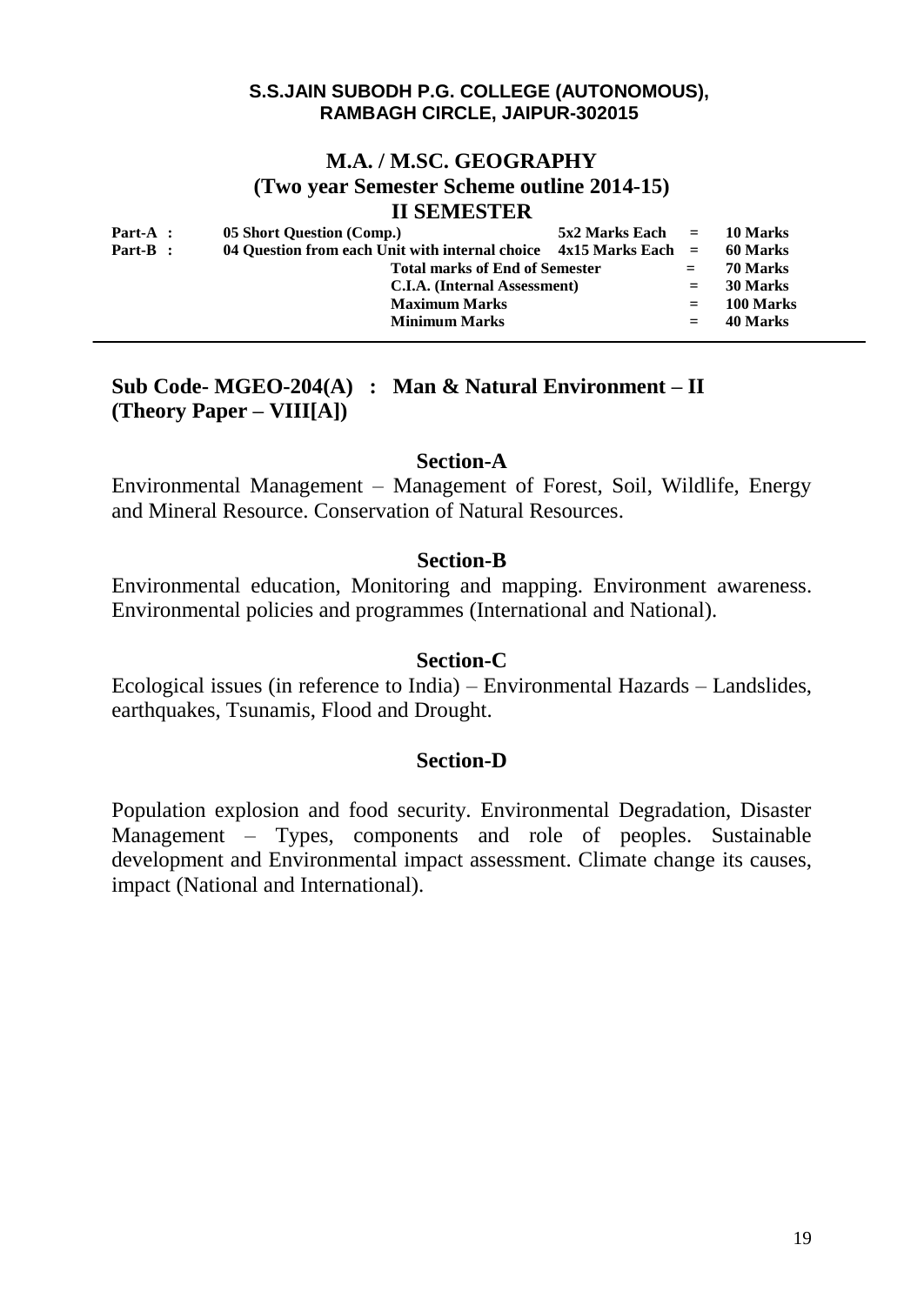**S.S.JAIN SUBODH P.G. COLLEGE (AUTONOMOUS), RAMBAGH CIRCLE, JAIPUR-302015**

## M.A. / M.SC. GEOGRAPHY
## (Two year Semester Scheme outline 2014-15)
## II SEMESTER

| | | | | |
|---|---|---|---|---|
| **Part-A :** | **05 Short Question (Comp.)** | **5x2 Marks Each** | **=** | **10 Marks** |
| **Part-B :** | **04 Question from each Unit with internal choice** | **4x15 Marks Each** | **=** | **60 Marks** |
| | **Total marks of End of Semester** | | **=** | **70 Marks** |
| | **C.I.A. (Internal Assessment)** | | **=** | **30 Marks** |
| | **Maximum Marks** | | **=** | **100 Marks** |
| | **Minimum Marks** | | **=** | **40 Marks** |

---

### Sub Code- MGEO-204(A) : Man & Natural Environment – II (Theory Paper – VIII[A])

#### Section-A

Environmental Management – Management of Forest, Soil, Wildlife, Energy and Mineral Resource. Conservation of Natural Resources.

#### Section-B

Environmental education, Monitoring and mapping. Environment awareness. Environmental policies and programmes (International and National).

#### Section-C

Ecological issues (in reference to India) – Environmental Hazards – Landslides, earthquakes, Tsunamis, Flood and Drought.

#### Section-D

Population explosion and food security. Environmental Degradation, Disaster Management – Types, components and role of peoples. Sustainable development and Environmental impact assessment. Climate change its causes, impact (National and International).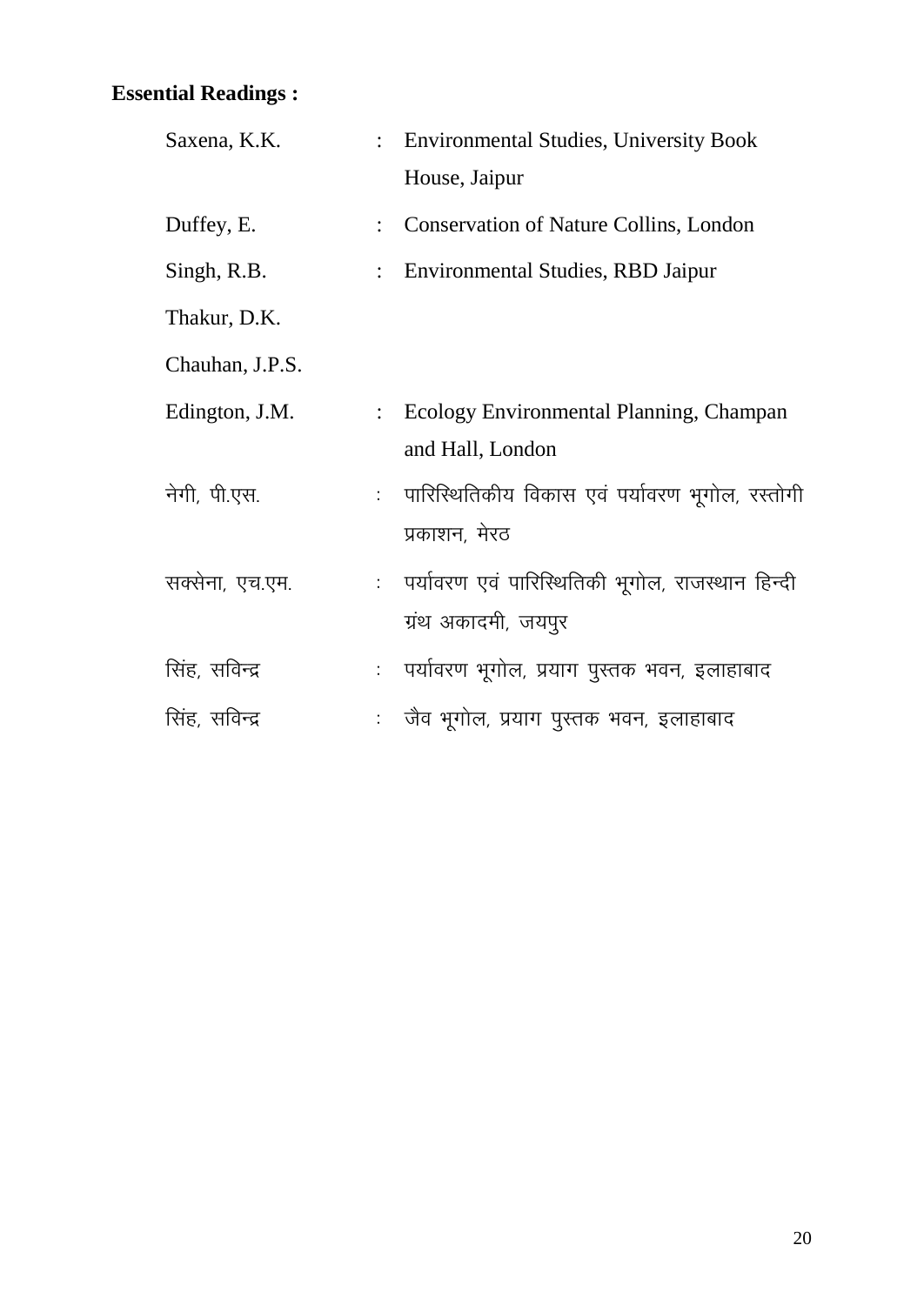**Essential Readings :**

| | | |
|---|---|---|
| Saxena, K.K. | : | Environmental Studies, University Book House, Jaipur |
| Duffey, E. | : | Conservation of Nature Collins, London |
| Singh, R.B. | : | Environmental Studies, RBD Jaipur |
| Thakur, D.K. | | |
| Chauhan, J.P.S. | | |
| Edington, J.M. | : | Ecology Environmental Planning, Champan and Hall, London |
| नेगी, पी.एस. | : | पारिस्थितिकीय विकास एवं पर्यावरण भूगोल, रस्तोगी प्रकाशन, मेरठ |
| सक्सेना, एच.एम. | : | पर्यावरण एवं पारिस्थितिकी भूगोल, राजस्थान हिन्दी ग्रंथ अकादमी, जयपुर |
| सिंह, सविन्द्र | : | पर्यावरण भूगोल, प्रयाग पुस्तक भवन, इलाहाबाद |
| सिंह, सविन्द्र | : | जैव भूगोल, प्रयाग पुस्तक भवन, इलाहाबाद |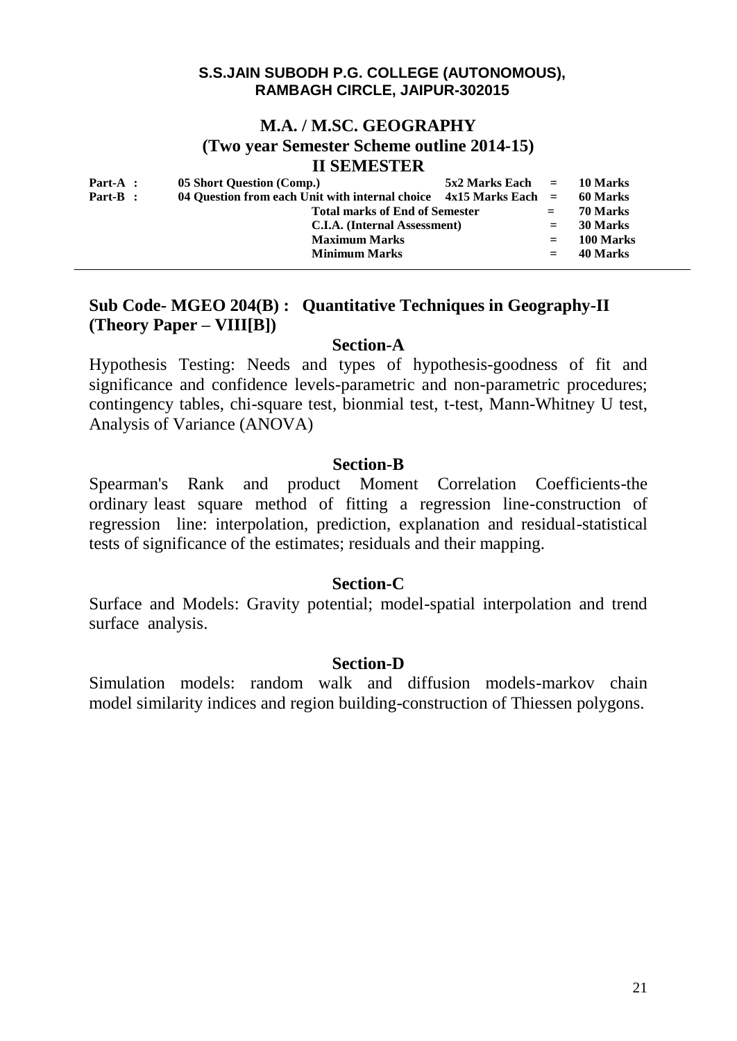**S.S.JAIN SUBODH P.G. COLLEGE (AUTONOMOUS), RAMBAGH CIRCLE, JAIPUR-302015**

# M.A. / M.SC. GEOGRAPHY
## (Two year Semester Scheme outline 2014-15)
## II SEMESTER

| | | | | |
|---|---|---|---|---|
| **Part-A :** | **05 Short Question (Comp.)** | **5x2 Marks Each** | **=** | **10 Marks** |
| **Part-B :** | **04 Question from each Unit with internal choice** | **4x15 Marks Each** | **=** | **60 Marks** |
| | **Total marks of End of Semester** | | **=** | **70 Marks** |
| | **C.I.A. (Internal Assessment)** | | **=** | **30 Marks** |
| | **Maximum Marks** | | **=** | **100 Marks** |
| | **Minimum Marks** | | **=** | **40 Marks** |

## Sub Code- MGEO 204(B) : Quantitative Techniques in Geography-II (Theory Paper – VIII[B])

### Section-A

Hypothesis Testing: Needs and types of hypothesis-goodness of fit and significance and confidence levels-parametric and non-parametric procedures; contingency tables, chi-square test, bionmial test, t-test, Mann-Whitney U test, Analysis of Variance (ANOVA)

### Section-B

Spearman's Rank and product Moment Correlation Coefficients-the ordinary least square method of fitting a regression line-construction of regression line: interpolation, prediction, explanation and residual-statistical tests of significance of the estimates; residuals and their mapping.

### Section-C

Surface and Models: Gravity potential; model-spatial interpolation and trend surface analysis.

### Section-D

Simulation models: random walk and diffusion models-markov chain model similarity indices and region building-construction of Thiessen polygons.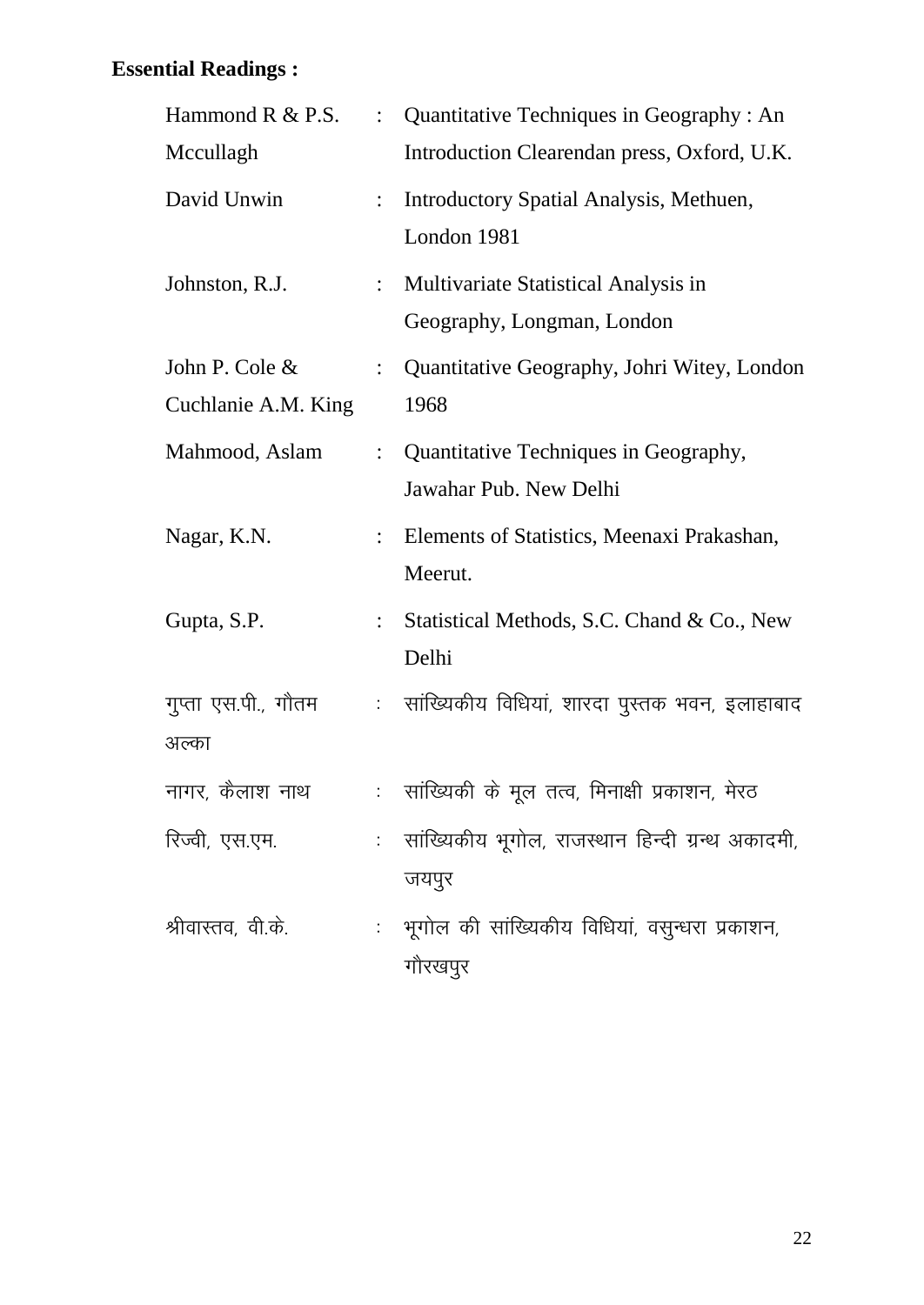**Essential Readings :**

| | | |
|---|---|---|
| Hammond R & P.S. Mccullagh | : | Quantitative Techniques in Geography : An Introduction Clearendan press, Oxford, U.K. |
| David Unwin | : | Introductory Spatial Analysis, Methuen, London 1981 |
| Johnston, R.J. | : | Multivariate Statistical Analysis in Geography, Longman, London |
| John P. Cole & Cuchlanie A.M. King | : | Quantitative Geography, Johri Witey, London 1968 |
| Mahmood, Aslam | : | Quantitative Techniques in Geography, Jawahar Pub. New Delhi |
| Nagar, K.N. | : | Elements of Statistics, Meenaxi Prakashan, Meerut. |
| Gupta, S.P. | : | Statistical Methods, S.C. Chand & Co., New Delhi |
| गुप्ता एस.पी., गौतम अल्का | : | सांख्यिकीय विधियां, शारदा पुस्तक भवन, इलाहाबाद |
| नागर, कैलाश नाथ | : | सांख्यिकी के मूल तत्व, मिनाक्षी प्रकाशन, मेरठ |
| रिज्वी, एस.एम. | : | सांख्यिकीय भूगोल, राजस्थान हिन्दी ग्रन्थ अकादमी, जयपुर |
| श्रीवास्तव, वी.के. | : | भूगोल की सांख्यिकीय विधियां, वसुन्धरा प्रकाशन, गौरखपुर |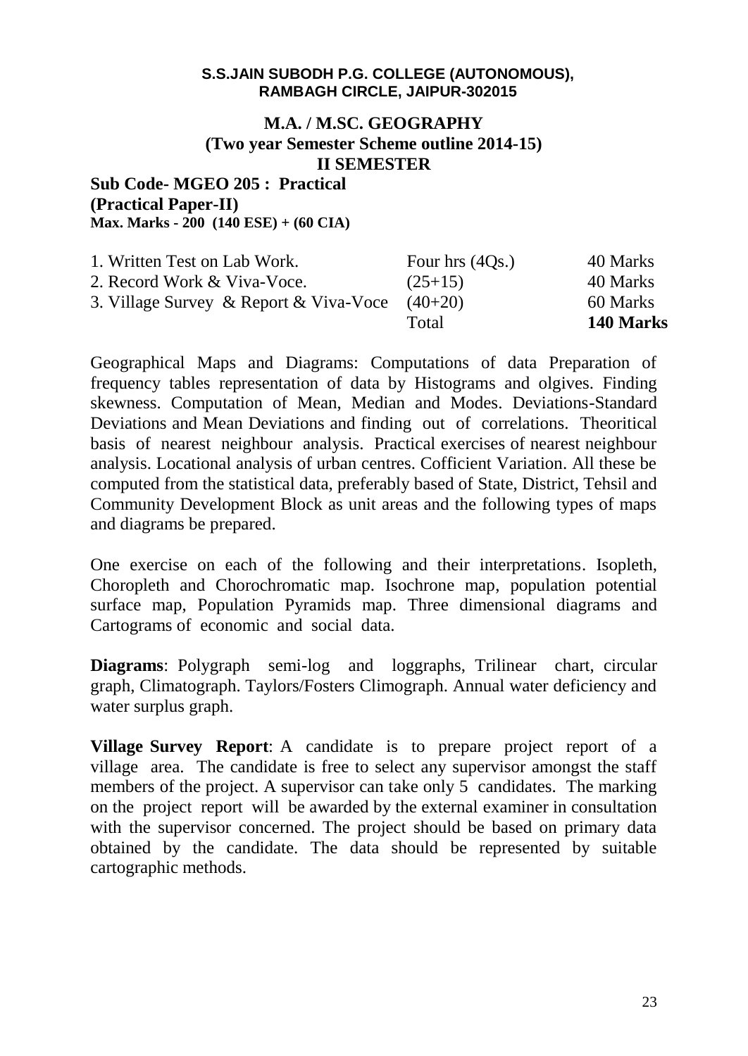**S.S.JAIN SUBODH P.G. COLLEGE (AUTONOMOUS), RAMBAGH CIRCLE, JAIPUR-302015**

# M.A. / M.SC. GEOGRAPHY
## (Two year Semester Scheme outline 2014-15)
## II SEMESTER

**Sub Code- MGEO 205 : Practical**
**(Practical Paper-II)**
**Max. Marks - 200 (140 ESE) + (60 CIA)**

| | | |
|---|---|---|
| 1. Written Test on Lab Work. | Four hrs (4Qs.) | 40 Marks |
| 2. Record Work & Viva-Voce. | (25+15) | 40 Marks |
| 3. Village Survey & Report & Viva-Voce | (40+20) | 60 Marks |
| | Total | **140 Marks** |

Geographical Maps and Diagrams: Computations of data Preparation of frequency tables representation of data by Histograms and olgives. Finding skewness. Computation of Mean, Median and Modes. Deviations-Standard Deviations and Mean Deviations and finding out of correlations. Theoritical basis of nearest neighbour analysis. Practical exercises of nearest neighbour analysis. Locational analysis of urban centres. Cofficient Variation. All these be computed from the statistical data, preferably based of State, District, Tehsil and Community Development Block as unit areas and the following types of maps and diagrams be prepared.

One exercise on each of the following and their interpretations. Isopleth, Choropleth and Chorochromatic map. Isochrone map, population potential surface map, Population Pyramids map. Three dimensional diagrams and Cartograms of economic and social data.

**Diagrams**: Polygraph semi-log and loggraphs, Trilinear chart, circular graph, Climatograph. Taylors/Fosters Climograph. Annual water deficiency and water surplus graph.

**Village Survey Report**: A candidate is to prepare project report of a village area. The candidate is free to select any supervisor amongst the staff members of the project. A supervisor can take only 5 candidates. The marking on the project report will be awarded by the external examiner in consultation with the supervisor concerned. The project should be based on primary data obtained by the candidate. The data should be represented by suitable cartographic methods.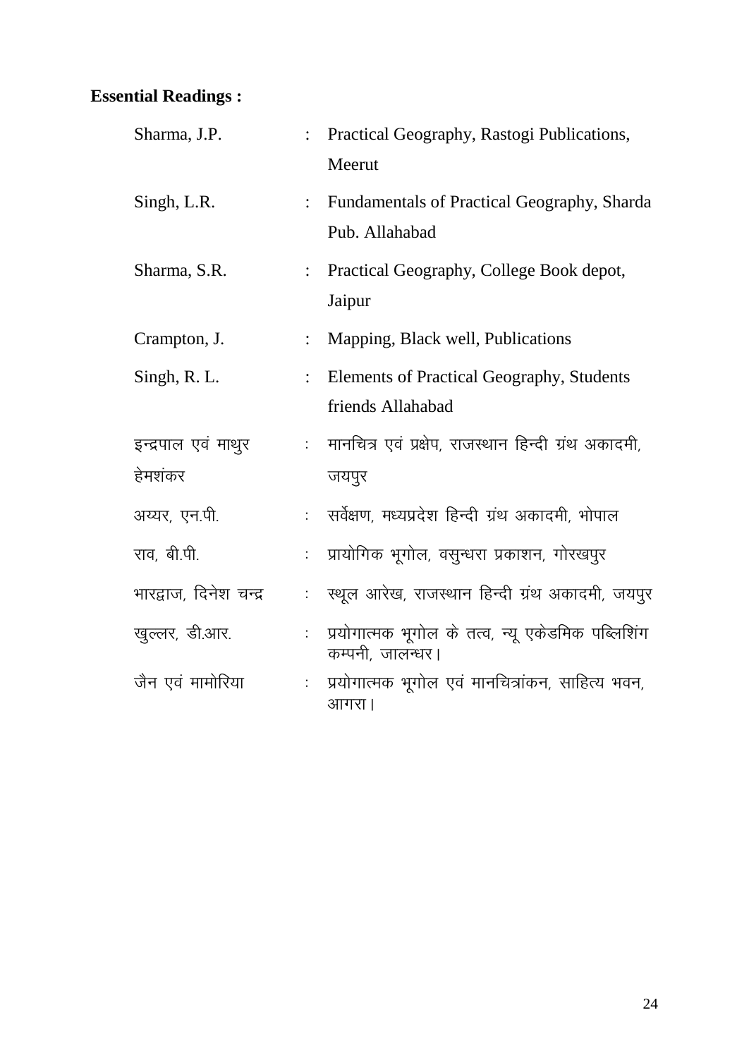**Essential Readings :**

| | | |
|---|---|---|
| Sharma, J.P. | : | Practical Geography, Rastogi Publications, Meerut |
| Singh, L.R. | : | Fundamentals of Practical Geography, Sharda Pub. Allahabad |
| Sharma, S.R. | : | Practical Geography, College Book depot, Jaipur |
| Crampton, J. | : | Mapping, Black well, Publications |
| Singh, R. L. | : | Elements of Practical Geography, Students friends Allahabad |
| इन्द्रपाल एवं माथुर हेमशंकर | : | मानचित्र एवं प्रक्षेप, राजस्थान हिन्दी ग्रंथ अकादमी, जयपुर |
| अय्यर, एन.पी. | : | सर्वेक्षण, मध्यप्रदेश हिन्दी ग्रंथ अकादमी, भोपाल |
| राव, बी.पी. | : | प्रायोगिक भूगोल, वसुन्धरा प्रकाशन, गोरखपुर |
| भारद्वाज, दिनेश चन्द्र | : | स्थूल आरेख, राजस्थान हिन्दी ग्रंथ अकादमी, जयपुर |
| खुल्लर, डी.आर. | : | प्रयोगात्मक भूगोल के तत्व, न्यू एकेडमिक पब्लिशिंग कम्पनी, जालन्धर। |
| जैन एवं मामोरिया | : | प्रयोगात्मक भूगोल एवं मानचित्रांकन, साहित्य भवन, आगरा। |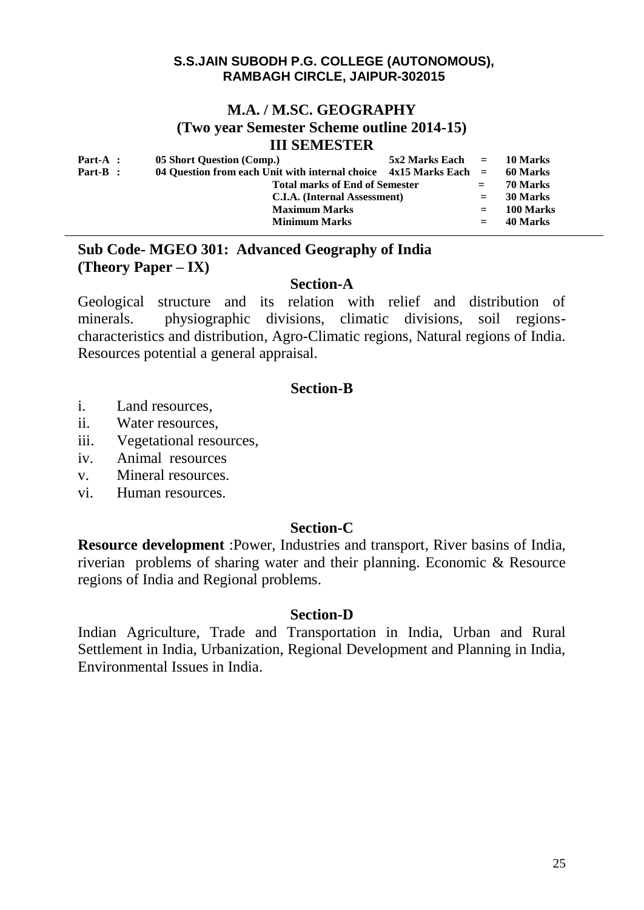**S.S.JAIN SUBODH P.G. COLLEGE (AUTONOMOUS), RAMBAGH CIRCLE, JAIPUR-302015**

# M.A. / M.SC. GEOGRAPHY
## (Two year Semester Scheme outline 2014-15)
## III SEMESTER

| | | | | |
|---|---|---|---|---|
| **Part-A :** | **05 Short Question (Comp.)** | **5x2 Marks Each** | **=** | **10 Marks** |
| **Part-B :** | **04 Question from each Unit with internal choice** | **4x15 Marks Each** | **=** | **60 Marks** |
| | **Total marks of End of Semester** | | **=** | **70 Marks** |
| | **C.I.A. (Internal Assessment)** | | **=** | **30 Marks** |
| | **Maximum Marks** | | **=** | **100 Marks** |
| | **Minimum Marks** | | **=** | **40 Marks** |

## Sub Code- MGEO 301: Advanced Geography of India
## (Theory Paper – IX)

### Section-A

Geological structure and its relation with relief and distribution of minerals. physiographic divisions, climatic divisions, soil regions- characteristics and distribution, Agro-Climatic regions, Natural regions of India. Resources potential a general appraisal.

### Section-B

i. Land resources,
ii. Water resources,
iii. Vegetational resources,
iv. Animal resources
v. Mineral resources.
vi. Human resources.

### Section-C

**Resource development** :Power, Industries and transport, River basins of India, riverian problems of sharing water and their planning. Economic & Resource regions of India and Regional problems.

### Section-D

Indian Agriculture, Trade and Transportation in India, Urban and Rural Settlement in India, Urbanization, Regional Development and Planning in India, Environmental Issues in India.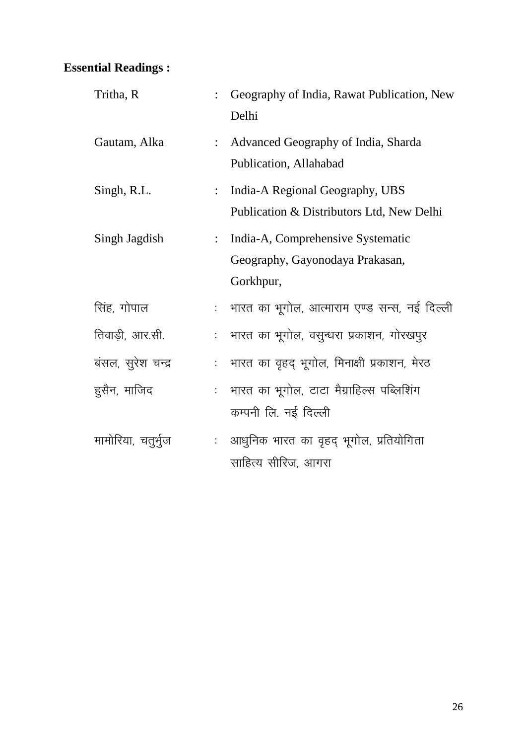**Essential Readings :**

| | | |
|---|---|---|
| Tritha, R | : | Geography of India, Rawat Publication, New Delhi |
| Gautam, Alka | : | Advanced Geography of India, Sharda Publication, Allahabad |
| Singh, R.L. | : | India-A Regional Geography, UBS Publication & Distributors Ltd, New Delhi |
| Singh Jagdish | : | India-A, Comprehensive Systematic Geography, Gayonodaya Prakasan, Gorkhpur, |
| सिंह, गोपाल | : | भारत का भूगोल, आत्माराम एण्ड सन्स, नई दिल्ली |
| तिवाड़ी, आर.सी. | : | भारत का भूगोल, वसुन्धरा प्रकाशन, गोरखपुर |
| बंसल, सुरेश चन्द्र | : | भारत का वृहद् भूगोल, मिनाक्षी प्रकाशन, मेरठ |
| हुसैन, माजिद | : | भारत का भूगोल, टाटा मैग्राहिल्स पब्लिशिंग कम्पनी लि. नई दिल्ली |
| मामोरिया, चतुर्भुज | : | आधुनिक भारत का वृहद् भूगोल, प्रतियोगिता साहित्य सीरिज, आगरा |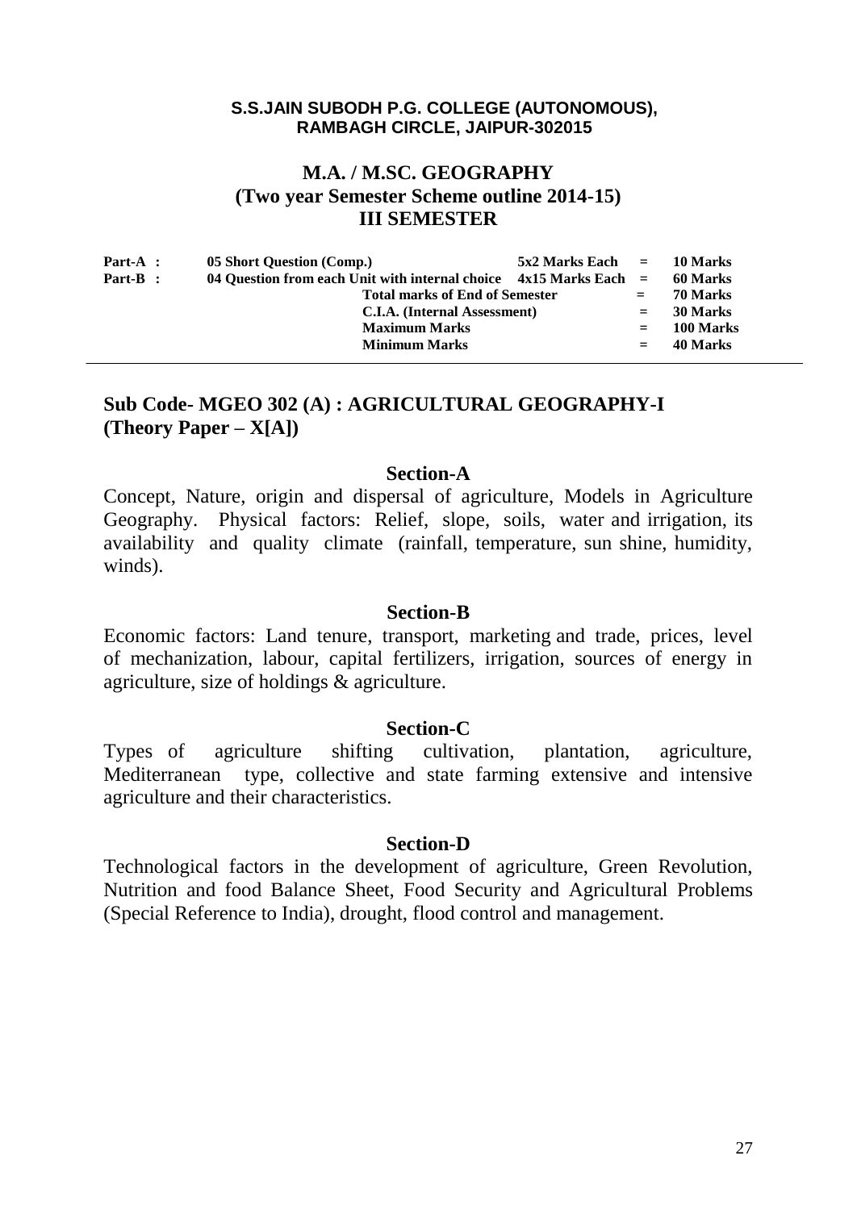**S.S.JAIN SUBODH P.G. COLLEGE (AUTONOMOUS), RAMBAGH CIRCLE, JAIPUR-302015**

# M.A. / M.SC. GEOGRAPHY
## (Two year Semester Scheme outline 2014-15)
## III SEMESTER

| | | | | |
|---|---|---|---|---|
| **Part-A :** | **05 Short Question (Comp.)** | **5x2 Marks Each** | **=** | **10 Marks** |
| **Part-B :** | **04 Question from each Unit with internal choice** | **4x15 Marks Each** | **=** | **60 Marks** |
| | **Total marks of End of Semester** | | **=** | **70 Marks** |
| | **C.I.A. (Internal Assessment)** | | **=** | **30 Marks** |
| | **Maximum Marks** | | **=** | **100 Marks** |
| | **Minimum Marks** | | **=** | **40 Marks** |

---

## Sub Code- MGEO 302 (A) : AGRICULTURAL GEOGRAPHY-I (Theory Paper – X[A])

### Section-A

Concept, Nature, origin and dispersal of agriculture, Models in Agriculture Geography. Physical factors: Relief, slope, soils, water and irrigation, its availability and quality climate (rainfall, temperature, sun shine, humidity, winds).

### Section-B

Economic factors: Land tenure, transport, marketing and trade, prices, level of mechanization, labour, capital fertilizers, irrigation, sources of energy in agriculture, size of holdings & agriculture.

### Section-C

Types of agriculture shifting cultivation, plantation, agriculture, Mediterranean type, collective and state farming extensive and intensive agriculture and their characteristics.

### Section-D

Technological factors in the development of agriculture, Green Revolution, Nutrition and food Balance Sheet, Food Security and Agricultural Problems (Special Reference to India), drought, flood control and management.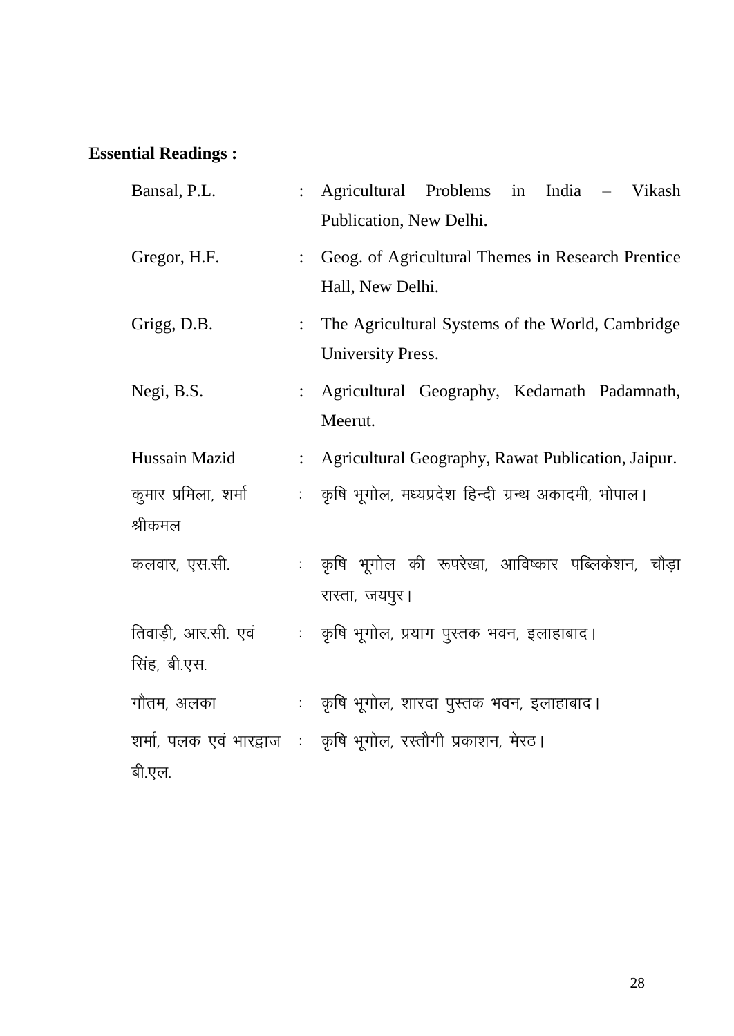**Essential Readings :**

| | | |
|---|---|---|
| Bansal, P.L. | : | Agricultural Problems in India – Vikash Publication, New Delhi. |
| Gregor, H.F. | : | Geog. of Agricultural Themes in Research Prentice Hall, New Delhi. |
| Grigg, D.B. | : | The Agricultural Systems of the World, Cambridge University Press. |
| Negi, B.S. | : | Agricultural Geography, Kedarnath Padamnath, Meerut. |
| Hussain Mazid | : | Agricultural Geography, Rawat Publication, Jaipur. |
| कुमार प्रमिला, शर्मा श्रीकमल | : | कृषि भूगोल, मध्यप्रदेश हिन्दी ग्रन्थ अकादमी, भोपाल। |
| कलवार, एस.सी. | : | कृषि भूगोल की रूपरेखा, आविष्कार पब्लिकेशन, चौड़ा रास्ता, जयपुर। |
| तिवाड़ी, आर.सी. एवं सिंह, बी.एस. | : | कृषि भूगोल, प्रयाग पुस्तक भवन, इलाहाबाद। |
| गौतम, अलका | : | कृषि भूगोल, शारदा पुस्तक भवन, इलाहाबाद। |
| शर्मा, पलक एवं भारद्वाज बी.एल. | : | कृषि भूगोल, रस्तौगी प्रकाशन, मेरठ। |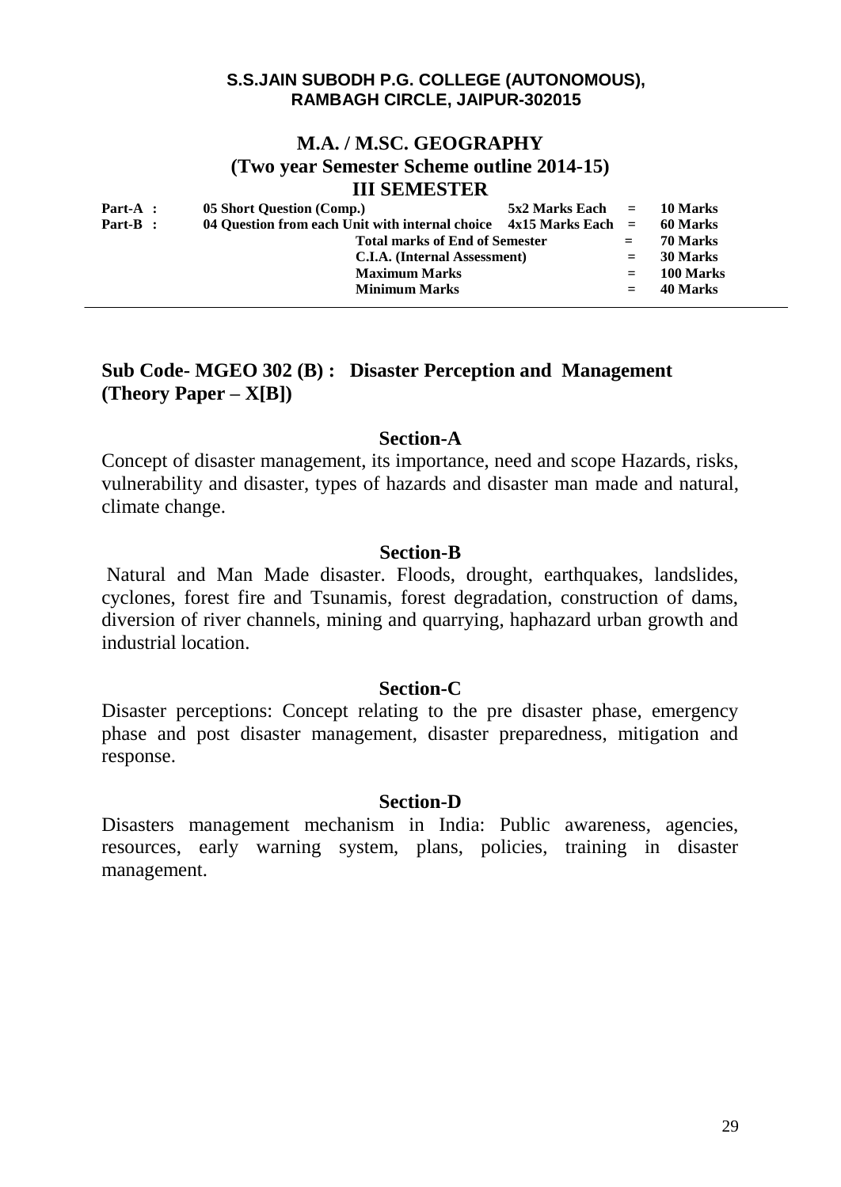**S.S.JAIN SUBODH P.G. COLLEGE (AUTONOMOUS),**
**RAMBAGH CIRCLE, JAIPUR-302015**

# M.A. / M.SC. GEOGRAPHY
## (Two year Semester Scheme outline 2014-15)
## III SEMESTER

| | | | | |
|---|---|---|---|---|
| **Part-A :** | **05 Short Question (Comp.)** | **5x2 Marks Each** | **=** | **10 Marks** |
| **Part-B :** | **04 Question from each Unit with internal choice** | **4x15 Marks Each** | **=** | **60 Marks** |
| | **Total marks of End of Semester** | | **=** | **70 Marks** |
| | **C.I.A. (Internal Assessment)** | | **=** | **30 Marks** |
| | **Maximum Marks** | | **=** | **100 Marks** |
| | **Minimum Marks** | | **=** | **40 Marks** |

## Sub Code- MGEO 302 (B) : Disaster Perception and Management (Theory Paper – X[B])

### Section-A

Concept of disaster management, its importance, need and scope Hazards, risks, vulnerability and disaster, types of hazards and disaster man made and natural, climate change.

### Section-B

Natural and Man Made disaster. Floods, drought, earthquakes, landslides, cyclones, forest fire and Tsunamis, forest degradation, construction of dams, diversion of river channels, mining and quarrying, haphazard urban growth and industrial location.

### Section-C

Disaster perceptions: Concept relating to the pre disaster phase, emergency phase and post disaster management, disaster preparedness, mitigation and response.

### Section-D

Disasters management mechanism in India: Public awareness, agencies, resources, early warning system, plans, policies, training in disaster management.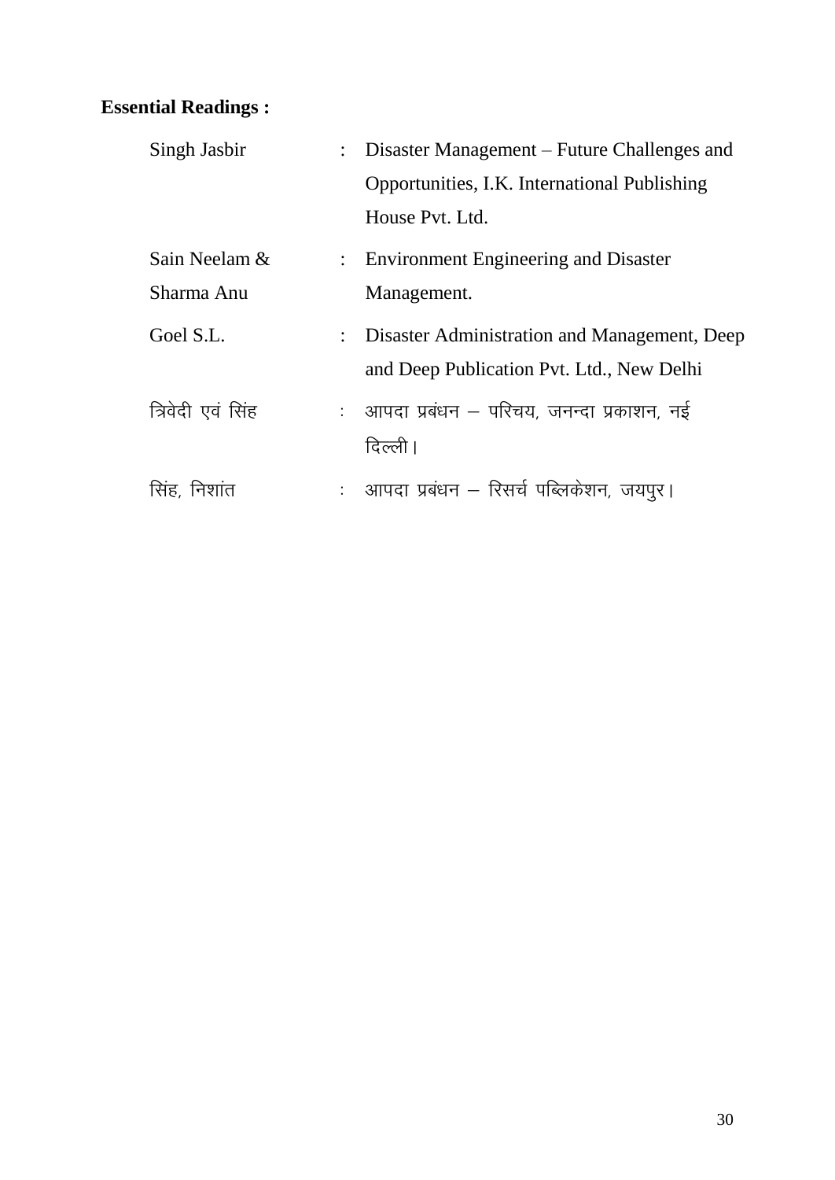**Essential Readings :**

| | | |
|---|---|---|
| Singh Jasbir | : | Disaster Management – Future Challenges and Opportunities, I.K. International Publishing House Pvt. Ltd. |
| Sain Neelam & Sharma Anu | : | Environment Engineering and Disaster Management. |
| Goel S.L. | : | Disaster Administration and Management, Deep and Deep Publication Pvt. Ltd., New Delhi |
| त्रिवेदी एवं सिंह | : | आपदा प्रबंधन – परिचय, जनन्दा प्रकाशन, नई दिल्ली। |
| सिंह, निशांत | : | आपदा प्रबंधन – रिसर्च पब्लिकेशन, जयपुर। |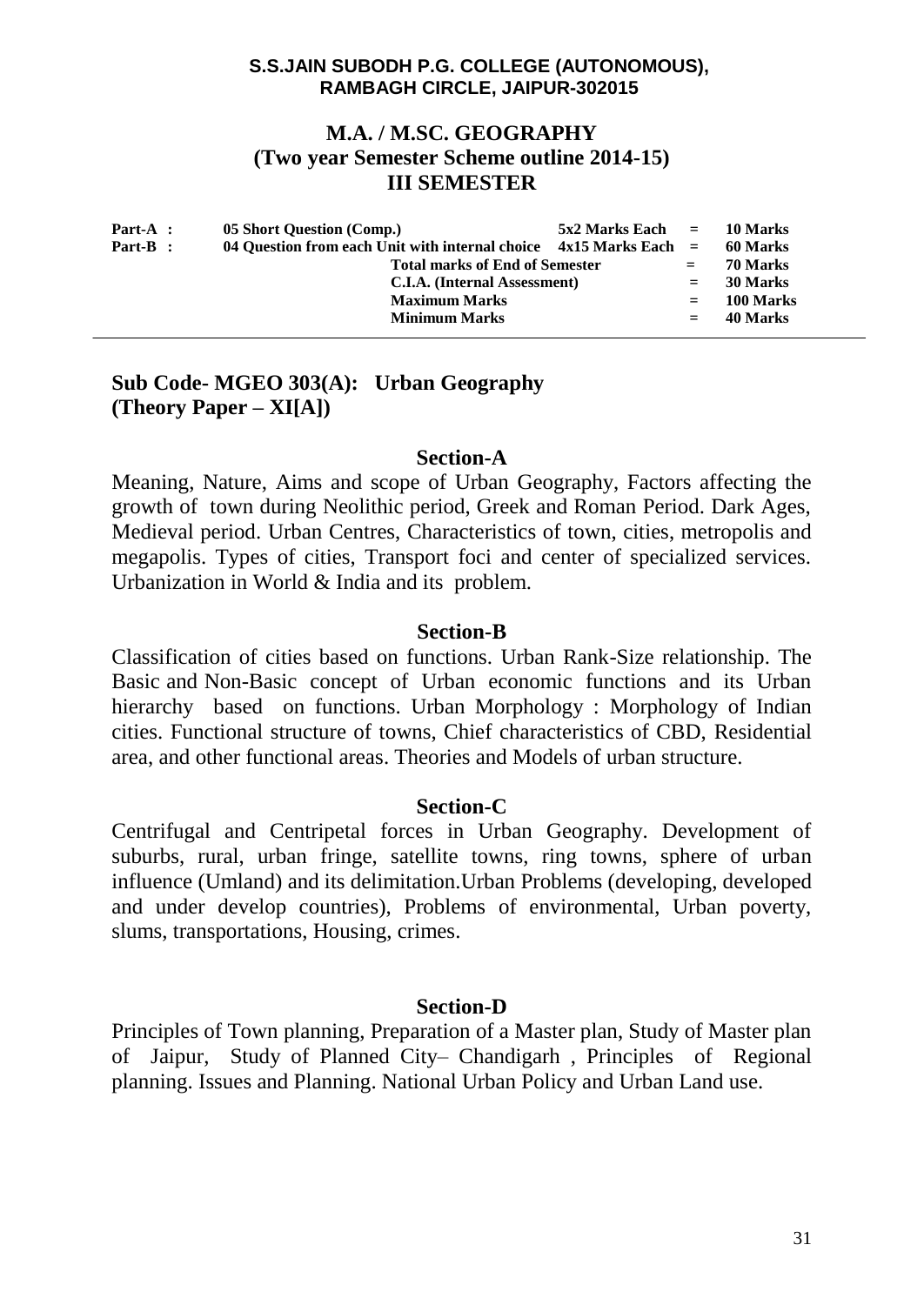**S.S.JAIN SUBODH P.G. COLLEGE (AUTONOMOUS), RAMBAGH CIRCLE, JAIPUR-302015**

# M.A. / M.SC. GEOGRAPHY
## (Two year Semester Scheme outline 2014-15)
## III SEMESTER

| | | | | |
|---|---|---|---|---|
| **Part-A :** | **05 Short Question (Comp.)** | **5x2 Marks Each** | **=** | **10 Marks** |
| **Part-B :** | **04 Question from each Unit with internal choice** | **4x15 Marks Each** | **=** | **60 Marks** |
| | **Total marks of End of Semester** | | **=** | **70 Marks** |
| | **C.I.A. (Internal Assessment)** | | **=** | **30 Marks** |
| | **Maximum Marks** | | **=** | **100 Marks** |
| | **Minimum Marks** | | **=** | **40 Marks** |

## Sub Code- MGEO 303(A): Urban Geography (Theory Paper – XI[A])

### Section-A

Meaning, Nature, Aims and scope of Urban Geography, Factors affecting the growth of town during Neolithic period, Greek and Roman Period. Dark Ages, Medieval period. Urban Centres, Characteristics of town, cities, metropolis and megapolis. Types of cities, Transport foci and center of specialized services. Urbanization in World & India and its problem.

### Section-B

Classification of cities based on functions. Urban Rank-Size relationship. The Basic and Non-Basic concept of Urban economic functions and its Urban hierarchy based on functions. Urban Morphology : Morphology of Indian cities. Functional structure of towns, Chief characteristics of CBD, Residential area, and other functional areas. Theories and Models of urban structure.

### Section-C

Centrifugal and Centripetal forces in Urban Geography. Development of suburbs, rural, urban fringe, satellite towns, ring towns, sphere of urban influence (Umland) and its delimitation.Urban Problems (developing, developed and under develop countries), Problems of environmental, Urban poverty, slums, transportations, Housing, crimes.

### Section-D

Principles of Town planning, Preparation of a Master plan, Study of Master plan of Jaipur, Study of Planned City– Chandigarh , Principles of Regional planning. Issues and Planning. National Urban Policy and Urban Land use.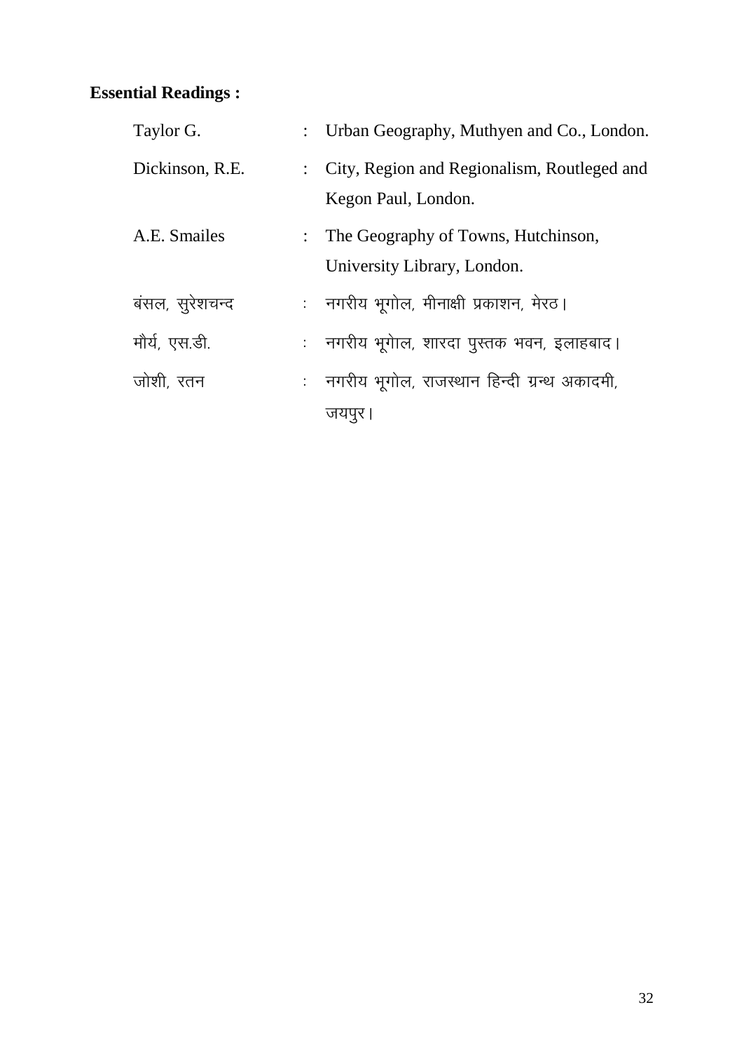**Essential Readings :**

| | | |
|---|---|---|
| Taylor G. | : | Urban Geography, Muthyen and Co., London. |
| Dickinson, R.E. | : | City, Region and Regionalism, Routleged and Kegon Paul, London. |
| A.E. Smailes | : | The Geography of Towns, Hutchinson, University Library, London. |
| बंसल, सुरेशचन्द | : | नगरीय भूगोल, मीनाक्षी प्रकाशन, मेरठ। |
| मौर्य, एस.डी. | : | नगरीय भूगोल, शारदा पुस्तक भवन, इलाहबाद। |
| जोशी, रतन | : | नगरीय भूगोल, राजस्थान हिन्दी ग्रन्थ अकादमी, जयपुर। |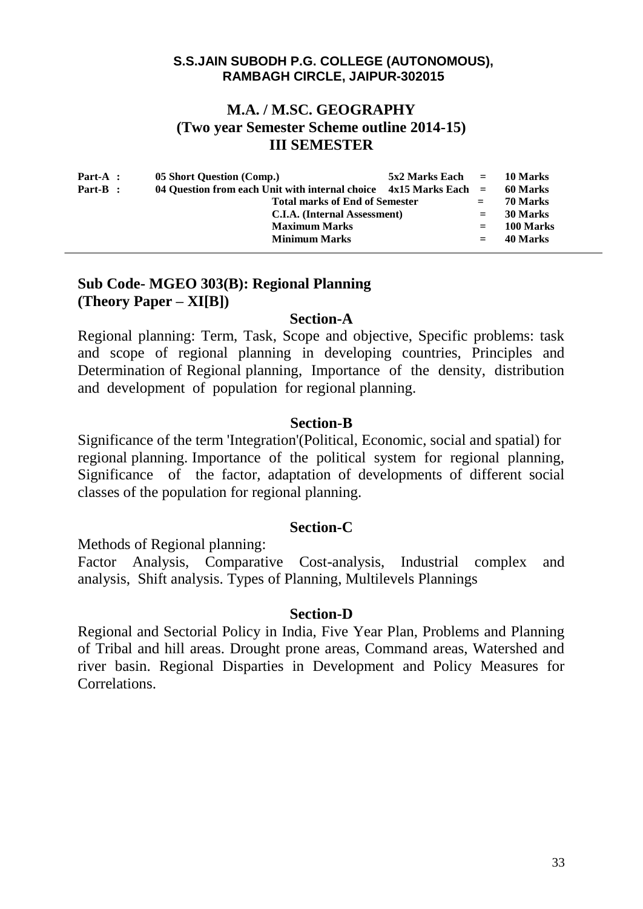**S.S.JAIN SUBODH P.G. COLLEGE (AUTONOMOUS), RAMBAGH CIRCLE, JAIPUR-302015**

# M.A. / M.SC. GEOGRAPHY
## (Two year Semester Scheme outline 2014-15)
## III SEMESTER

| | | | | |
|---|---|---|---|---|
| **Part-A :** | **05 Short Question (Comp.)** | **5x2 Marks Each** | **=** | **10 Marks** |
| **Part-B :** | **04 Question from each Unit with internal choice** | **4x15 Marks Each** | **=** | **60 Marks** |
| | **Total marks of End of Semester** | | **=** | **70 Marks** |
| | **C.I.A. (Internal Assessment)** | | **=** | **30 Marks** |
| | **Maximum Marks** | | **=** | **100 Marks** |
| | **Minimum Marks** | | **=** | **40 Marks** |

## Sub Code- MGEO 303(B): Regional Planning
## (Theory Paper – XI[B])

### Section-A

Regional planning: Term, Task, Scope and objective, Specific problems: task and scope of regional planning in developing countries, Principles and Determination of Regional planning, Importance of the density, distribution and development of population for regional planning.

### Section-B

Significance of the term 'Integration'(Political, Economic, social and spatial) for regional planning. Importance of the political system for regional planning, Significance of the factor, adaptation of developments of different social classes of the population for regional planning.

### Section-C

Methods of Regional planning:
Factor Analysis, Comparative Cost-analysis, Industrial complex and analysis, Shift analysis. Types of Planning, Multilevels Plannings

### Section-D

Regional and Sectorial Policy in India, Five Year Plan, Problems and Planning of Tribal and hill areas. Drought prone areas, Command areas, Watershed and river basin. Regional Disparties in Development and Policy Measures for Correlations.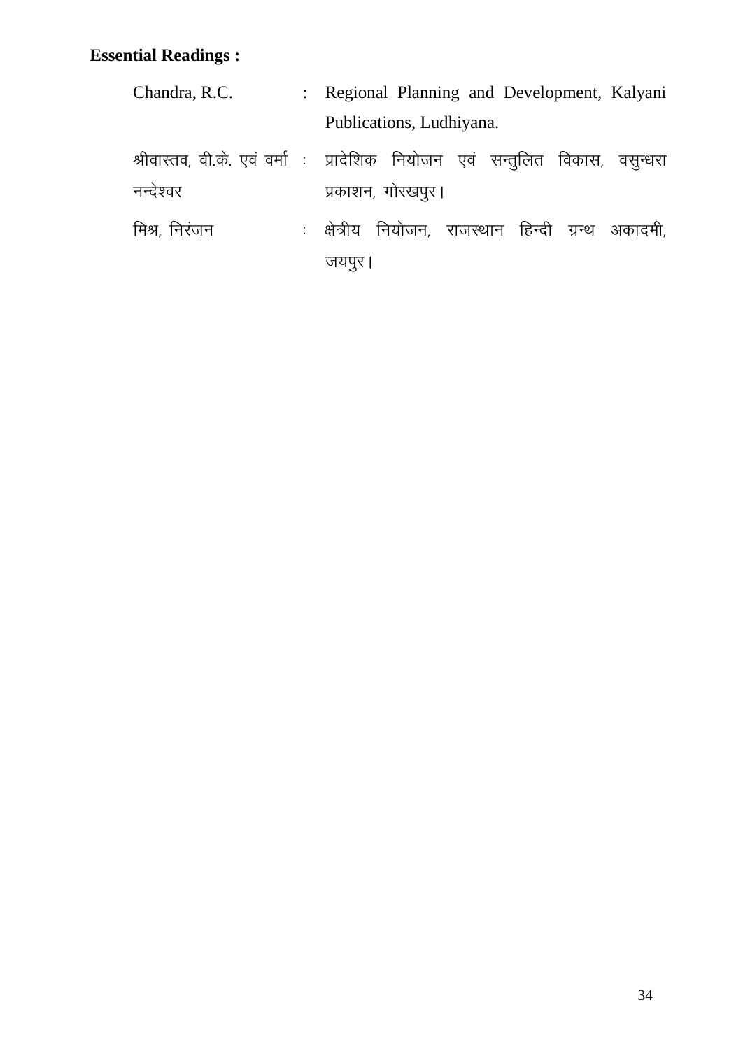**Essential Readings :**

| | | |
|---|---|---|
| Chandra, R.C. | : | Regional Planning and Development, Kalyani Publications, Ludhiyana. |
| श्रीवास्तव, वी.के. एवं वर्मा नन्देश्वर | : | प्रादेशिक नियोजन एवं सन्तुलित विकास, वसुन्धरा प्रकाशन, गोरखपुर। |
| मिश्र, निरंजन | : | क्षेत्रीय नियोजन, राजस्थान हिन्दी ग्रन्थ अकादमी, जयपुर। |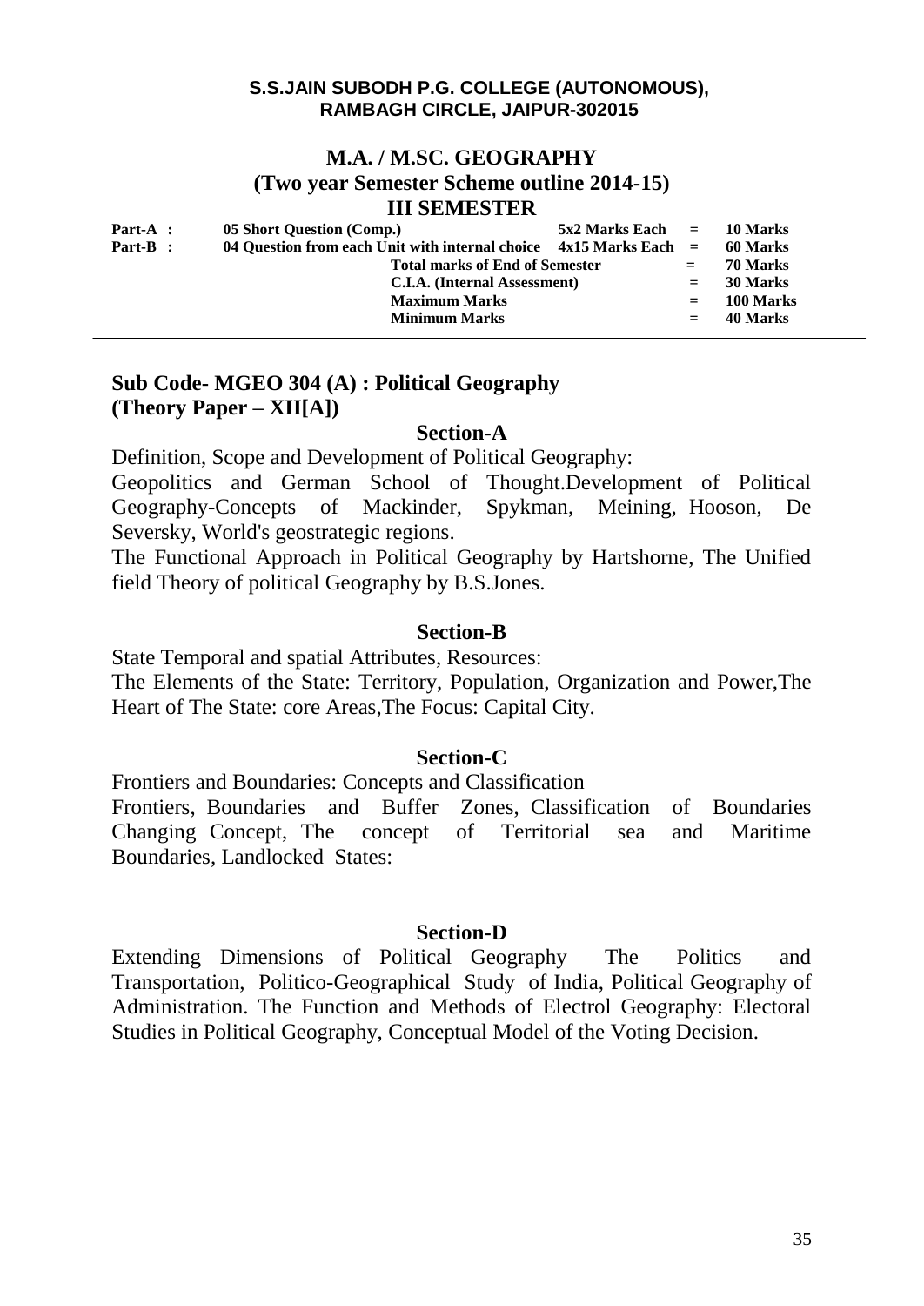**S.S.JAIN SUBODH P.G. COLLEGE (AUTONOMOUS), RAMBAGH CIRCLE, JAIPUR-302015**

# M.A. / M.SC. GEOGRAPHY

## (Two year Semester Scheme outline 2014-15)

## III SEMESTER

| | | | | |
|---|---|---|---|---|
| **Part-A :** | **05 Short Question (Comp.)** | **5x2 Marks Each** | **=** | **10 Marks** |
| **Part-B :** | **04 Question from each Unit with internal choice** | **4x15 Marks Each** | **=** | **60 Marks** |
| | **Total marks of End of Semester** | | **=** | **70 Marks** |
| | **C.I.A. (Internal Assessment)** | | **=** | **30 Marks** |
| | **Maximum Marks** | | **=** | **100 Marks** |
| | **Minimum Marks** | | **=** | **40 Marks** |

### Sub Code- MGEO 304 (A) : Political Geography (Theory Paper – XII[A])

#### Section-A

Definition, Scope and Development of Political Geography:

Geopolitics and German School of Thought.Development of Political Geography-Concepts of Mackinder, Spykman, Meining, Hooson, De Seversky, World's geostrategic regions.

The Functional Approach in Political Geography by Hartshorne, The Unified field Theory of political Geography by B.S.Jones.

#### Section-B

State Temporal and spatial Attributes, Resources:

The Elements of the State: Territory, Population, Organization and Power,The Heart of The State: core Areas,The Focus: Capital City.

#### Section-C

Frontiers and Boundaries: Concepts and Classification

Frontiers, Boundaries and Buffer Zones, Classification of Boundaries Changing Concept, The concept of Territorial sea and Maritime Boundaries, Landlocked States:

#### Section-D

Extending Dimensions of Political Geography The Politics and Transportation, Politico-Geographical Study of India, Political Geography of Administration. The Function and Methods of Electrol Geography: Electoral Studies in Political Geography, Conceptual Model of the Voting Decision.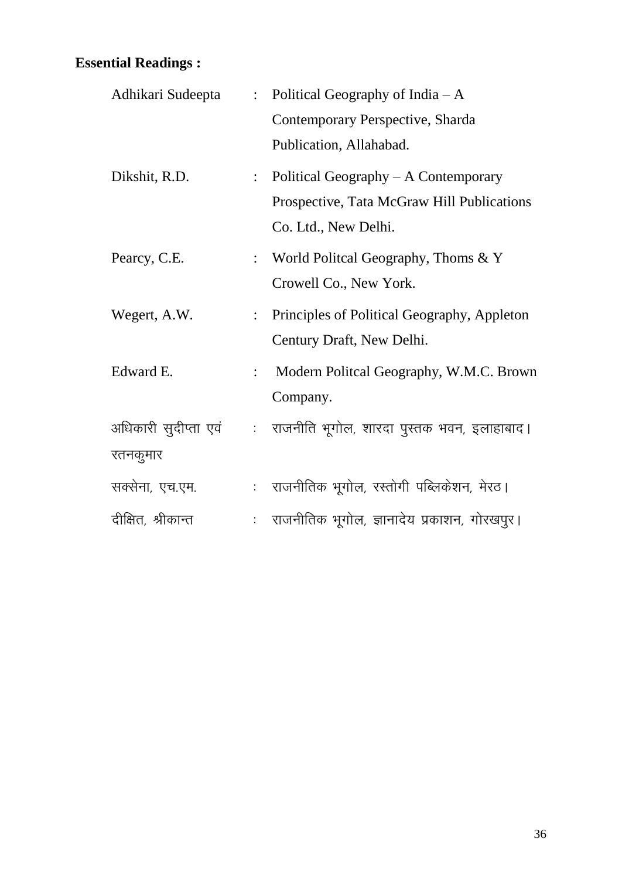**Essential Readings :**

| | | |
|---|---|---|
| Adhikari Sudeepta | : | Political Geography of India – A Contemporary Perspective, Sharda Publication, Allahabad. |
| Dikshit, R.D. | : | Political Geography – A Contemporary Prospective, Tata McGraw Hill Publications Co. Ltd., New Delhi. |
| Pearcy, C.E. | : | World Politcal Geography, Thoms & Y Crowell Co., New York. |
| Wegert, A.W. | : | Principles of Political Geography, Appleton Century Draft, New Delhi. |
| Edward E. | : | Modern Politcal Geography, W.M.C. Brown Company. |
| अधिकारी सुदीप्ता एवं रतनकुमार | : | राजनीति भूगोल, शारदा पुस्तक भवन, इलाहाबाद। |
| सक्सेना, एच.एम. | : | राजनीतिक भूगोल, रस्तोगी पब्लिकेशन, मेरठ। |
| दीक्षित, श्रीकान्त | : | राजनीतिक भूगोल, ज्ञानादेय प्रकाशन, गोरखपुर। |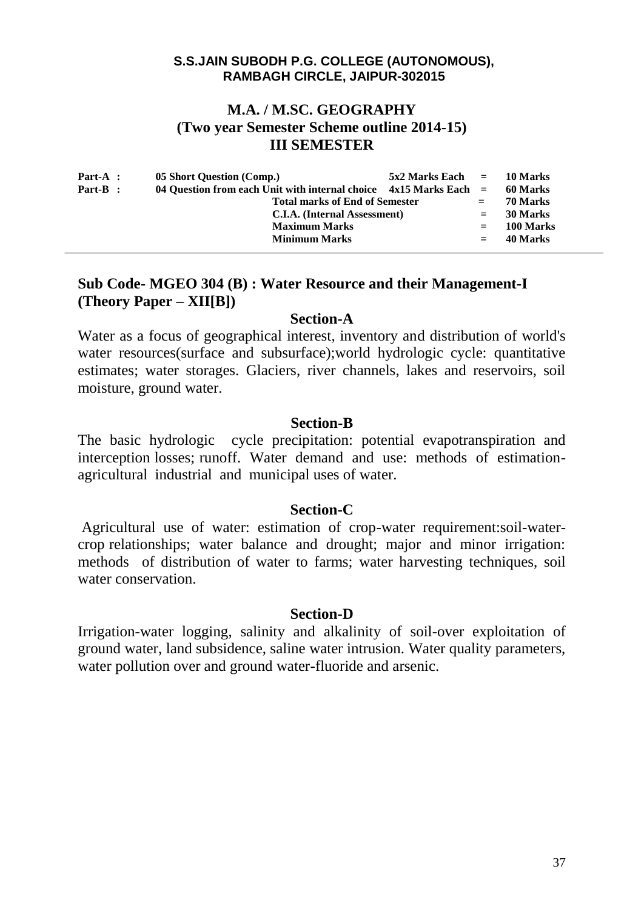**S.S.JAIN SUBODH P.G. COLLEGE (AUTONOMOUS),**
**RAMBAGH CIRCLE, JAIPUR-302015**

# M.A. / M.SC. GEOGRAPHY
## (Two year Semester Scheme outline 2014-15)
## III SEMESTER

| | | | | |
|---|---|---|---|---|
| **Part-A :** | **05 Short Question (Comp.)** | **5x2 Marks Each** | **=** | **10 Marks** |
| **Part-B :** | **04 Question from each Unit with internal choice** | **4x15 Marks Each** | **=** | **60 Marks** |
| | **Total marks of End of Semester** | | **=** | **70 Marks** |
| | **C.I.A. (Internal Assessment)** | | **=** | **30 Marks** |
| | **Maximum Marks** | | **=** | **100 Marks** |
| | **Minimum Marks** | | **=** | **40 Marks** |

## Sub Code- MGEO 304 (B) : Water Resource and their Management-I (Theory Paper – XII[B])

### Section-A

Water as a focus of geographical interest, inventory and distribution of world's water resources(surface and subsurface);world hydrologic cycle: quantitative estimates; water storages. Glaciers, river channels, lakes and reservoirs, soil moisture, ground water.

### Section-B

The basic hydrologic cycle precipitation: potential evapotranspiration and interception losses; runoff. Water demand and use: methods of estimation-agricultural industrial and municipal uses of water.

### Section-C

Agricultural use of water: estimation of crop-water requirement:soil-water-crop relationships; water balance and drought; major and minor irrigation: methods of distribution of water to farms; water harvesting techniques, soil water conservation.

### Section-D

Irrigation-water logging, salinity and alkalinity of soil-over exploitation of ground water, land subsidence, saline water intrusion. Water quality parameters, water pollution over and ground water-fluoride and arsenic.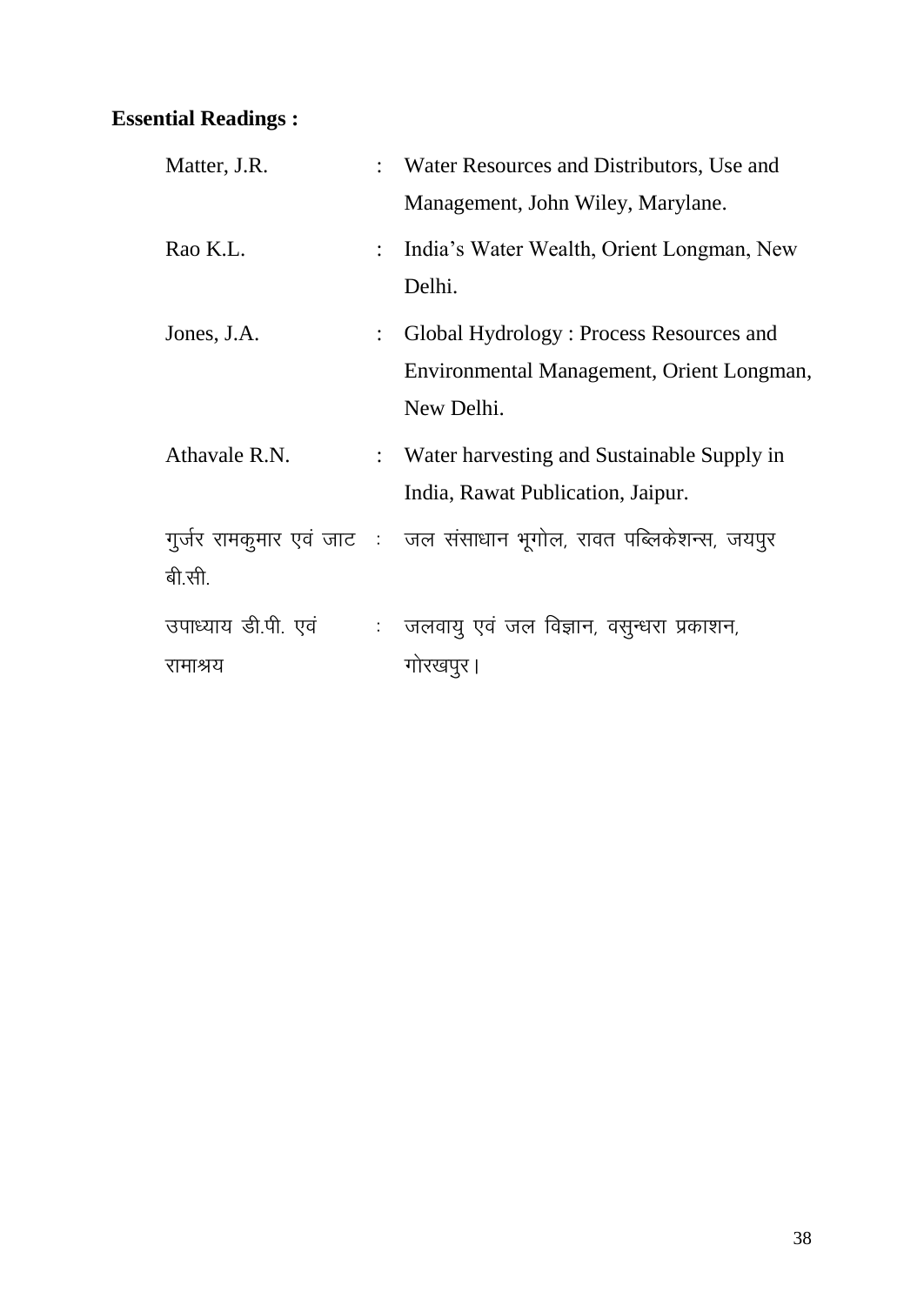**Essential Readings :**

| | | |
|---|---|---|
| Matter, J.R. | : | Water Resources and Distributors, Use and Management, John Wiley, Marylane. |
| Rao K.L. | : | India's Water Wealth, Orient Longman, New Delhi. |
| Jones, J.A. | : | Global Hydrology : Process Resources and Environmental Management, Orient Longman, New Delhi. |
| Athavale R.N. | : | Water harvesting and Sustainable Supply in India, Rawat Publication, Jaipur. |
| गुर्जर रामकुमार एवं जाट बी.सी. | : | जल संसाधान भूगोल, रावत पब्लिकेशन्स, जयपुर |
| उपाध्याय डी.पी. एवं रामाश्रय | : | जलवायु एवं जल विज्ञान, वसुन्धरा प्रकाशन, गोरखपुर। |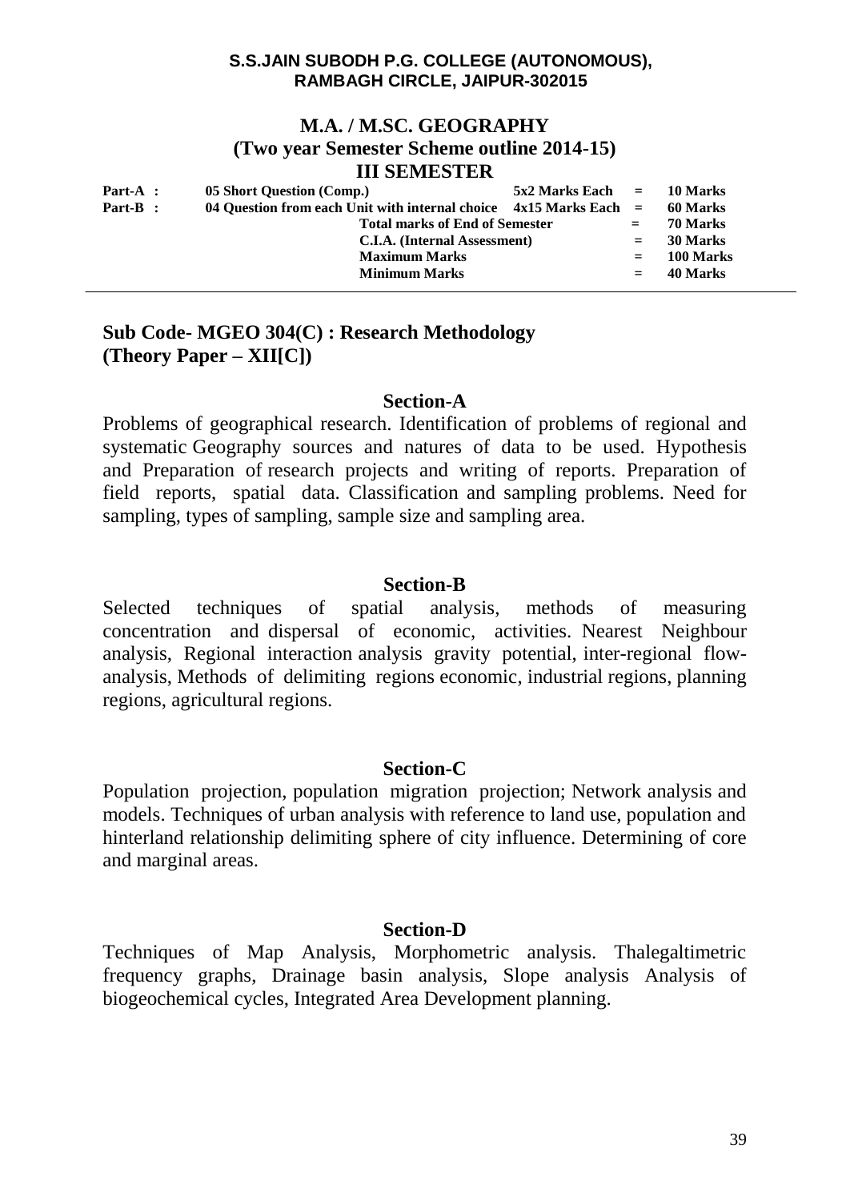**S.S.JAIN SUBODH P.G. COLLEGE (AUTONOMOUS),**
**RAMBAGH CIRCLE, JAIPUR-302015**

# M.A. / M.SC. GEOGRAPHY
## (Two year Semester Scheme outline 2014-15)
## III SEMESTER

| | | | | |
|---|---|---|---|---|
| **Part-A :** | **05 Short Question (Comp.)** | **5x2 Marks Each** | **=** | **10 Marks** |
| **Part-B :** | **04 Question from each Unit with internal choice** | **4x15 Marks Each** | **=** | **60 Marks** |
| | **Total marks of End of Semester** | | **=** | **70 Marks** |
| | **C.I.A. (Internal Assessment)** | | **=** | **30 Marks** |
| | **Maximum Marks** | | **=** | **100 Marks** |
| | **Minimum Marks** | | **=** | **40 Marks** |

---

**Sub Code- MGEO 304(C) : Research Methodology**
**(Theory Paper – XII[C])**

### Section-A

Problems of geographical research. Identification of problems of regional and systematic Geography sources and natures of data to be used. Hypothesis and Preparation of research projects and writing of reports. Preparation of field reports, spatial data. Classification and sampling problems. Need for sampling, types of sampling, sample size and sampling area.

### Section-B

Selected techniques of spatial analysis, methods of measuring concentration and dispersal of economic, activities. Nearest Neighbour analysis, Regional interaction analysis gravity potential, inter-regional flow-analysis, Methods of delimiting regions economic, industrial regions, planning regions, agricultural regions.

### Section-C

Population projection, population migration projection; Network analysis and models. Techniques of urban analysis with reference to land use, population and hinterland relationship delimiting sphere of city influence. Determining of core and marginal areas.

### Section-D

Techniques of Map Analysis, Morphometric analysis. Thalegaltimetric frequency graphs, Drainage basin analysis, Slope analysis Analysis of biogeochemical cycles, Integrated Area Development planning.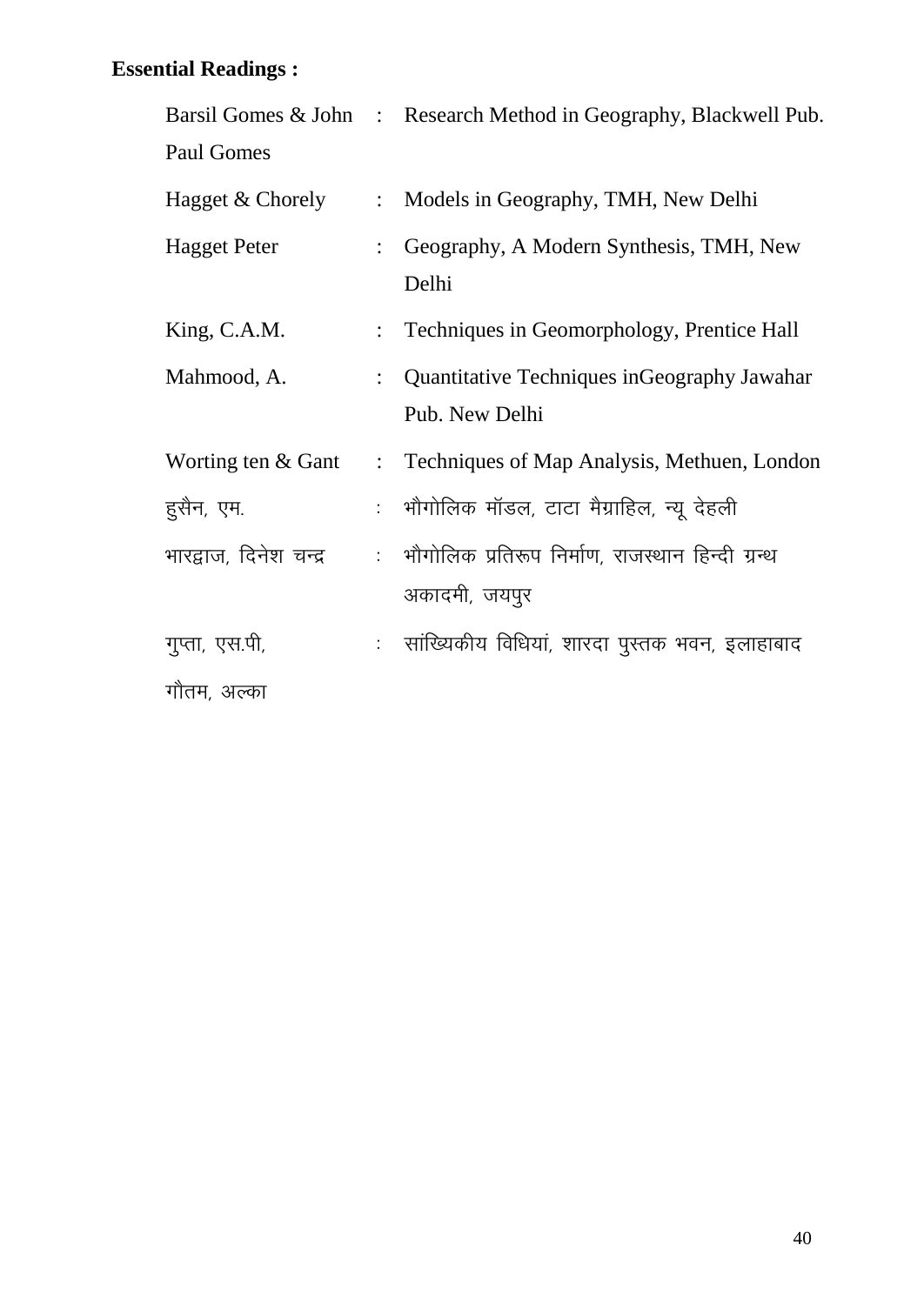**Essential Readings :**

| | | |
|---|---|---|
| Barsil Gomes & John Paul Gomes | : | Research Method in Geography, Blackwell Pub. |
| Hagget & Chorely | : | Models in Geography, TMH, New Delhi |
| Hagget Peter | : | Geography, A Modern Synthesis, TMH, New Delhi |
| King, C.A.M. | : | Techniques in Geomorphology, Prentice Hall |
| Mahmood, A. | : | Quantitative Techniques inGeography Jawahar Pub. New Delhi |
| Worting ten & Gant | : | Techniques of Map Analysis, Methuen, London |
| हुसैन, एम. | : | भौगोलिक मॉडल, टाटा मैग्राहिल, न्यू देहली |
| भारद्वाज, दिनेश चन्द्र | : | भौगोलिक प्रतिरूप निर्माण, राजस्थान हिन्दी ग्रन्थ अकादमी, जयपुर |
| गुप्ता, एस.पी, | : | सांख्यिकीय विधियां, शारदा पुस्तक भवन, इलाहाबाद |
| गौतम, अल्का | | |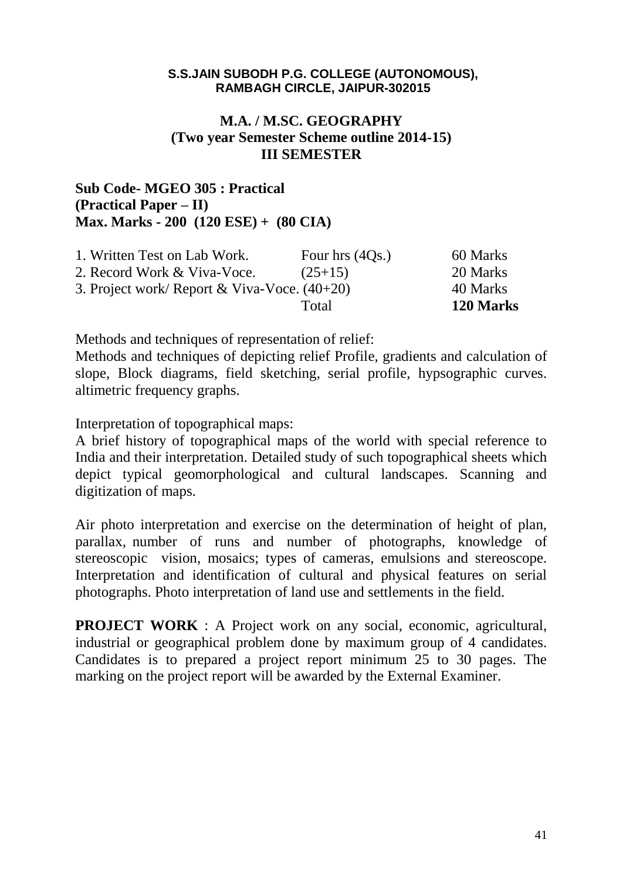**S.S.JAIN SUBODH P.G. COLLEGE (AUTONOMOUS),**
**RAMBAGH CIRCLE, JAIPUR-302015**

# M.A. / M.SC. GEOGRAPHY
## (Two year Semester Scheme outline 2014-15)
## III SEMESTER

**Sub Code- MGEO 305 : Practical**
**(Practical Paper – II)**
**Max. Marks - 200 (120 ESE) + (80 CIA)**

| | | |
|---|---|---|
| 1. Written Test on Lab Work. | Four hrs (4Qs.) | 60 Marks |
| 2. Record Work & Viva-Voce. | (25+15) | 20 Marks |
| 3. Project work/ Report & Viva-Voce. | (40+20) | 40 Marks |
| | Total | **120 Marks** |

Methods and techniques of representation of relief:
Methods and techniques of depicting relief Profile, gradients and calculation of slope, Block diagrams, field sketching, serial profile, hypsographic curves. altimetric frequency graphs.

Interpretation of topographical maps:
A brief history of topographical maps of the world with special reference to India and their interpretation. Detailed study of such topographical sheets which depict typical geomorphological and cultural landscapes. Scanning and digitization of maps.

Air photo interpretation and exercise on the determination of height of plan, parallax, number of runs and number of photographs, knowledge of stereoscopic vision, mosaics; types of cameras, emulsions and stereoscope. Interpretation and identification of cultural and physical features on serial photographs. Photo interpretation of land use and settlements in the field.

**PROJECT WORK** : A Project work on any social, economic, agricultural, industrial or geographical problem done by maximum group of 4 candidates. Candidates is to prepared a project report minimum 25 to 30 pages. The marking on the project report will be awarded by the External Examiner.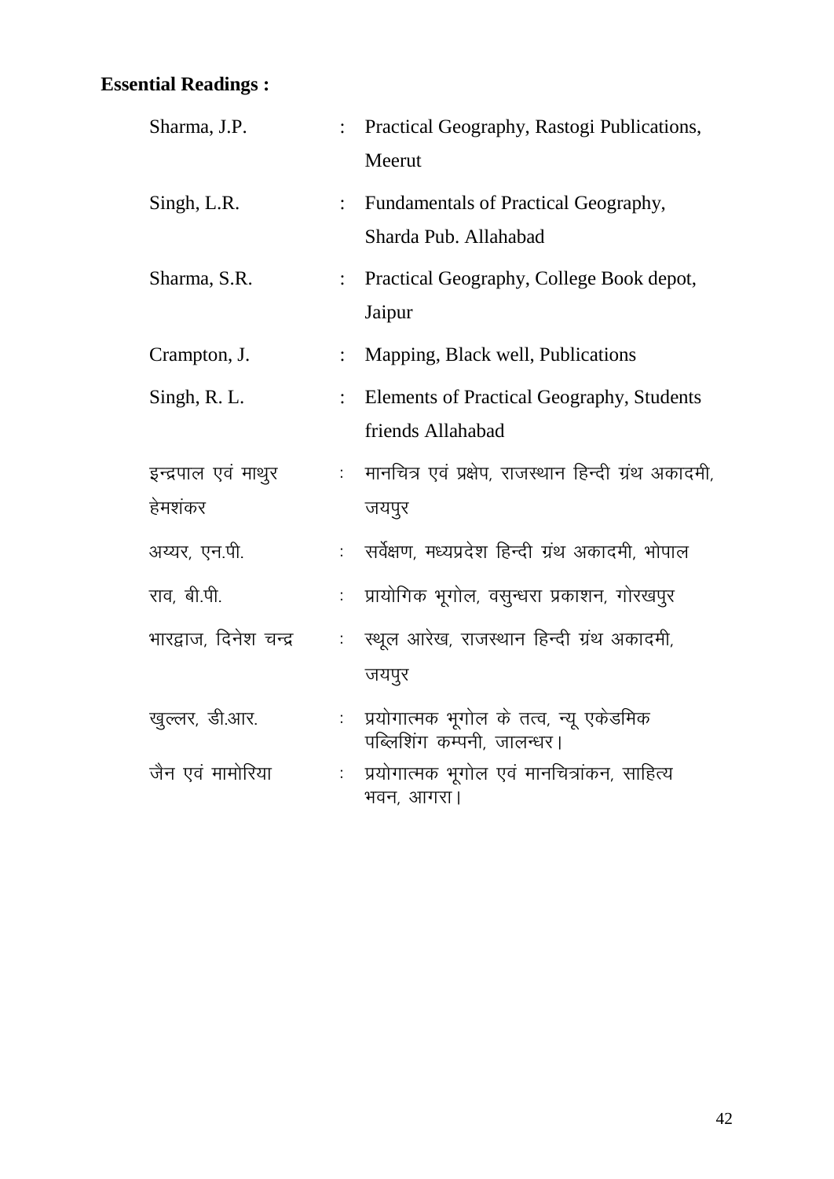**Essential Readings :**

| | | |
|---|---|---|
| Sharma, J.P. | : | Practical Geography, Rastogi Publications, Meerut |
| Singh, L.R. | : | Fundamentals of Practical Geography, Sharda Pub. Allahabad |
| Sharma, S.R. | : | Practical Geography, College Book depot, Jaipur |
| Crampton, J. | : | Mapping, Black well, Publications |
| Singh, R. L. | : | Elements of Practical Geography, Students friends Allahabad |
| इन्द्रपाल एवं माथुर हेमशंकर | : | मानचित्र एवं प्रक्षेप, राजस्थान हिन्दी ग्रंथ अकादमी, जयपुर |
| अय्यर, एन.पी. | : | सर्वेक्षण, मध्यप्रदेश हिन्दी ग्रंथ अकादमी, भोपाल |
| राव, बी.पी. | : | प्रायोगिक भूगोल, वसुन्धरा प्रकाशन, गोरखपुर |
| भारद्वाज, दिनेश चन्द्र | : | स्थूल आरेख, राजस्थान हिन्दी ग्रंथ अकादमी, जयपुर |
| खुल्लर, डी.आर. | : | प्रयोगात्मक भूगोल के तत्व, न्यू एकेडमिक पब्लिशिंग कम्पनी, जालन्धर। |
| जैन एवं मामोरिया | : | प्रयोगात्मक भूगोल एवं मानचित्रांकन, साहित्य भवन, आगरा। |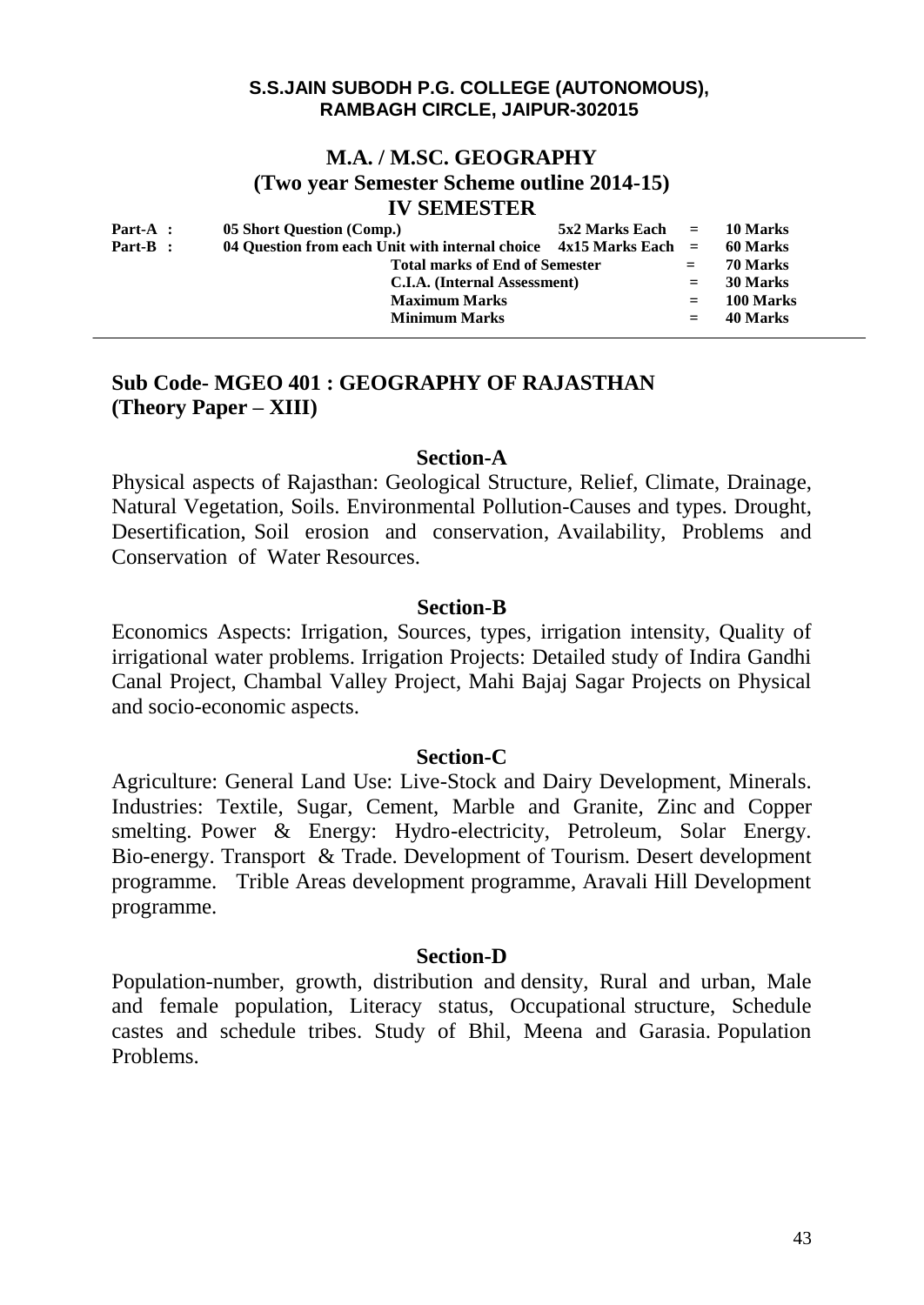**S.S.JAIN SUBODH P.G. COLLEGE (AUTONOMOUS),**
**RAMBAGH CIRCLE, JAIPUR-302015**

# M.A. / M.SC. GEOGRAPHY

## (Two year Semester Scheme outline 2014-15)

## IV SEMESTER

| | | | | |
|---|---|---|---|---|
| **Part-A :** | **05 Short Question (Comp.)** | **5x2 Marks Each** | **=** | **10 Marks** |
| **Part-B :** | **04 Question from each Unit with internal choice** | **4x15 Marks Each** | **=** | **60 Marks** |
| | **Total marks of End of Semester** | | **=** | **70 Marks** |
| | **C.I.A. (Internal Assessment)** | | **=** | **30 Marks** |
| | **Maximum Marks** | | **=** | **100 Marks** |
| | **Minimum Marks** | | **=** | **40 Marks** |

## Sub Code- MGEO 401 : GEOGRAPHY OF RAJASTHAN
## (Theory Paper – XIII)

### Section-A

Physical aspects of Rajasthan: Geological Structure, Relief, Climate, Drainage, Natural Vegetation, Soils. Environmental Pollution-Causes and types. Drought, Desertification, Soil erosion and conservation, Availability, Problems and Conservation of Water Resources.

### Section-B

Economics Aspects: Irrigation, Sources, types, irrigation intensity, Quality of irrigational water problems. Irrigation Projects: Detailed study of Indira Gandhi Canal Project, Chambal Valley Project, Mahi Bajaj Sagar Projects on Physical and socio-economic aspects.

### Section-C

Agriculture: General Land Use: Live-Stock and Dairy Development, Minerals. Industries: Textile, Sugar, Cement, Marble and Granite, Zinc and Copper smelting. Power & Energy: Hydro-electricity, Petroleum, Solar Energy. Bio-energy. Transport & Trade. Development of Tourism. Desert development programme. Trible Areas development programme, Aravali Hill Development programme.

### Section-D

Population-number, growth, distribution and density, Rural and urban, Male and female population, Literacy status, Occupational structure, Schedule castes and schedule tribes. Study of Bhil, Meena and Garasia. Population Problems.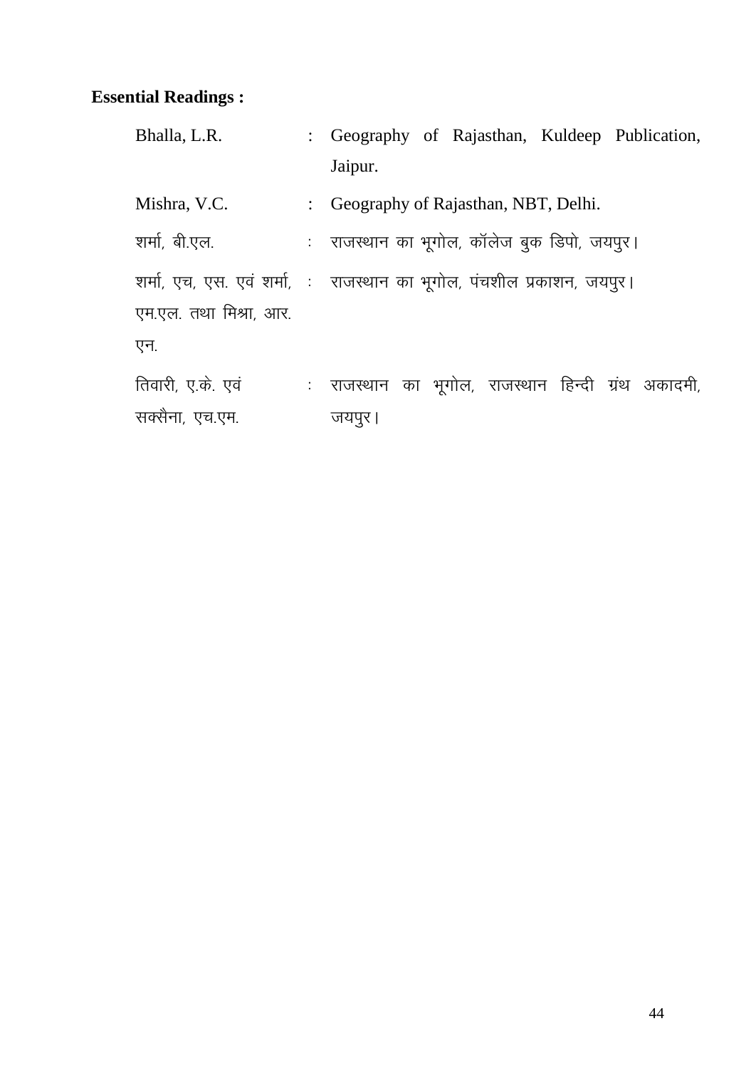**Essential Readings :**

| | | |
|---|---|---|
| Bhalla, L.R. | : | Geography of Rajasthan, Kuldeep Publication, Jaipur. |
| Mishra, V.C. | : | Geography of Rajasthan, NBT, Delhi. |
| शर्मा, बी.एल. | : | राजस्थान का भूगोल, कॉलेज बुक डिपो, जयपुर। |
| शर्मा, एच, एस. एवं शर्मा, एम.एल. तथा मिश्रा, आर. एन. | : | राजस्थान का भूगोल, पंचशील प्रकाशन, जयपुर। |
| तिवारी, ए.के. एवं सक्सैना, एच.एम. | : | राजस्थान का भूगोल, राजस्थान हिन्दी ग्रंथ अकादमी, जयपुर। |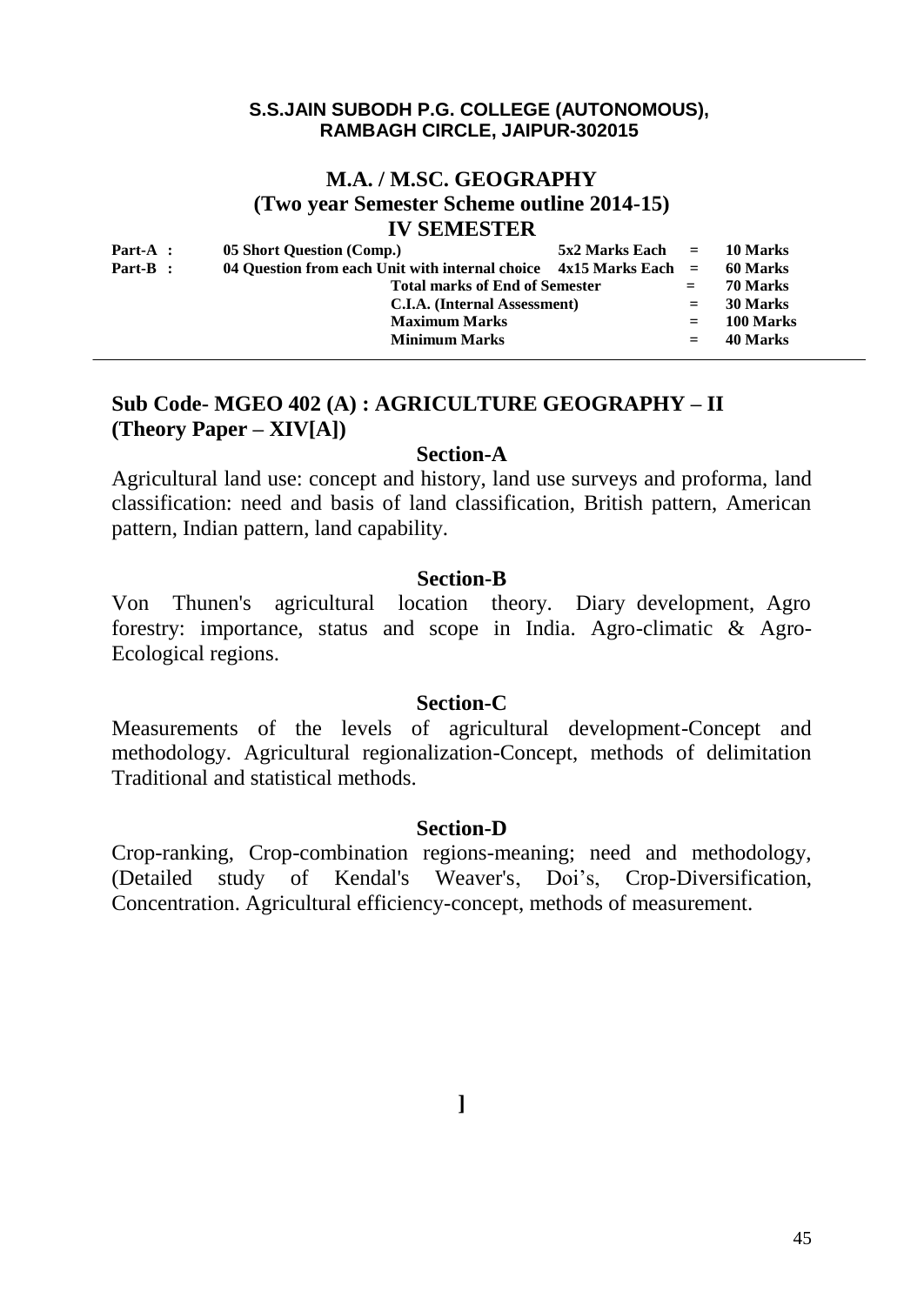**S.S.JAIN SUBODH P.G. COLLEGE (AUTONOMOUS),**
**RAMBAGH CIRCLE, JAIPUR-302015**

# M.A. / M.SC. GEOGRAPHY
## (Two year Semester Scheme outline 2014-15)
## IV SEMESTER

| | | | | |
|---|---|---|---|---|
| **Part-A :** | **05 Short Question (Comp.)** | **5x2 Marks Each** | **=** | **10 Marks** |
| **Part-B :** | **04 Question from each Unit with internal choice** | **4x15 Marks Each** | **=** | **60 Marks** |
| | **Total marks of End of Semester** | | **=** | **70 Marks** |
| | **C.I.A. (Internal Assessment)** | | **=** | **30 Marks** |
| | **Maximum Marks** | | **=** | **100 Marks** |
| | **Minimum Marks** | | **=** | **40 Marks** |

## Sub Code- MGEO 402 (A) : AGRICULTURE GEOGRAPHY – II (Theory Paper – XIV[A])

### Section-A

Agricultural land use: concept and history, land use surveys and proforma, land classification: need and basis of land classification, British pattern, American pattern, Indian pattern, land capability.

### Section-B

Von Thunen's agricultural location theory. Diary development, Agro forestry: importance, status and scope in India. Agro-climatic & Agro-Ecological regions.

### Section-C

Measurements of the levels of agricultural development-Concept and methodology. Agricultural regionalization-Concept, methods of delimitation Traditional and statistical methods.

### Section-D

Crop-ranking, Crop-combination regions-meaning; need and methodology, (Detailed study of Kendal's Weaver's, Doi's, Crop-Diversification, Concentration. Agricultural efficiency-concept, methods of measurement.

]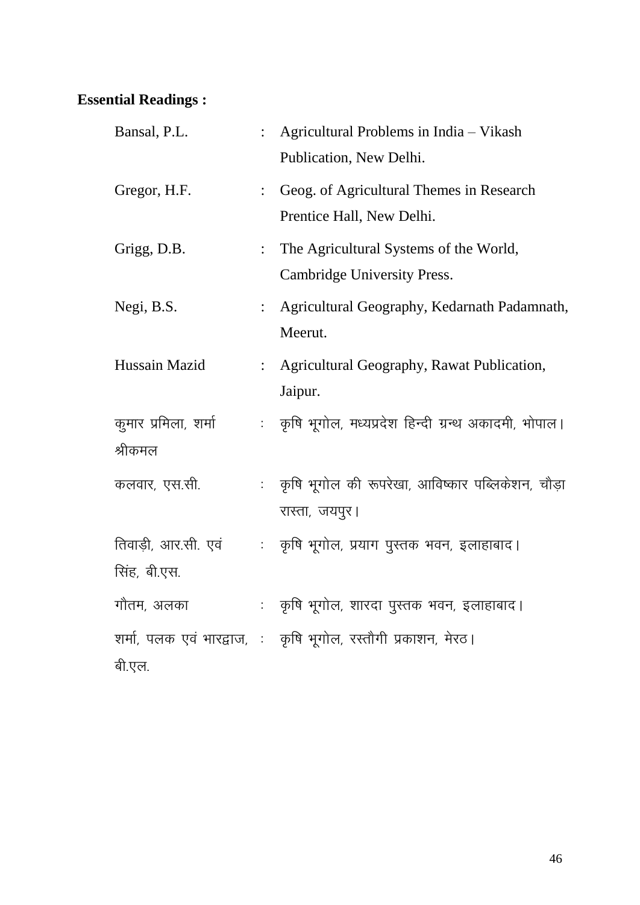**Essential Readings :**

| | | |
|---|---|---|
| Bansal, P.L. | : | Agricultural Problems in India – Vikash Publication, New Delhi. |
| Gregor, H.F. | : | Geog. of Agricultural Themes in Research Prentice Hall, New Delhi. |
| Grigg, D.B. | : | The Agricultural Systems of the World, Cambridge University Press. |
| Negi, B.S. | : | Agricultural Geography, Kedarnath Padamnath, Meerut. |
| Hussain Mazid | : | Agricultural Geography, Rawat Publication, Jaipur. |
| कुमार प्रमिला, शर्मा श्रीकमल | : | कृषि भूगोल, मध्यप्रदेश हिन्दी ग्रन्थ अकादमी, भोपाल। |
| कलवार, एस.सी. | : | कृषि भूगोल की रूपरेखा, आविष्कार पब्लिकेशन, चौड़ा रास्ता, जयपुर। |
| तिवाड़ी, आर.सी. एवं सिंह, बी.एस. | : | कृषि भूगोल, प्रयाग पुस्तक भवन, इलाहाबाद। |
| गौतम, अलका | : | कृषि भूगोल, शारदा पुस्तक भवन, इलाहाबाद। |
| शर्मा, पलक एवं भारद्वाज, बी.एल. | : | कृषि भूगोल, रस्तौगी प्रकाशन, मेरठ। |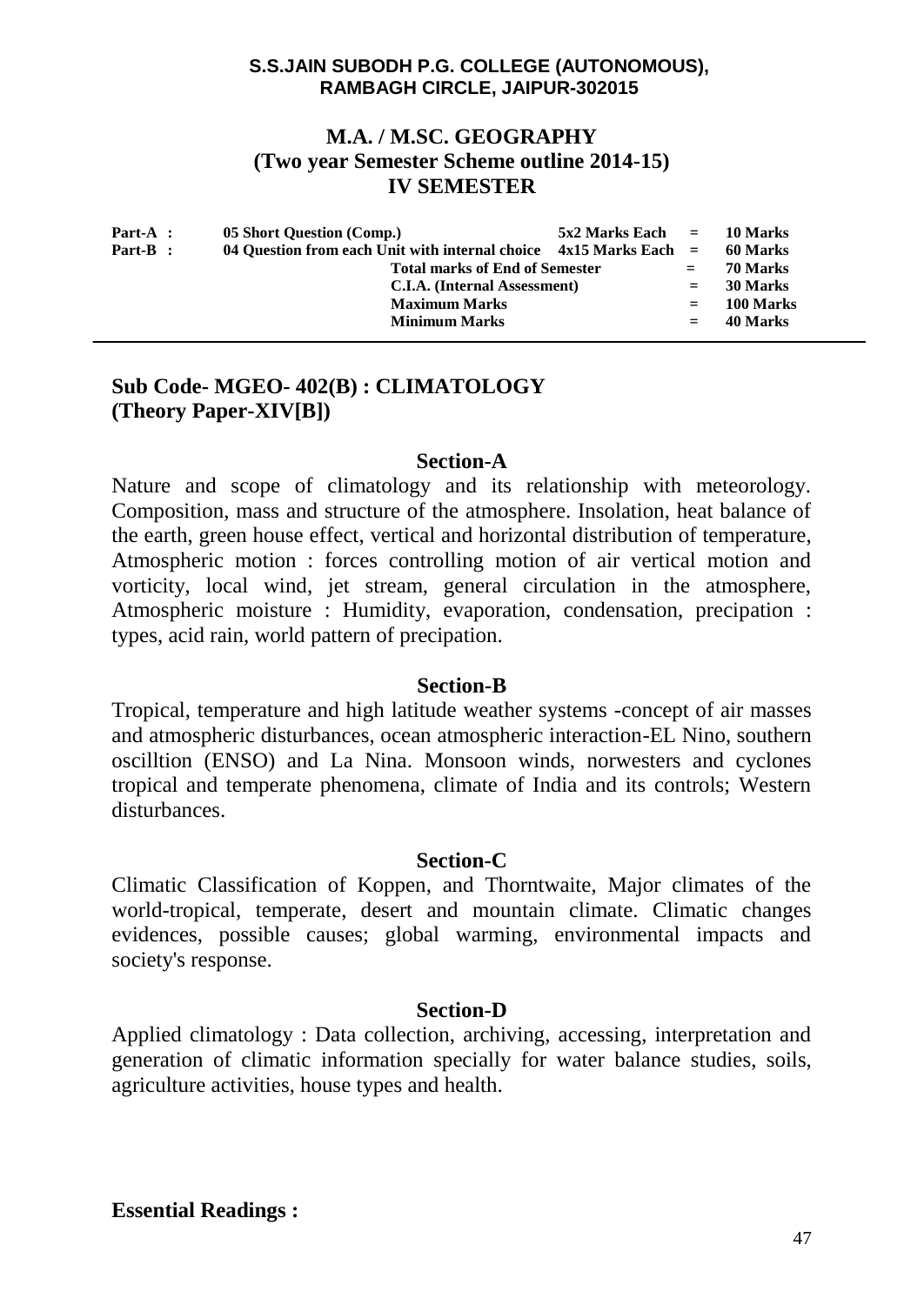**S.S.JAIN SUBODH P.G. COLLEGE (AUTONOMOUS), RAMBAGH CIRCLE, JAIPUR-302015**

# M.A. / M.SC. GEOGRAPHY
## (Two year Semester Scheme outline 2014-15)
## IV SEMESTER

| | | | | |
|---|---|---|---|---|
| **Part-A :** | **05 Short Question (Comp.)** | **5x2 Marks Each** | **=** | **10 Marks** |
| **Part-B :** | **04 Question from each Unit with internal choice** | **4x15 Marks Each** | **=** | **60 Marks** |
| | **Total marks of End of Semester** | | **=** | **70 Marks** |
| | **C.I.A. (Internal Assessment)** | | **=** | **30 Marks** |
| | **Maximum Marks** | | **=** | **100 Marks** |
| | **Minimum Marks** | | **=** | **40 Marks** |

---

## Sub Code- MGEO- 402(B) : CLIMATOLOGY
## (Theory Paper-XIV[B])

### Section-A

Nature and scope of climatology and its relationship with meteorology. Composition, mass and structure of the atmosphere. Insolation, heat balance of the earth, green house effect, vertical and horizontal distribution of temperature, Atmospheric motion : forces controlling motion of air vertical motion and vorticity, local wind, jet stream, general circulation in the atmosphere, Atmospheric moisture : Humidity, evaporation, condensation, precipation : types, acid rain, world pattern of precipation.

### Section-B

Tropical, temperature and high latitude weather systems -concept of air masses and atmospheric disturbances, ocean atmospheric interaction-EL Nino, southern oscilltion (ENSO) and La Nina. Monsoon winds, norwesters and cyclones tropical and temperate phenomena, climate of India and its controls; Western disturbances.

### Section-C

Climatic Classification of Koppen, and Thorntwaite, Major climates of the world-tropical, temperate, desert and mountain climate. Climatic changes evidences, possible causes; global warming, environmental impacts and society's response.

### Section-D

Applied climatology : Data collection, archiving, accessing, interpretation and generation of climatic information specially for water balance studies, soils, agriculture activities, house types and health.

**Essential Readings :**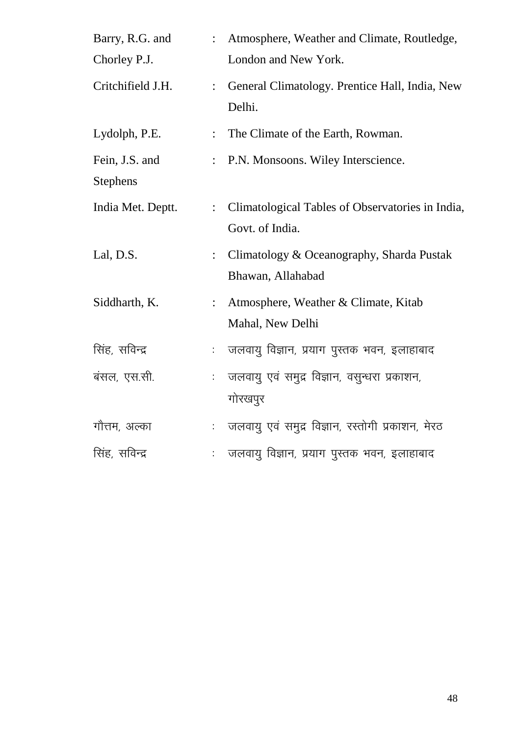| | | |
|---|---|---|
| Barry, R.G. and Chorley P.J. | : | Atmosphere, Weather and Climate, Routledge, London and New York. |
| Critchifield J.H. | : | General Climatology. Prentice Hall, India, New Delhi. |
| Lydolph, P.E. | : | The Climate of the Earth, Rowman. |
| Fein, J.S. and Stephens | : | P.N. Monsoons. Wiley Interscience. |
| India Met. Deptt. | : | Climatological Tables of Observatories in India, Govt. of India. |
| Lal, D.S. | : | Climatology & Oceanography, Sharda Pustak Bhawan, Allahabad |
| Siddharth, K. | : | Atmosphere, Weather & Climate, Kitab Mahal, New Delhi |
| सिंह, सविन्द्र | : | जलवायु विज्ञान, प्रयाग पुस्तक भवन, इलाहाबाद |
| बंसल, एस.सी. | : | जलवायु एवं समुद्र विज्ञान, वसुन्धरा प्रकाशन, गोरखपुर |
| गौत्तम, अल्का | : | जलवायु एवं समुद्र विज्ञान, रस्तोगी प्रकाशन, मेरठ |
| सिंह, सविन्द्र | : | जलवायु विज्ञान, प्रयाग पुस्तक भवन, इलाहाबाद |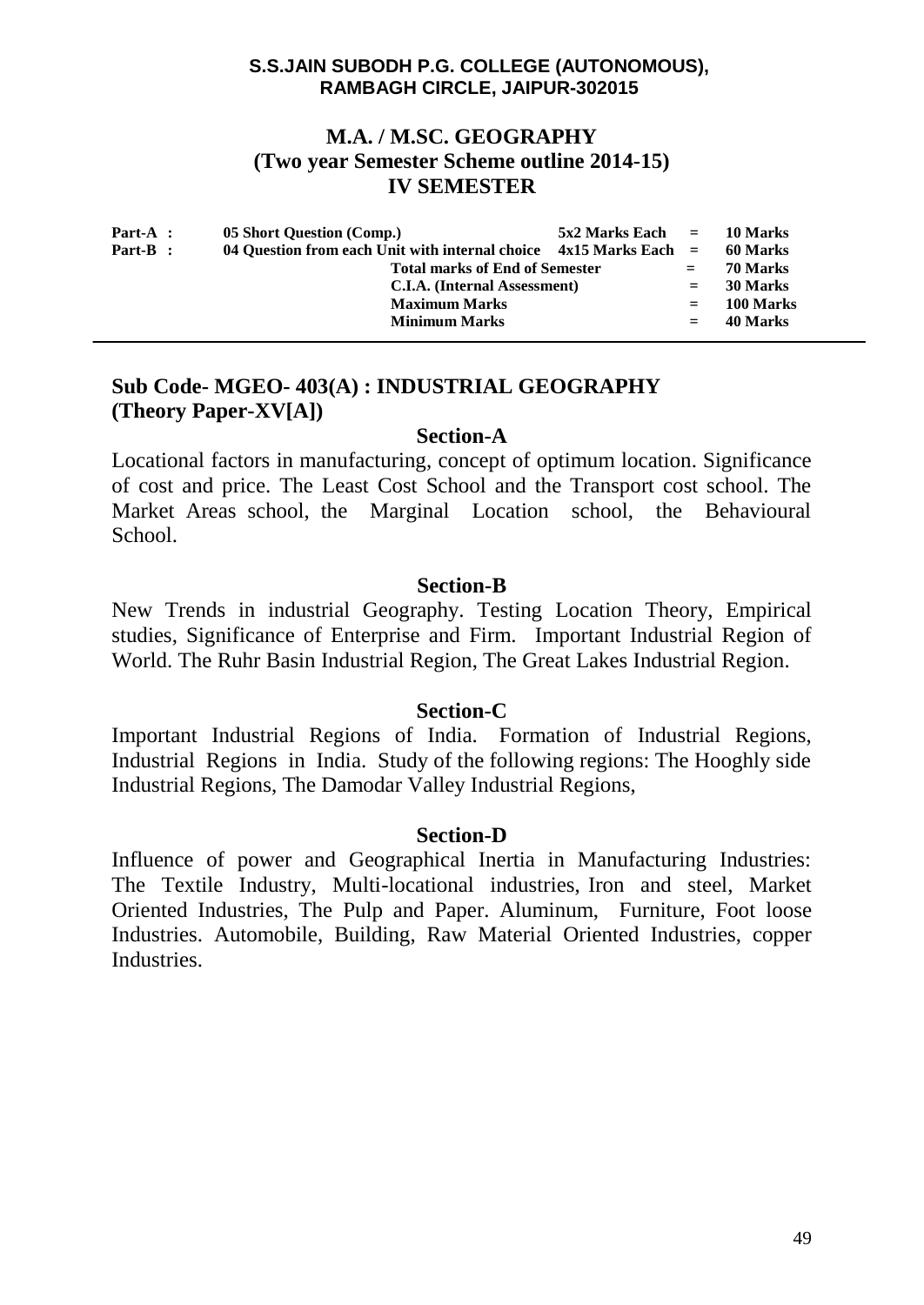**S.S.JAIN SUBODH P.G. COLLEGE (AUTONOMOUS), RAMBAGH CIRCLE, JAIPUR-302015**

# M.A. / M.SC. GEOGRAPHY
## (Two year Semester Scheme outline 2014-15)
## IV SEMESTER

| | | | | |
|---|---|---|---|---|
| **Part-A :** | **05 Short Question (Comp.)** | **5x2 Marks Each** | **=** | **10 Marks** |
| **Part-B :** | **04 Question from each Unit with internal choice** | **4x15 Marks Each** | **=** | **60 Marks** |
| | **Total marks of End of Semester** | | **=** | **70 Marks** |
| | **C.I.A. (Internal Assessment)** | | **=** | **30 Marks** |
| | **Maximum Marks** | | **=** | **100 Marks** |
| | **Minimum Marks** | | **=** | **40 Marks** |

---

## Sub Code- MGEO- 403(A) : INDUSTRIAL GEOGRAPHY
## (Theory Paper-XV[A])

### Section-A

Locational factors in manufacturing, concept of optimum location. Significance of cost and price. The Least Cost School and the Transport cost school. The Market Areas school, the Marginal Location school, the Behavioural School.

### Section-B

New Trends in industrial Geography. Testing Location Theory, Empirical studies, Significance of Enterprise and Firm. Important Industrial Region of World. The Ruhr Basin Industrial Region, The Great Lakes Industrial Region.

### Section-C

Important Industrial Regions of India. Formation of Industrial Regions, Industrial Regions in India. Study of the following regions: The Hooghly side Industrial Regions, The Damodar Valley Industrial Regions,

### Section-D

Influence of power and Geographical Inertia in Manufacturing Industries: The Textile Industry, Multi-locational industries, Iron and steel, Market Oriented Industries, The Pulp and Paper. Aluminum, Furniture, Foot loose Industries. Automobile, Building, Raw Material Oriented Industries, copper Industries.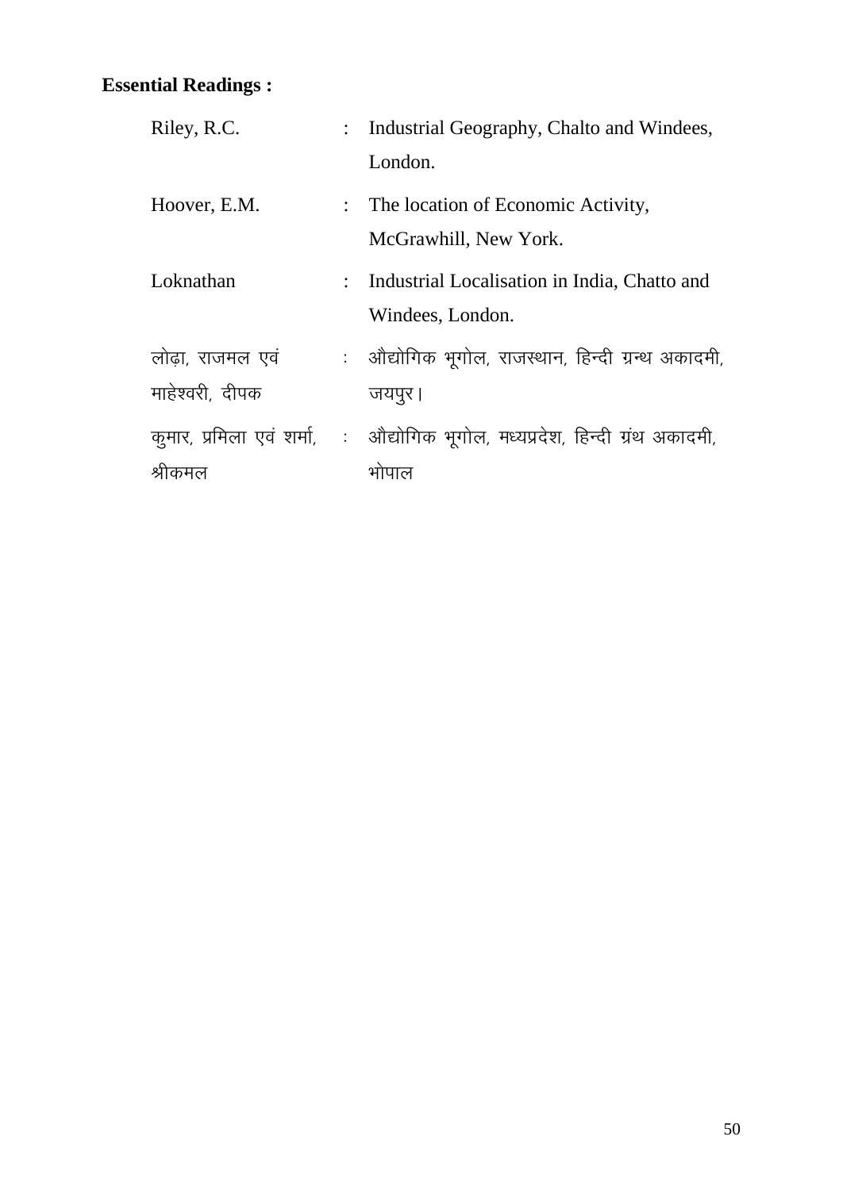**Essential Readings :**

| | | |
|---|---|---|
| Riley, R.C. | : | Industrial Geography, Chalto and Windees, London. |
| Hoover, E.M. | : | The location of Economic Activity, McGrawhill, New York. |
| Loknathan | : | Industrial Localisation in India, Chatto and Windees, London. |
| लोढ़ा, राजमल एवं माहेश्वरी, दीपक | : | औद्योगिक भूगोल, राजस्थान, हिन्दी ग्रन्थ अकादमी, जयपुर। |
| कुमार, प्रमिला एवं शर्मा, श्रीकमल | : | औद्योगिक भूगोल, मध्यप्रदेश, हिन्दी ग्रंथ अकादमी, भोपाल |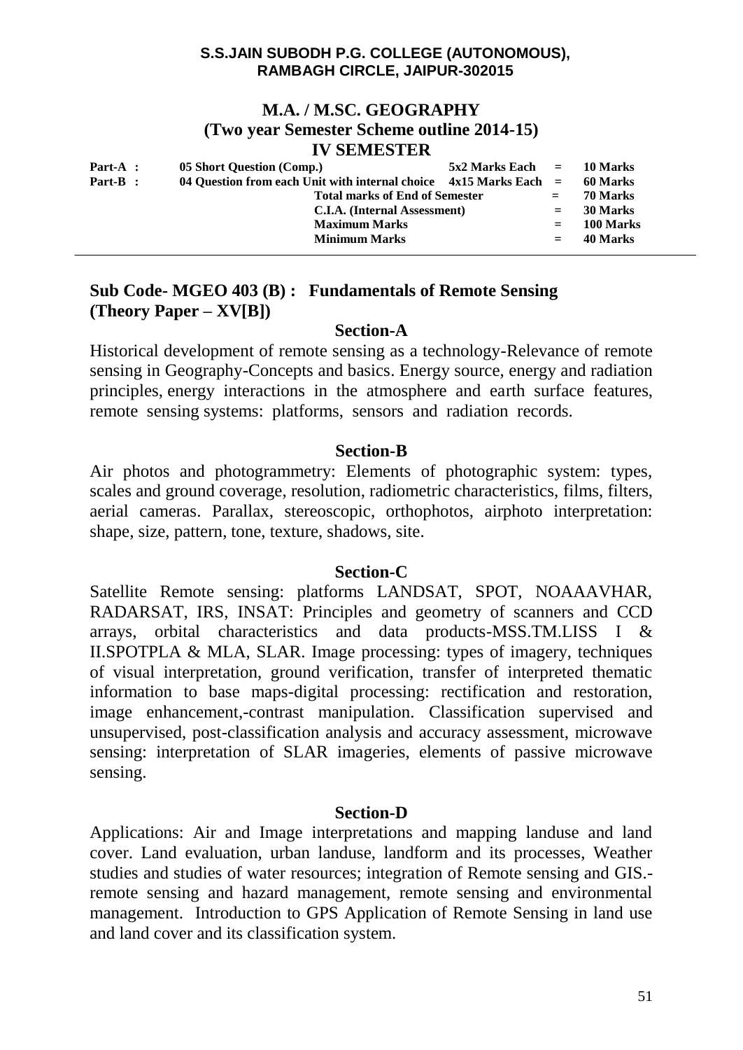**S.S.JAIN SUBODH P.G. COLLEGE (AUTONOMOUS),**
**RAMBAGH CIRCLE, JAIPUR-302015**

# M.A. / M.SC. GEOGRAPHY
## (Two year Semester Scheme outline 2014-15)
## IV SEMESTER

| | | | | |
|---|---|---|---|---|
| **Part-A :** | **05 Short Question (Comp.)** | **5x2 Marks Each** | **=** | **10 Marks** |
| **Part-B :** | **04 Question from each Unit with internal choice** | **4x15 Marks Each** | **=** | **60 Marks** |
| | **Total marks of End of Semester** | | **=** | **70 Marks** |
| | **C.I.A. (Internal Assessment)** | | **=** | **30 Marks** |
| | **Maximum Marks** | | **=** | **100 Marks** |
| | **Minimum Marks** | | **=** | **40 Marks** |

## Sub Code- MGEO 403 (B) : Fundamentals of Remote Sensing (Theory Paper – XV[B])

### Section-A

Historical development of remote sensing as a technology-Relevance of remote sensing in Geography-Concepts and basics. Energy source, energy and radiation principles, energy interactions in the atmosphere and earth surface features, remote sensing systems: platforms, sensors and radiation records.

### Section-B

Air photos and photogrammetry: Elements of photographic system: types, scales and ground coverage, resolution, radiometric characteristics, films, filters, aerial cameras. Parallax, stereoscopic, orthophotos, airphoto interpretation: shape, size, pattern, tone, texture, shadows, site.

### Section-C

Satellite Remote sensing: platforms LANDSAT, SPOT, NOAAAVHAR, RADARSAT, IRS, INSAT: Principles and geometry of scanners and CCD arrays, orbital characteristics and data products-MSS.TM.LISS I & II.SPOTPLA & MLA, SLAR. Image processing: types of imagery, techniques of visual interpretation, ground verification, transfer of interpreted thematic information to base maps-digital processing: rectification and restoration, image enhancement,-contrast manipulation. Classification supervised and unsupervised, post-classification analysis and accuracy assessment, microwave sensing: interpretation of SLAR imageries, elements of passive microwave sensing.

### Section-D

Applications: Air and Image interpretations and mapping landuse and land cover. Land evaluation, urban landuse, landform and its processes, Weather studies and studies of water resources; integration of Remote sensing and GIS.-remote sensing and hazard management, remote sensing and environmental management. Introduction to GPS Application of Remote Sensing in land use and land cover and its classification system.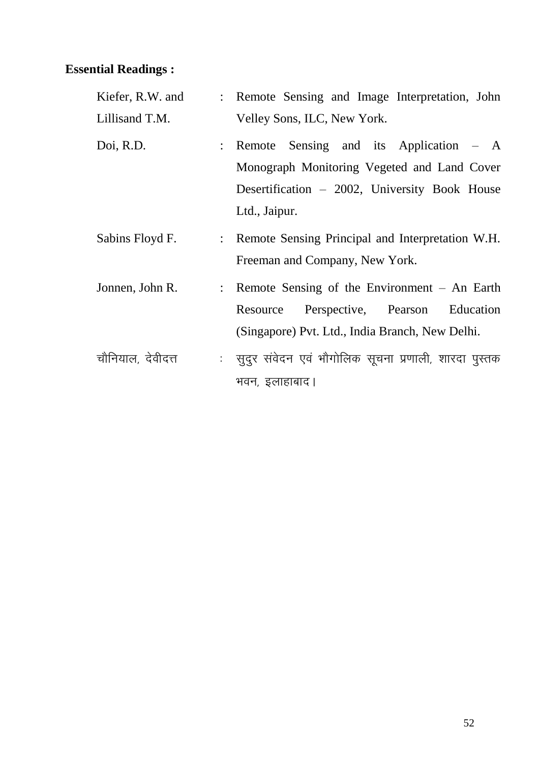**Essential Readings :**

| | | |
|---|---|---|
| Kiefer, R.W. and Lillisand T.M. | : | Remote Sensing and Image Interpretation, John Velley Sons, ILC, New York. |
| Doi, R.D. | : | Remote Sensing and its Application – A Monograph Monitoring Vegeted and Land Cover Desertification – 2002, University Book House Ltd., Jaipur. |
| Sabins Floyd F. | : | Remote Sensing Principal and Interpretation W.H. Freeman and Company, New York. |
| Jonnen, John R. | : | Remote Sensing of the Environment – An Earth Resource Perspective, Pearson Education (Singapore) Pvt. Ltd., India Branch, New Delhi. |
| चौनियाल, देवीदत्त | : | सुदुर संवेदन एवं भौगोलिक सूचना प्रणाली, शारदा पुस्तक भवन, इलाहाबाद। |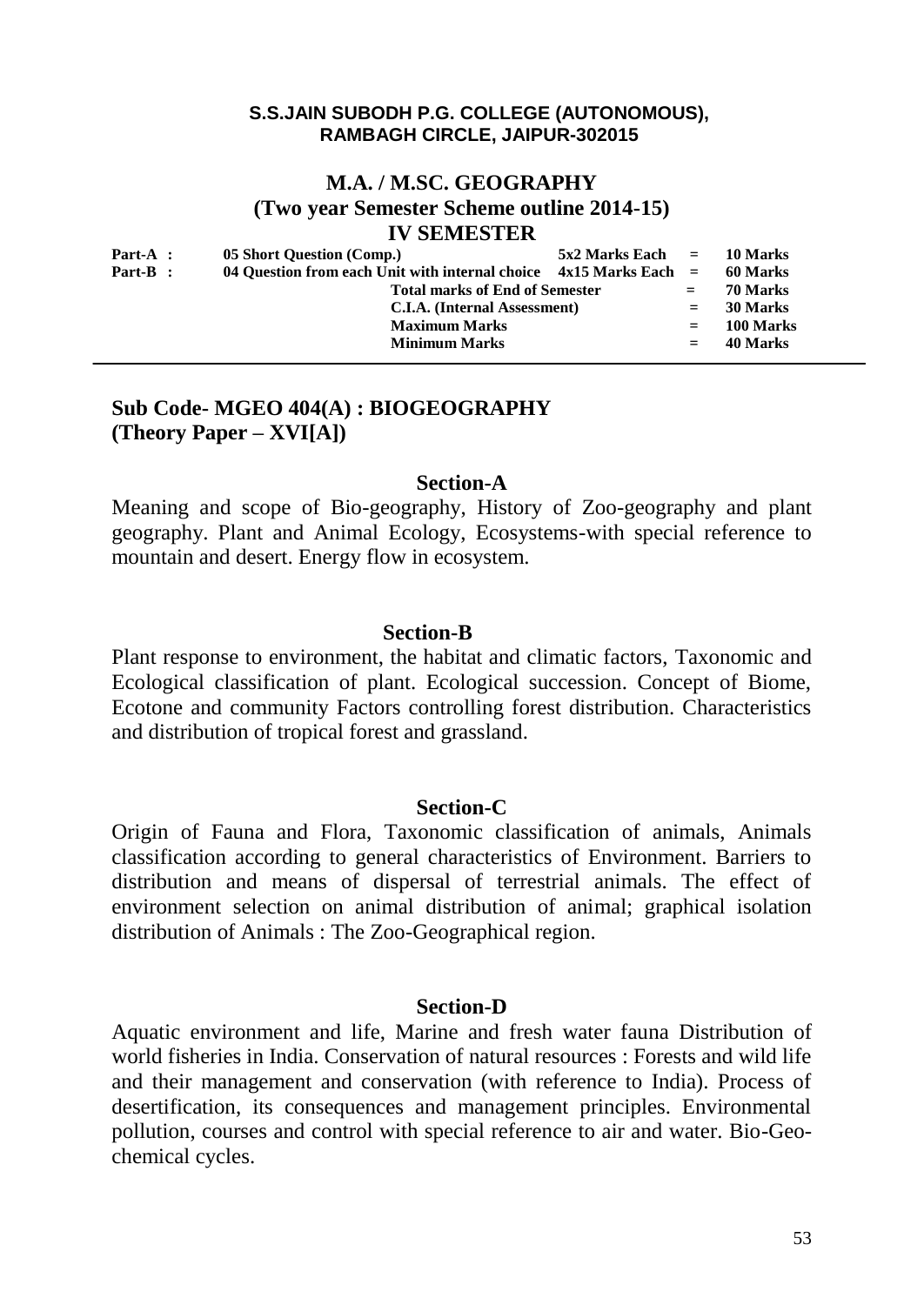**S.S.JAIN SUBODH P.G. COLLEGE (AUTONOMOUS),**
**RAMBAGH CIRCLE, JAIPUR-302015**

# M.A. / M.SC. GEOGRAPHY

## (Two year Semester Scheme outline 2014-15)

## IV SEMESTER

| | | | | |
|---|---|---|---|---|
| **Part-A :** | **05 Short Question (Comp.)** | **5x2 Marks Each** | **=** | **10 Marks** |
| **Part-B :** | **04 Question from each Unit with internal choice** | **4x15 Marks Each** | **=** | **60 Marks** |
| | **Total marks of End of Semester** | | **=** | **70 Marks** |
| | **C.I.A. (Internal Assessment)** | | **=** | **30 Marks** |
| | **Maximum Marks** | | **=** | **100 Marks** |
| | **Minimum Marks** | | **=** | **40 Marks** |

---

## Sub Code- MGEO 404(A) : BIOGEOGRAPHY
## (Theory Paper – XVI[A])

### Section-A

Meaning and scope of Bio-geography, History of Zoo-geography and plant geography. Plant and Animal Ecology, Ecosystems-with special reference to mountain and desert. Energy flow in ecosystem.

### Section-B

Plant response to environment, the habitat and climatic factors, Taxonomic and Ecological classification of plant. Ecological succession. Concept of Biome, Ecotone and community Factors controlling forest distribution. Characteristics and distribution of tropical forest and grassland.

### Section-C

Origin of Fauna and Flora, Taxonomic classification of animals, Animals classification according to general characteristics of Environment. Barriers to distribution and means of dispersal of terrestrial animals. The effect of environment selection on animal distribution of animal; graphical isolation distribution of Animals : The Zoo-Geographical region.

### Section-D

Aquatic environment and life, Marine and fresh water fauna Distribution of world fisheries in India. Conservation of natural resources : Forests and wild life and their management and conservation (with reference to India). Process of desertification, its consequences and management principles. Environmental pollution, courses and control with special reference to air and water. Bio-Geo-chemical cycles.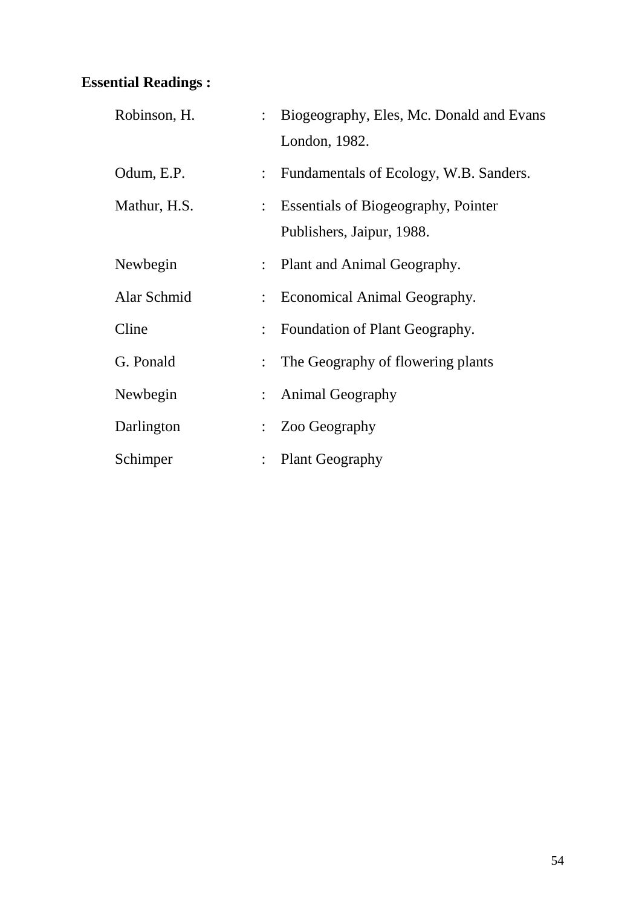**Essential Readings :**

| | | |
|---|---|---|
| Robinson, H. | : | Biogeography, Eles, Mc. Donald and Evans London, 1982. |
| Odum, E.P. | : | Fundamentals of Ecology, W.B. Sanders. |
| Mathur, H.S. | : | Essentials of Biogeography, Pointer Publishers, Jaipur, 1988. |
| Newbegin | : | Plant and Animal Geography. |
| Alar Schmid | : | Economical Animal Geography. |
| Cline | : | Foundation of Plant Geography. |
| G. Ponald | : | The Geography of flowering plants |
| Newbegin | : | Animal Geography |
| Darlington | : | Zoo Geography |
| Schimper | : | Plant Geography |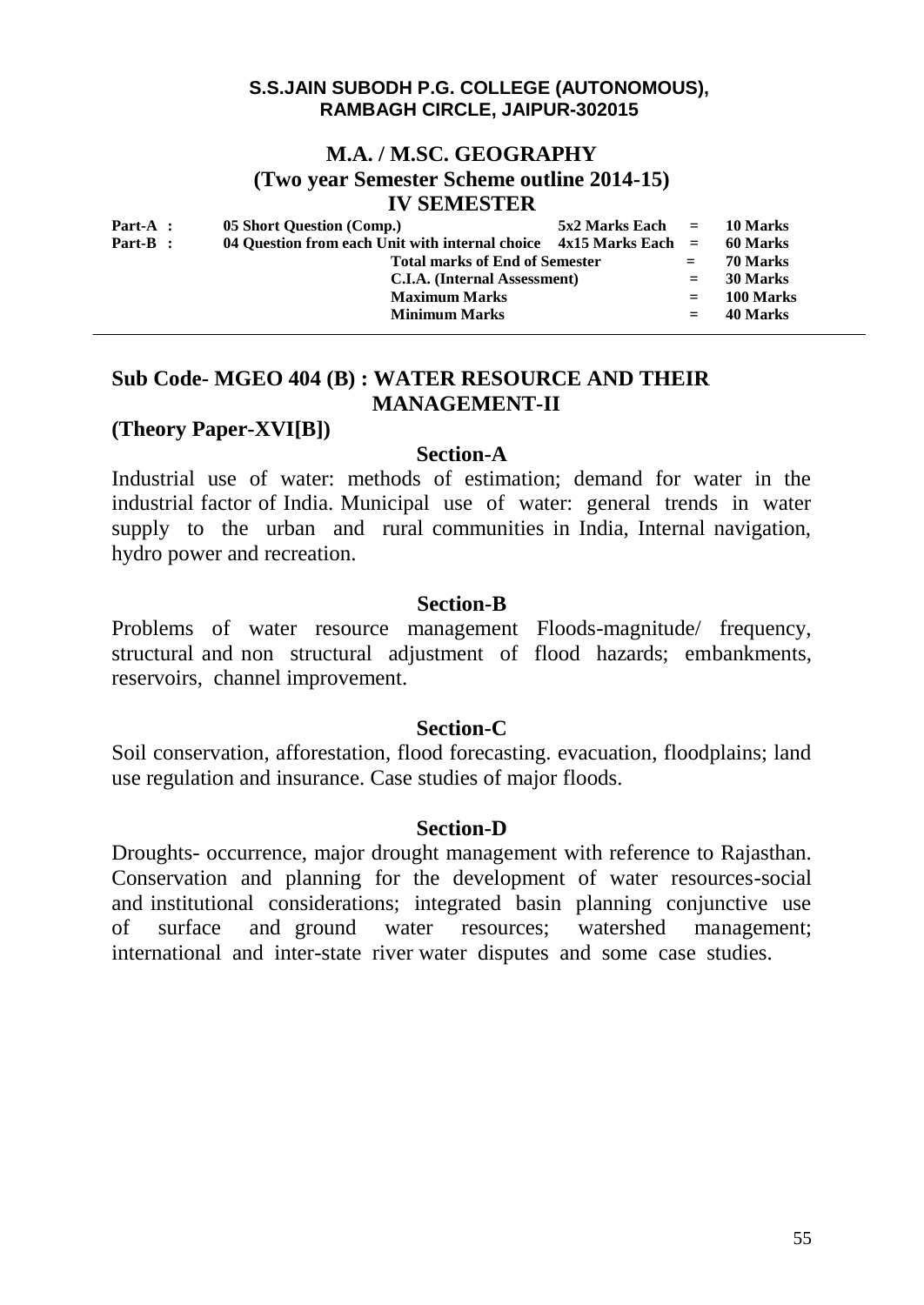**S.S.JAIN SUBODH P.G. COLLEGE (AUTONOMOUS),**
**RAMBAGH CIRCLE, JAIPUR-302015**

# M.A. / M.SC. GEOGRAPHY
## (Two year Semester Scheme outline 2014-15)
## IV SEMESTER

| | | | | |
|---|---|---|---|---|
| **Part-A :** | **05 Short Question (Comp.)** | **5x2 Marks Each** | **=** | **10 Marks** |
| **Part-B :** | **04 Question from each Unit with internal choice** | **4x15 Marks Each** | **=** | **60 Marks** |
| | **Total marks of End of Semester** | | **=** | **70 Marks** |
| | **C.I.A. (Internal Assessment)** | | **=** | **30 Marks** |
| | **Maximum Marks** | | **=** | **100 Marks** |
| | **Minimum Marks** | | **=** | **40 Marks** |

---

## Sub Code- MGEO 404 (B) : WATER RESOURCE AND THEIR MANAGEMENT-II

**(Theory Paper-XVI[B])**

### Section-A

Industrial use of water: methods of estimation; demand for water in the industrial factor of India. Municipal use of water: general trends in water supply to the urban and rural communities in India, Internal navigation, hydro power and recreation.

### Section-B

Problems of water resource management Floods-magnitude/ frequency, structural and non structural adjustment of flood hazards; embankments, reservoirs, channel improvement.

### Section-C

Soil conservation, afforestation, flood forecasting. evacuation, floodplains; land use regulation and insurance. Case studies of major floods.

### Section-D

Droughts- occurrence, major drought management with reference to Rajasthan. Conservation and planning for the development of water resources-social and institutional considerations; integrated basin planning conjunctive use of surface and ground water resources; watershed management; international and inter-state river water disputes and some case studies.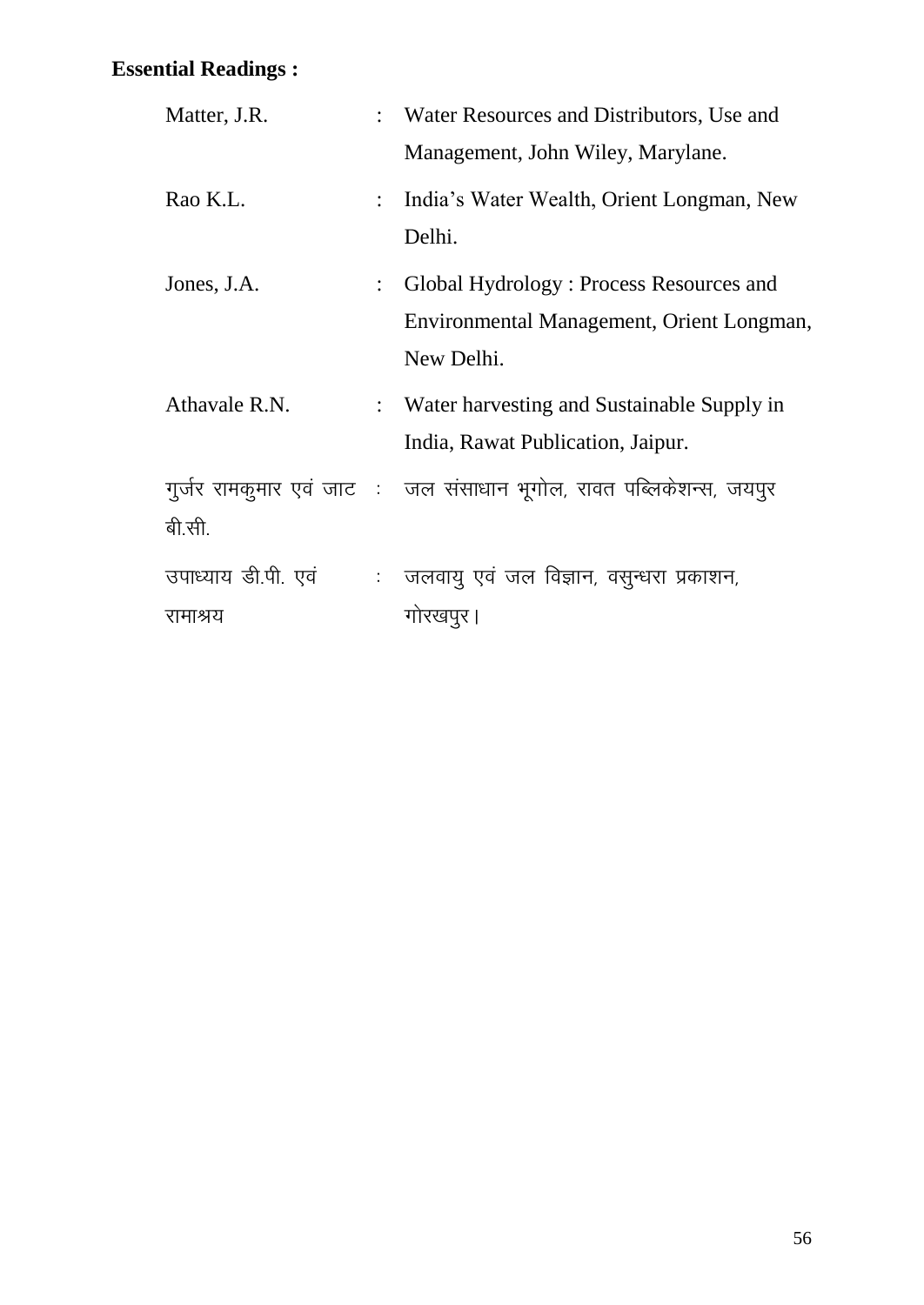**Essential Readings :**

| | | |
|---|---|---|
| Matter, J.R. | : | Water Resources and Distributors, Use and Management, John Wiley, Marylane. |
| Rao K.L. | : | India's Water Wealth, Orient Longman, New Delhi. |
| Jones, J.A. | : | Global Hydrology : Process Resources and Environmental Management, Orient Longman, New Delhi. |
| Athavale R.N. | : | Water harvesting and Sustainable Supply in India, Rawat Publication, Jaipur. |
| गुर्जर रामकुमार एवं जाट बी.सी. | : | जल संसाधान भूगोल, रावत पब्लिकेशन्स, जयपुर |
| उपाध्याय डी.पी. एवं रामाश्रय | : | जलवायु एवं जल विज्ञान, वसुन्धरा प्रकाशन, गोरखपुर। |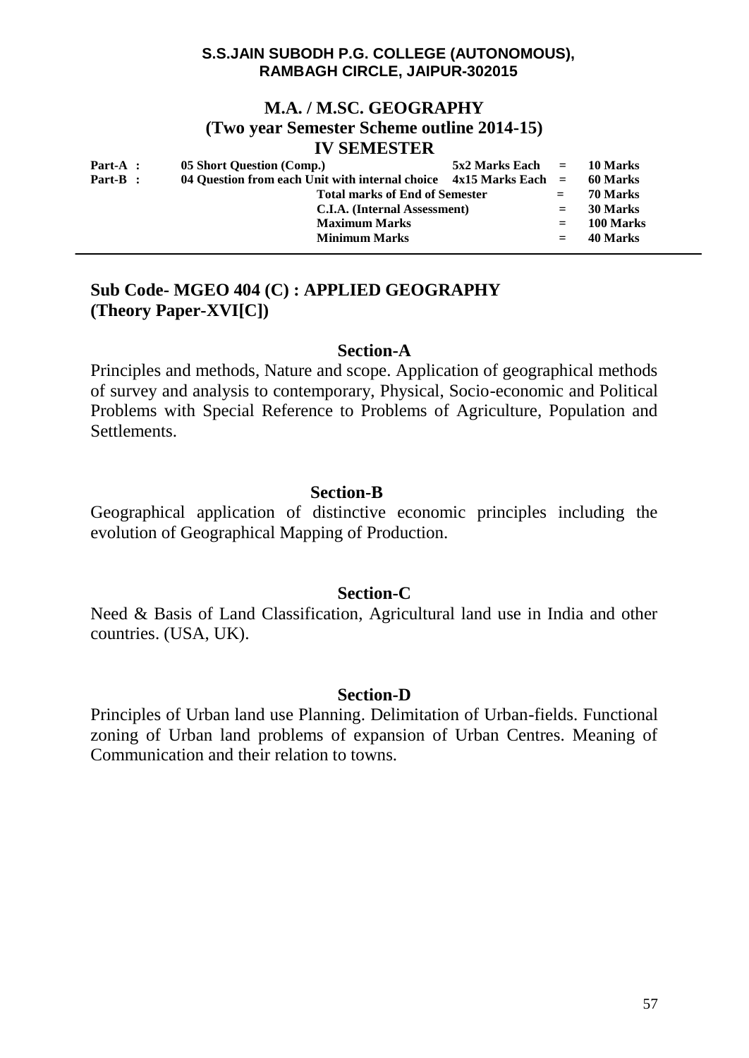**S.S.JAIN SUBODH P.G. COLLEGE (AUTONOMOUS), RAMBAGH CIRCLE, JAIPUR-302015**

# M.A. / M.SC. GEOGRAPHY
## (Two year Semester Scheme outline 2014-15)
## IV SEMESTER

| | | | | |
|---|---|---|---|---|
| **Part-A :** | **05 Short Question (Comp.)** | **5x2 Marks Each** | **=** | **10 Marks** |
| **Part-B :** | **04 Question from each Unit with internal choice** | **4x15 Marks Each** | **=** | **60 Marks** |
| | **Total marks of End of Semester** | | **=** | **70 Marks** |
| | **C.I.A. (Internal Assessment)** | | **=** | **30 Marks** |
| | **Maximum Marks** | | **=** | **100 Marks** |
| | **Minimum Marks** | | **=** | **40 Marks** |

---

## Sub Code- MGEO 404 (C) : APPLIED GEOGRAPHY
## (Theory Paper-XVI[C])

### Section-A

Principles and methods, Nature and scope. Application of geographical methods of survey and analysis to contemporary, Physical, Socio-economic and Political Problems with Special Reference to Problems of Agriculture, Population and Settlements.

### Section-B

Geographical application of distinctive economic principles including the evolution of Geographical Mapping of Production.

### Section-C

Need & Basis of Land Classification, Agricultural land use in India and other countries. (USA, UK).

### Section-D

Principles of Urban land use Planning. Delimitation of Urban-fields. Functional zoning of Urban land problems of expansion of Urban Centres. Meaning of Communication and their relation to towns.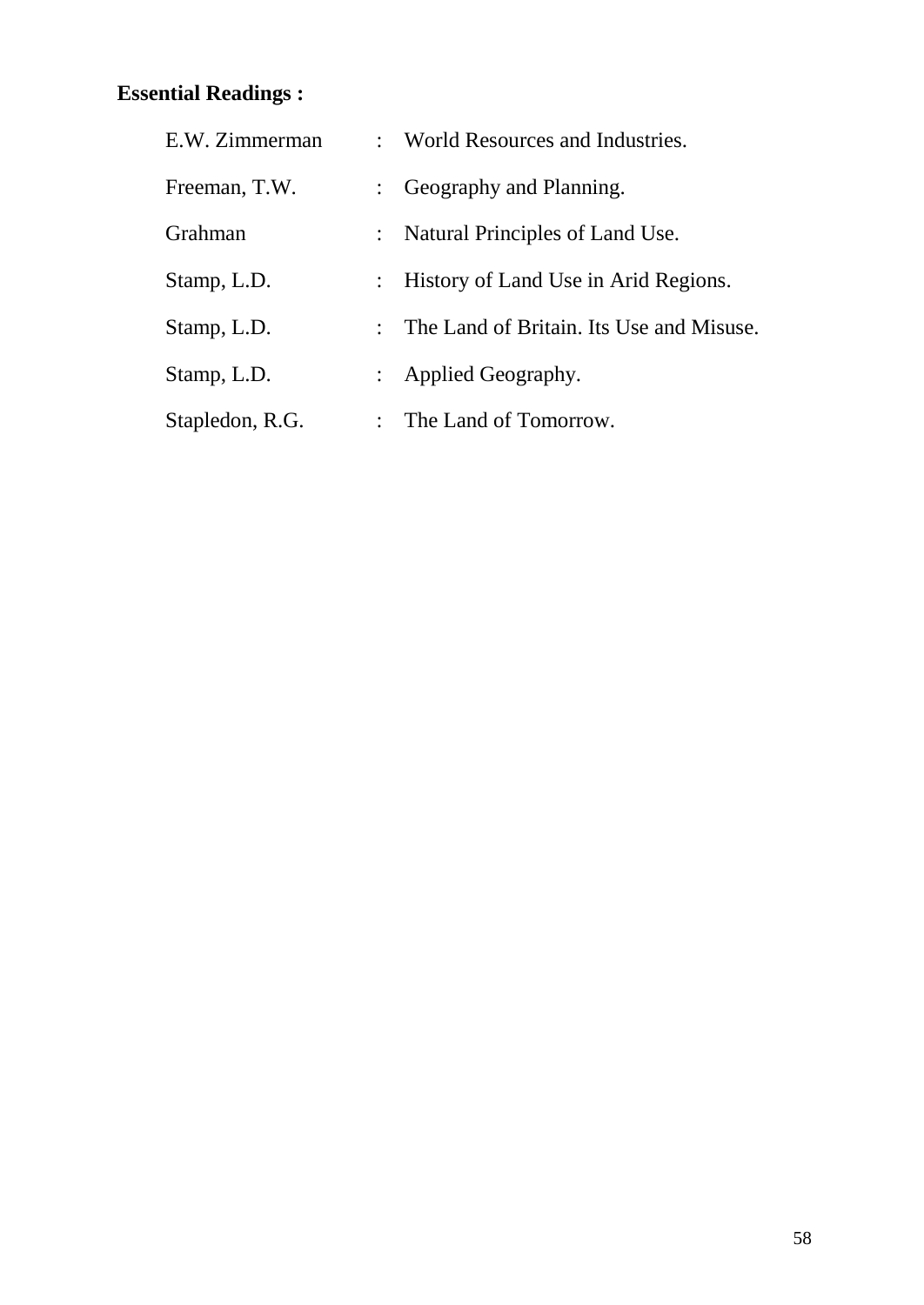**Essential Readings :**

| | | |
|---|---|---|
| E.W. Zimmerman | : | World Resources and Industries. |
| Freeman, T.W. | : | Geography and Planning. |
| Grahman | : | Natural Principles of Land Use. |
| Stamp, L.D. | : | History of Land Use in Arid Regions. |
| Stamp, L.D. | : | The Land of Britain. Its Use and Misuse. |
| Stamp, L.D. | : | Applied Geography. |
| Stapledon, R.G. | : | The Land of Tomorrow. |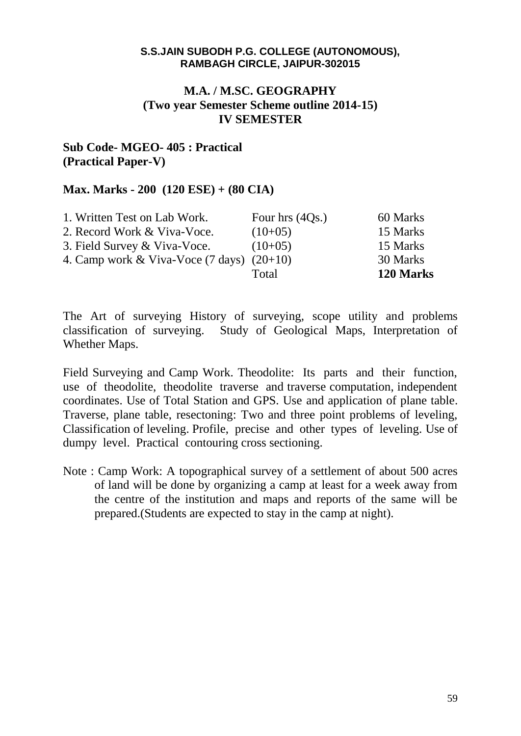**S.S.JAIN SUBODH P.G. COLLEGE (AUTONOMOUS),**
**RAMBAGH CIRCLE, JAIPUR-302015**

# M.A. / M.SC. GEOGRAPHY
## (Two year Semester Scheme outline 2014-15)
## IV SEMESTER

**Sub Code- MGEO- 405 : Practical**
**(Practical Paper-V)**

**Max. Marks - 200 (120 ESE) + (80 CIA)**

| | | |
|---|---|---|
| 1. Written Test on Lab Work. | Four hrs (4Qs.) | 60 Marks |
| 2. Record Work & Viva-Voce. | (10+05) | 15 Marks |
| 3. Field Survey & Viva-Voce. | (10+05) | 15 Marks |
| 4. Camp work & Viva-Voce (7 days) | (20+10) | 30 Marks |
| | Total | **120 Marks** |

The Art of surveying History of surveying, scope utility and problems classification of surveying. Study of Geological Maps, Interpretation of Whether Maps.

Field Surveying and Camp Work. Theodolite: Its parts and their function, use of theodolite, theodolite traverse and traverse computation, independent coordinates. Use of Total Station and GPS. Use and application of plane table. Traverse, plane table, resectoning: Two and three point problems of leveling, Classification of leveling. Profile, precise and other types of leveling. Use of dumpy level. Practical contouring cross sectioning.

Note : Camp Work: A topographical survey of a settlement of about 500 acres of land will be done by organizing a camp at least for a week away from the centre of the institution and maps and reports of the same will be prepared.(Students are expected to stay in the camp at night).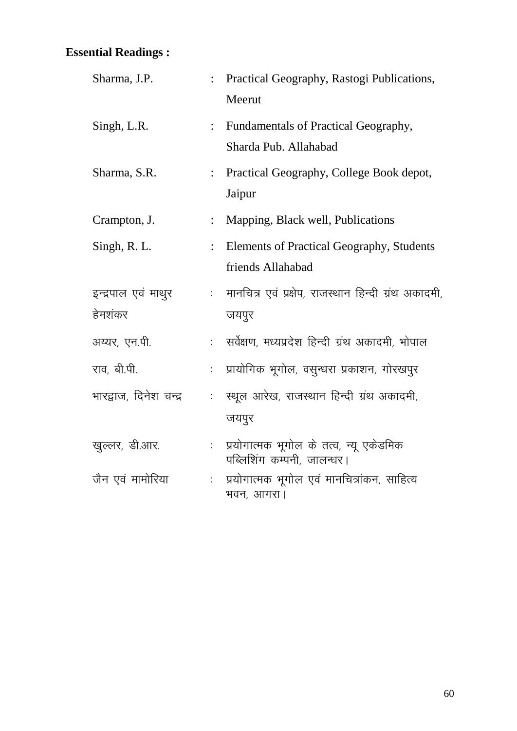**Essential Readings :**

| | | |
|---|---|---|
| Sharma, J.P. | : | Practical Geography, Rastogi Publications, Meerut |
| Singh, L.R. | : | Fundamentals of Practical Geography, Sharda Pub. Allahabad |
| Sharma, S.R. | : | Practical Geography, College Book depot, Jaipur |
| Crampton, J. | : | Mapping, Black well, Publications |
| Singh, R. L. | : | Elements of Practical Geography, Students friends Allahabad |
| इन्द्रपाल एवं माथुर हेमशंकर | : | मानचित्र एवं प्रक्षेप, राजस्थान हिन्दी ग्रंथ अकादमी, जयपुर |
| अय्यर, एन.पी. | : | सर्वेक्षण, मध्यप्रदेश हिन्दी ग्रंथ अकादमी, भोपाल |
| राव, बी.पी. | : | प्रायोगिक भूगोल, वसुन्धरा प्रकाशन, गोरखपुर |
| भारद्वाज, दिनेश चन्द्र | : | स्थूल आरेख, राजस्थान हिन्दी ग्रंथ अकादमी, जयपुर |
| खुल्लर, डी.आर. | : | प्रयोगात्मक भूगोल के तत्व, न्यू एकेडमिक पब्लिशिंग कम्पनी, जालन्धर। |
| जैन एवं मामोरिया | : | प्रयोगात्मक भूगोल एवं मानचित्रांकन, साहित्य भवन, आगरा। |